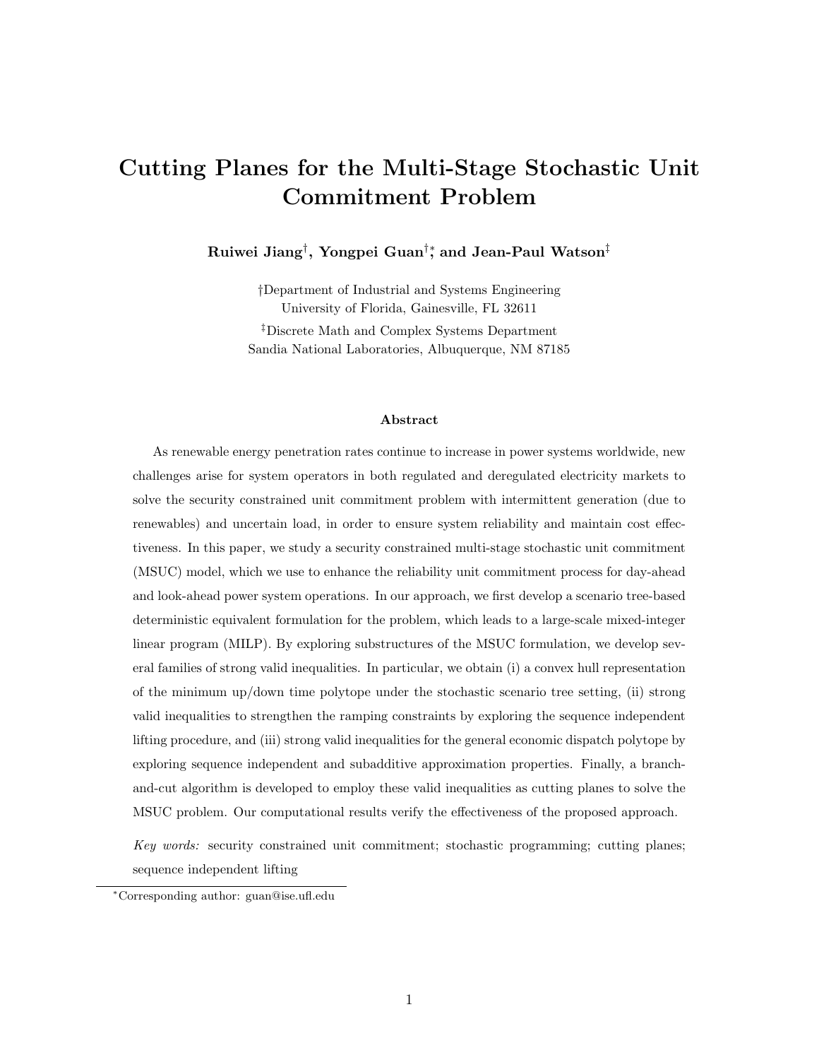# Cutting Planes for the Multi-Stage Stochastic Unit Commitment Problem

**Ruiwei Jiang[†], Yongpei Guan[†][*], and Jean-Paul Watson[‡]**

[†]Department of Industrial and Systems Engineering
University of Florida, Gainesville, FL 32611

[‡]Discrete Math and Complex Systems Department
Sandia National Laboratories, Albuquerque, NM 87185

### Abstract

As renewable energy penetration rates continue to increase in power systems worldwide, new challenges arise for system operators in both regulated and deregulated electricity markets to solve the security constrained unit commitment problem with intermittent generation (due to renewables) and uncertain load, in order to ensure system reliability and maintain cost effectiveness. In this paper, we study a security constrained multi-stage stochastic unit commitment (MSUC) model, which we use to enhance the reliability unit commitment process for day-ahead and look-ahead power system operations. In our approach, we first develop a scenario tree-based deterministic equivalent formulation for the problem, which leads to a large-scale mixed-integer linear program (MILP). By exploring substructures of the MSUC formulation, we develop several families of strong valid inequalities. In particular, we obtain (i) a convex hull representation of the minimum up/down time polytope under the stochastic scenario tree setting, (ii) strong valid inequalities to strengthen the ramping constraints by exploring the sequence independent lifting procedure, and (iii) strong valid inequalities for the general economic dispatch polytope by exploring sequence independent and subadditive approximation properties. Finally, a branch-and-cut algorithm is developed to employ these valid inequalities as cutting planes to solve the MSUC problem. Our computational results verify the effectiveness of the proposed approach.

*Key words:* security constrained unit commitment; stochastic programming; cutting planes; sequence independent lifting

[*]Corresponding author: guan@ise.ufl.edu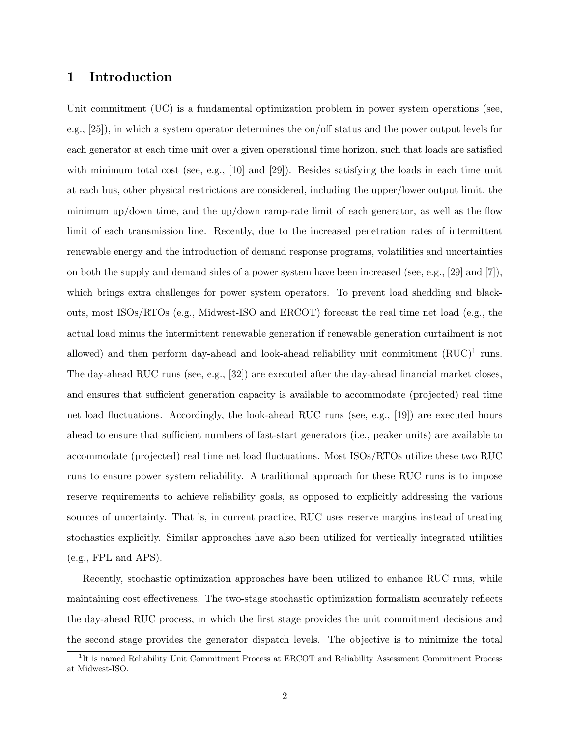# 1 Introduction

Unit commitment (UC) is a fundamental optimization problem in power system operations (see, e.g., [25]), in which a system operator determines the on/off status and the power output levels for each generator at each time unit over a given operational time horizon, such that loads are satisfied with minimum total cost (see, e.g., [10] and [29]). Besides satisfying the loads in each time unit at each bus, other physical restrictions are considered, including the upper/lower output limit, the minimum up/down time, and the up/down ramp-rate limit of each generator, as well as the flow limit of each transmission line. Recently, due to the increased penetration rates of intermittent renewable energy and the introduction of demand response programs, volatilities and uncertainties on both the supply and demand sides of a power system have been increased (see, e.g., [29] and [7]), which brings extra challenges for power system operators. To prevent load shedding and blackouts, most ISOs/RTOs (e.g., Midwest-ISO and ERCOT) forecast the real time net load (e.g., the actual load minus the intermittent renewable generation if renewable generation curtailment is not allowed) and then perform day-ahead and look-ahead reliability unit commitment (RUC)[1] runs. The day-ahead RUC runs (see, e.g., [32]) are executed after the day-ahead financial market closes, and ensures that sufficient generation capacity is available to accommodate (projected) real time net load fluctuations. Accordingly, the look-ahead RUC runs (see, e.g., [19]) are executed hours ahead to ensure that sufficient numbers of fast-start generators (i.e., peaker units) are available to accommodate (projected) real time net load fluctuations. Most ISOs/RTOs utilize these two RUC runs to ensure power system reliability. A traditional approach for these RUC runs is to impose reserve requirements to achieve reliability goals, as opposed to explicitly addressing the various sources of uncertainty. That is, in current practice, RUC uses reserve margins instead of treating stochastics explicitly. Similar approaches have also been utilized for vertically integrated utilities (e.g., FPL and APS).

Recently, stochastic optimization approaches have been utilized to enhance RUC runs, while maintaining cost effectiveness. The two-stage stochastic optimization formalism accurately reflects the day-ahead RUC process, in which the first stage provides the unit commitment decisions and the second stage provides the generator dispatch levels. The objective is to minimize the total

[1] It is named Reliability Unit Commitment Process at ERCOT and Reliability Assessment Commitment Process at Midwest-ISO.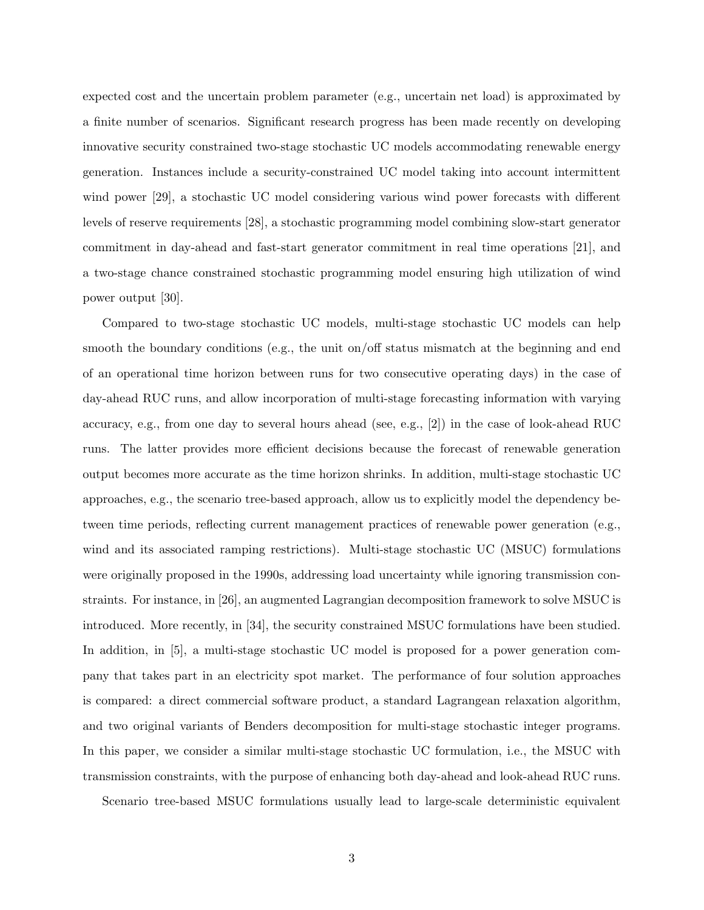expected cost and the uncertain problem parameter (e.g., uncertain net load) is approximated by a finite number of scenarios. Significant research progress has been made recently on developing innovative security constrained two-stage stochastic UC models accommodating renewable energy generation. Instances include a security-constrained UC model taking into account intermittent wind power [29], a stochastic UC model considering various wind power forecasts with different levels of reserve requirements [28], a stochastic programming model combining slow-start generator commitment in day-ahead and fast-start generator commitment in real time operations [21], and a two-stage chance constrained stochastic programming model ensuring high utilization of wind power output [30].

Compared to two-stage stochastic UC models, multi-stage stochastic UC models can help smooth the boundary conditions (e.g., the unit on/off status mismatch at the beginning and end of an operational time horizon between runs for two consecutive operating days) in the case of day-ahead RUC runs, and allow incorporation of multi-stage forecasting information with varying accuracy, e.g., from one day to several hours ahead (see, e.g., [2]) in the case of look-ahead RUC runs. The latter provides more efficient decisions because the forecast of renewable generation output becomes more accurate as the time horizon shrinks. In addition, multi-stage stochastic UC approaches, e.g., the scenario tree-based approach, allow us to explicitly model the dependency between time periods, reflecting current management practices of renewable power generation (e.g., wind and its associated ramping restrictions). Multi-stage stochastic UC (MSUC) formulations were originally proposed in the 1990s, addressing load uncertainty while ignoring transmission constraints. For instance, in [26], an augmented Lagrangian decomposition framework to solve MSUC is introduced. More recently, in [34], the security constrained MSUC formulations have been studied. In addition, in [5], a multi-stage stochastic UC model is proposed for a power generation company that takes part in an electricity spot market. The performance of four solution approaches is compared: a direct commercial software product, a standard Lagrangean relaxation algorithm, and two original variants of Benders decomposition for multi-stage stochastic integer programs. In this paper, we consider a similar multi-stage stochastic UC formulation, i.e., the MSUC with transmission constraints, with the purpose of enhancing both day-ahead and look-ahead RUC runs.

Scenario tree-based MSUC formulations usually lead to large-scale deterministic equivalent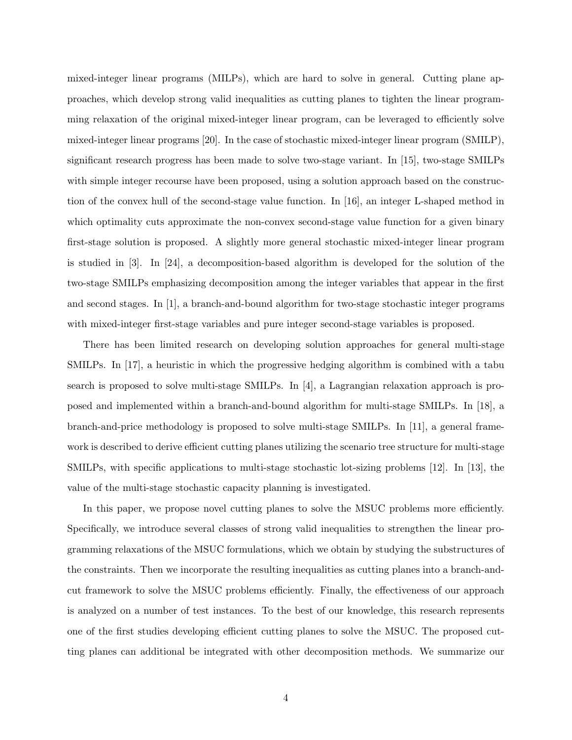mixed-integer linear programs (MILPs), which are hard to solve in general. Cutting plane approaches, which develop strong valid inequalities as cutting planes to tighten the linear programming relaxation of the original mixed-integer linear program, can be leveraged to efficiently solve mixed-integer linear programs [20]. In the case of stochastic mixed-integer linear program (SMILP), significant research progress has been made to solve two-stage variant. In [15], two-stage SMILPs with simple integer recourse have been proposed, using a solution approach based on the construction of the convex hull of the second-stage value function. In [16], an integer L-shaped method in which optimality cuts approximate the non-convex second-stage value function for a given binary first-stage solution is proposed. A slightly more general stochastic mixed-integer linear program is studied in [3]. In [24], a decomposition-based algorithm is developed for the solution of the two-stage SMILPs emphasizing decomposition among the integer variables that appear in the first and second stages. In [1], a branch-and-bound algorithm for two-stage stochastic integer programs with mixed-integer first-stage variables and pure integer second-stage variables is proposed.

There has been limited research on developing solution approaches for general multi-stage SMILPs. In [17], a heuristic in which the progressive hedging algorithm is combined with a tabu search is proposed to solve multi-stage SMILPs. In [4], a Lagrangian relaxation approach is proposed and implemented within a branch-and-bound algorithm for multi-stage SMILPs. In [18], a branch-and-price methodology is proposed to solve multi-stage SMILPs. In [11], a general framework is described to derive efficient cutting planes utilizing the scenario tree structure for multi-stage SMILPs, with specific applications to multi-stage stochastic lot-sizing problems [12]. In [13], the value of the multi-stage stochastic capacity planning is investigated.

In this paper, we propose novel cutting planes to solve the MSUC problems more efficiently. Specifically, we introduce several classes of strong valid inequalities to strengthen the linear programming relaxations of the MSUC formulations, which we obtain by studying the substructures of the constraints. Then we incorporate the resulting inequalities as cutting planes into a branch-and-cut framework to solve the MSUC problems efficiently. Finally, the effectiveness of our approach is analyzed on a number of test instances. To the best of our knowledge, this research represents one of the first studies developing efficient cutting planes to solve the MSUC. The proposed cutting planes can additional be integrated with other decomposition methods. We summarize our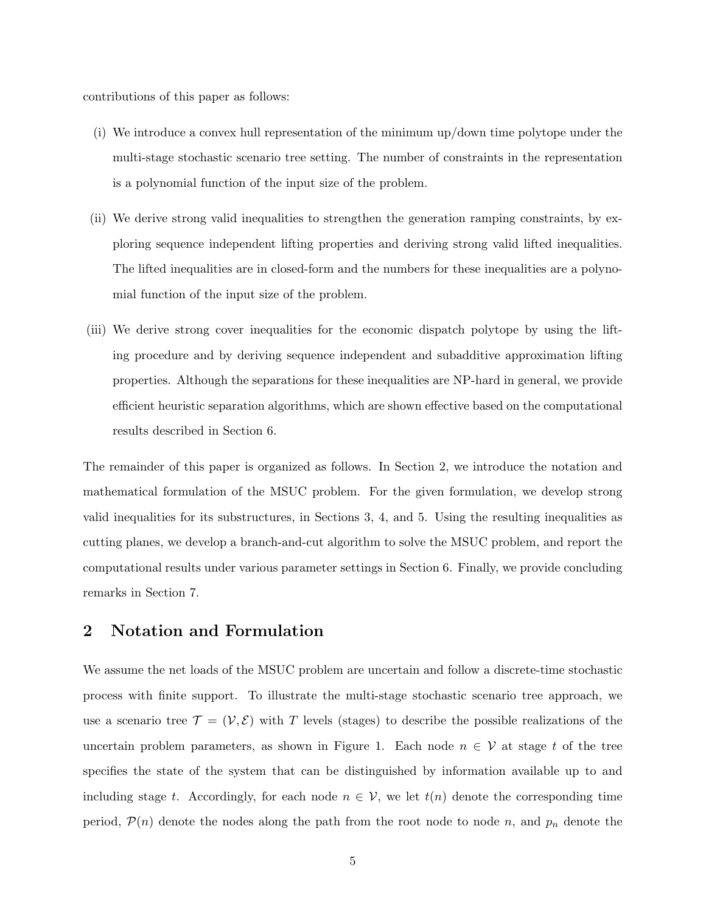contributions of this paper as follows:

(i) We introduce a convex hull representation of the minimum up/down time polytope under the multi-stage stochastic scenario tree setting. The number of constraints in the representation is a polynomial function of the input size of the problem.

(ii) We derive strong valid inequalities to strengthen the generation ramping constraints, by exploring sequence independent lifting properties and deriving strong valid lifted inequalities. The lifted inequalities are in closed-form and the numbers for these inequalities are a polynomial function of the input size of the problem.

(iii) We derive strong cover inequalities for the economic dispatch polytope by using the lifting procedure and by deriving sequence independent and subadditive approximation lifting properties. Although the separations for these inequalities are NP-hard in general, we provide efficient heuristic separation algorithms, which are shown effective based on the computational results described in Section 6.

The remainder of this paper is organized as follows. In Section 2, we introduce the notation and mathematical formulation of the MSUC problem. For the given formulation, we develop strong valid inequalities for its substructures, in Sections 3, 4, and 5. Using the resulting inequalities as cutting planes, we develop a branch-and-cut algorithm to solve the MSUC problem, and report the computational results under various parameter settings in Section 6. Finally, we provide concluding remarks in Section 7.

## 2 Notation and Formulation

We assume the net loads of the MSUC problem are uncertain and follow a discrete-time stochastic process with finite support. To illustrate the multi-stage stochastic scenario tree approach, we use a scenario tree $\mathcal{T} = (\mathcal{V}, \mathcal{E})$ with $T$ levels (stages) to describe the possible realizations of the uncertain problem parameters, as shown in Figure 1. Each node $n \in \mathcal{V}$ at stage $t$ of the tree specifies the state of the system that can be distinguished by information available up to and including stage $t$. Accordingly, for each node $n \in \mathcal{V}$, we let $t(n)$ denote the corresponding time period, $\mathcal{P}(n)$ denote the nodes along the path from the root node to node $n$, and $p_n$ denote the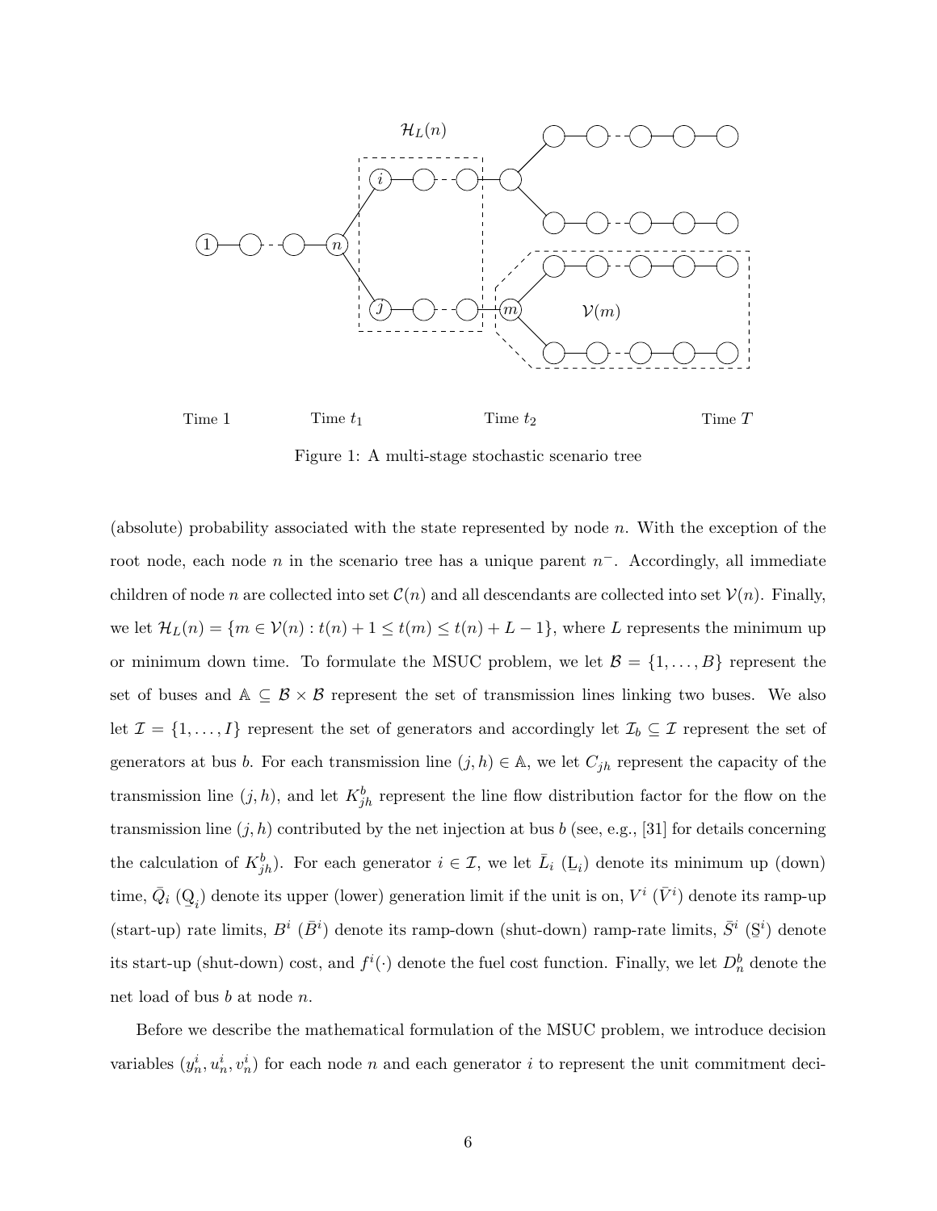Figure 1: A multi-stage stochastic scenario tree

(absolute) probability associated with the state represented by node $n$. With the exception of the root node, each node $n$ in the scenario tree has a unique parent $n^-$. Accordingly, all immediate children of node $n$ are collected into set $\mathcal{C}(n)$ and all descendants are collected into set $\mathcal{V}(n)$. Finally, we let $\mathcal{H}_L(n) = \{m \in \mathcal{V}(n) : t(n) + 1 \leq t(m) \leq t(n) + L - 1\}$, where $L$ represents the minimum up or minimum down time. To formulate the MSUC problem, we let $\mathcal{B} = \{1, \ldots, B\}$ represent the set of buses and $\mathbb{A} \subseteq \mathcal{B} \times \mathcal{B}$ represent the set of transmission lines linking two buses. We also let $\mathcal{I} = \{1, \ldots, I\}$ represent the set of generators and accordingly let $\mathcal{I}_b \subseteq \mathcal{I}$ represent the set of generators at bus $b$. For each transmission line $(j, h) \in \mathbb{A}$, we let $C_{jh}$ represent the capacity of the transmission line $(j, h)$, and let $K^b_{jh}$ represent the line flow distribution factor for the flow on the transmission line $(j, h)$ contributed by the net injection at bus $b$ (see, e.g., [31] for details concerning the calculation of $K^b_{jh}$). For each generator $i \in \mathcal{I}$, we let $\bar{L}_i$ ($\underline{L}_i$) denote its minimum up (down) time, $\bar{Q}_i$ ($\underline{Q}_i$) denote its upper (lower) generation limit if the unit is on, $V^i$ ($\bar{V}^i$) denote its ramp-up (start-up) rate limits, $B^i$ ($\bar{B}^i$) denote its ramp-down (shut-down) ramp-rate limits, $\bar{S}^i$ ($\underline{S}^i$) denote its start-up (shut-down) cost, and $f^i(\cdot)$ denote the fuel cost function. Finally, we let $D^b_n$ denote the net load of bus $b$ at node $n$.

Before we describe the mathematical formulation of the MSUC problem, we introduce decision variables $(y^i_n, u^i_n, v^i_n)$ for each node $n$ and each generator $i$ to represent the unit commitment deci-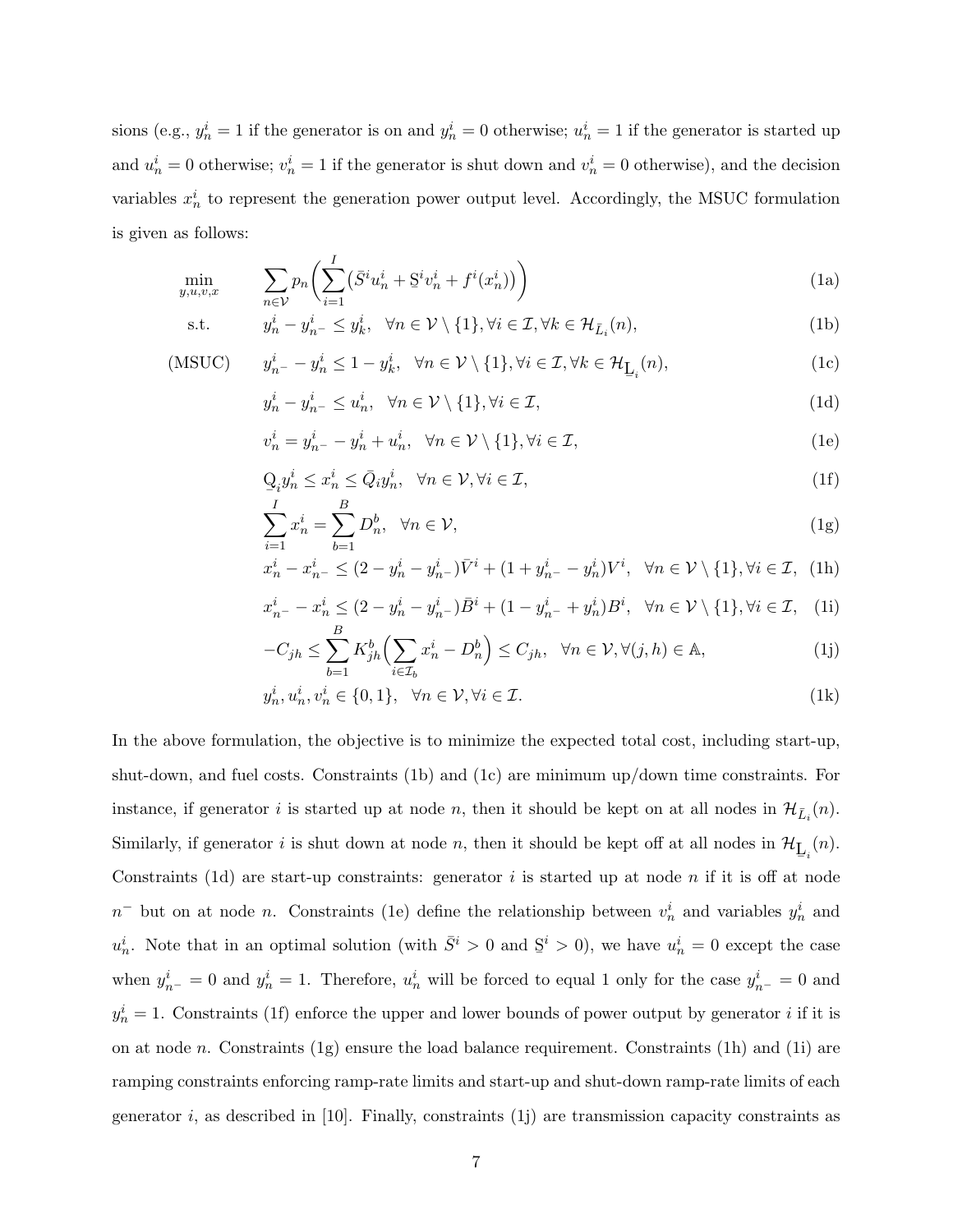sions (e.g., $y^i_n = 1$ if the generator is on and $y^i_n = 0$ otherwise; $u^i_n = 1$ if the generator is started up and $u^i_n = 0$ otherwise; $v^i_n = 1$ if the generator is shut down and $v^i_n = 0$ otherwise), and the decision variables $x^i_n$ to represent the generation power output level. Accordingly, the MSUC formulation is given as follows:

$$
\begin{aligned}
\min_{y,u,v,x} \quad & \sum_{n\in\mathcal{V}} p_n\Big(\sum_{i=1}^{I}\big(\bar{S}^i u^i_n + \underline{S}^i v^i_n + f^i(x^i_n)\big)\Big) && \text{(1a)}\\
\text{s.t.} \quad & y^i_n - y^i_{n^-} \le y^i_k, \quad \forall n \in \mathcal{V}\setminus\{1\}, \forall i \in \mathcal{I}, \forall k \in \mathcal{H}_{\bar{L}_i}(n), && \text{(1b)}\\
\text{(MSUC)} \quad & y^i_{n^-} - y^i_n \le 1 - y^i_k, \quad \forall n \in \mathcal{V}\setminus\{1\}, \forall i \in \mathcal{I}, \forall k \in \mathcal{H}_{\underline{L}_i}(n), && \text{(1c)}\\
& y^i_n - y^i_{n^-} \le u^i_n, \quad \forall n \in \mathcal{V}\setminus\{1\}, \forall i \in \mathcal{I}, && \text{(1d)}\\
& v^i_n = y^i_{n^-} - y^i_n + u^i_n, \quad \forall n \in \mathcal{V}\setminus\{1\}, \forall i \in \mathcal{I}, && \text{(1e)}\\
& \underline{Q}_i y^i_n \le x^i_n \le \bar{Q}_i y^i_n, \quad \forall n \in \mathcal{V}, \forall i \in \mathcal{I}, && \text{(1f)}\\
& \sum_{i=1}^{I} x^i_n = \sum_{b=1}^{B} D^b_n, \quad \forall n \in \mathcal{V}, && \text{(1g)}\\
& x^i_n - x^i_{n^-} \le (2 - y^i_n - y^i_{n^-})\bar{V}^i + (1 + y^i_{n^-} - y^i_n)V^i, \quad \forall n \in \mathcal{V}\setminus\{1\}, \forall i \in \mathcal{I}, && \text{(1h)}\\
& x^i_{n^-} - x^i_n \le (2 - y^i_n - y^i_{n^-})\bar{B}^i + (1 - y^i_{n^-} + y^i_n)B^i, \quad \forall n \in \mathcal{V}\setminus\{1\}, \forall i \in \mathcal{I}, && \text{(1i)}\\
& -C_{jh} \le \sum_{b=1}^{B} K^b_{jh}\Big(\sum_{i\in\mathcal{I}_b} x^i_n - D^b_n\Big) \le C_{jh}, \quad \forall n \in \mathcal{V}, \forall (j,h) \in \mathbb{A}, && \text{(1j)}\\
& y^i_n, u^i_n, v^i_n \in \{0,1\}, \quad \forall n \in \mathcal{V}, \forall i \in \mathcal{I}. && \text{(1k)}
\end{aligned}
$$

In the above formulation, the objective is to minimize the expected total cost, including start-up, shut-down, and fuel costs. Constraints (1b) and (1c) are minimum up/down time constraints. For instance, if generator $i$ is started up at node $n$, then it should be kept on at all nodes in $\mathcal{H}_{\bar{L}_i}(n)$. Similarly, if generator $i$ is shut down at node $n$, then it should be kept off at all nodes in $\mathcal{H}_{\underline{L}_i}(n)$. Constraints (1d) are start-up constraints: generator $i$ is started up at node $n$ if it is off at node $n^-$ but on at node $n$. Constraints (1e) define the relationship between $v^i_n$ and variables $y^i_n$ and $u^i_n$. Note that in an optimal solution (with $\bar{S}^i > 0$ and $\underline{S}^i > 0$), we have $u^i_n = 0$ except the case when $y^i_{n^-} = 0$ and $y^i_n = 1$. Therefore, $u^i_n$ will be forced to equal 1 only for the case $y^i_{n^-} = 0$ and $y^i_n = 1$. Constraints (1f) enforce the upper and lower bounds of power output by generator $i$ if it is on at node $n$. Constraints (1g) ensure the load balance requirement. Constraints (1h) and (1i) are ramping constraints enforcing ramp-rate limits and start-up and shut-down ramp-rate limits of each generator $i$, as described in [10]. Finally, constraints (1j) are transmission capacity constraints as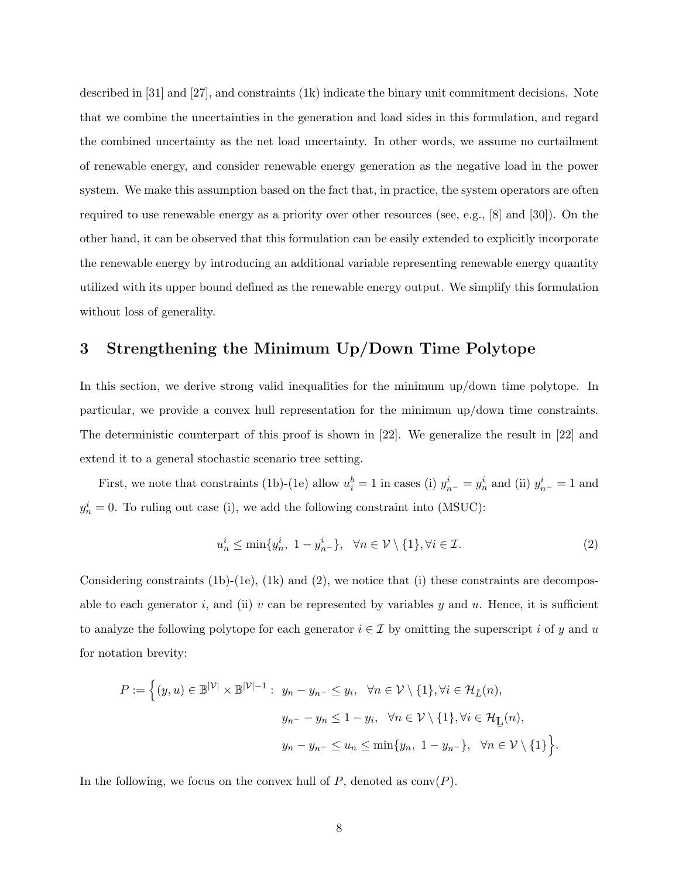described in [31] and [27], and constraints (1k) indicate the binary unit commitment decisions. Note that we combine the uncertainties in the generation and load sides in this formulation, and regard the combined uncertainty as the net load uncertainty. In other words, we assume no curtailment of renewable energy, and consider renewable energy generation as the negative load in the power system. We make this assumption based on the fact that, in practice, the system operators are often required to use renewable energy as a priority over other resources (see, e.g., [8] and [30]). On the other hand, it can be observed that this formulation can be easily extended to explicitly incorporate the renewable energy by introducing an additional variable representing renewable energy quantity utilized with its upper bound defined as the renewable energy output. We simplify this formulation without loss of generality.

## 3 Strengthening the Minimum Up/Down Time Polytope

In this section, we derive strong valid inequalities for the minimum up/down time polytope. In particular, we provide a convex hull representation for the minimum up/down time constraints. The deterministic counterpart of this proof is shown in [22]. We generalize the result in [22] and extend it to a general stochastic scenario tree setting.

First, we note that constraints (1b)-(1e) allow $u_i^b = 1$ in cases (i) $y_{n^-}^i = y_n^i$ and (ii) $y_{n^-}^i = 1$ and $y_n^i = 0$. To ruling out case (i), we add the following constraint into (MSUC):

$$
u_n^i \leq \min\{y_n^i,\ 1 - y_{n^-}^i\}, \quad \forall n \in \mathcal{V} \setminus \{1\}, \forall i \in \mathcal{I}. \tag{2}
$$

Considering constraints (1b)-(1e), (1k) and (2), we notice that (i) these constraints are decomposable to each generator $i$, and (ii) $v$ can be represented by variables $y$ and $u$. Hence, it is sufficient to analyze the following polytope for each generator $i \in \mathcal{I}$ by omitting the superscript $i$ of $y$ and $u$ for notation brevity:

$$
\begin{aligned}
P := \Big\{(y, u) \in \mathbb{B}^{|\mathcal{V}|} \times \mathbb{B}^{|\mathcal{V}|-1} :\ & y_n - y_{n^-} \leq y_i, \quad \forall n \in \mathcal{V} \setminus \{1\}, \forall i \in \mathcal{H}_{\bar{L}}(n), \\
& y_{n^-} - y_n \leq 1 - y_i, \quad \forall n \in \mathcal{V} \setminus \{1\}, \forall i \in \mathcal{H}_{\underline{L}}(n), \\
& y_n - y_{n^-} \leq u_n \leq \min\{y_n,\ 1 - y_{n^-}\}, \quad \forall n \in \mathcal{V} \setminus \{1\}\Big\}.
\end{aligned}
$$

In the following, we focus on the convex hull of $P$, denoted as $\text{conv}(P)$.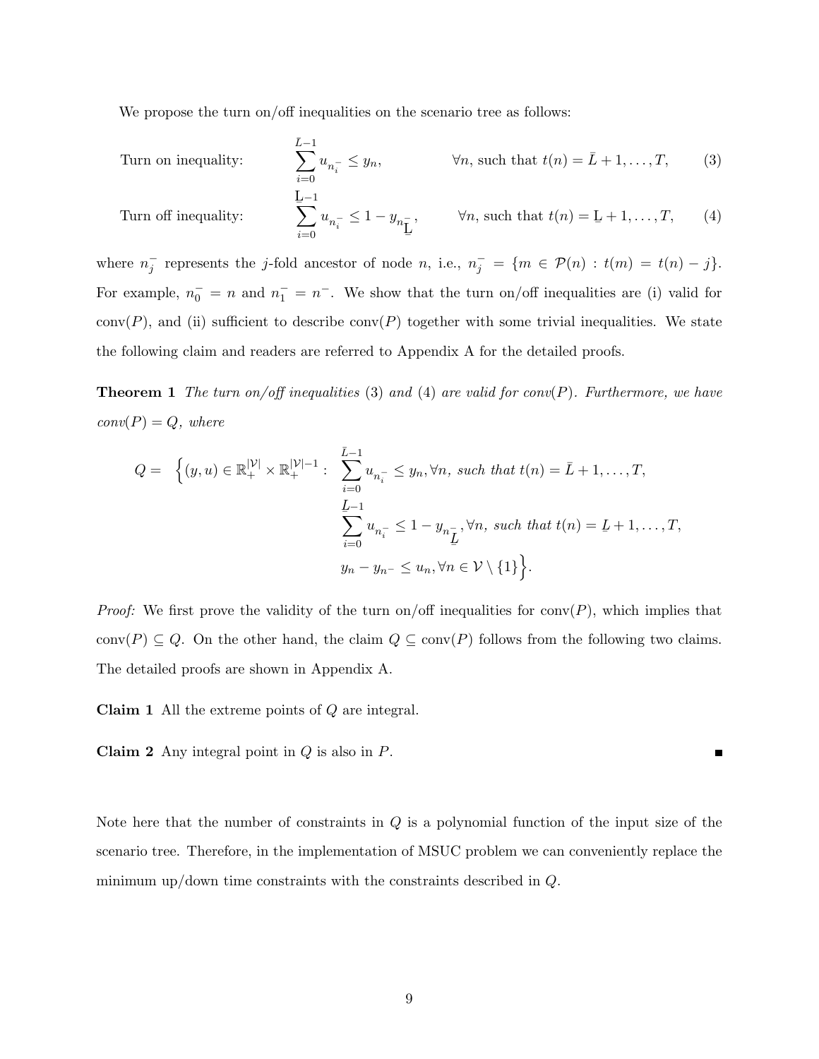We propose the turn on/off inequalities on the scenario tree as follows:

$$\text{Turn on inequality:} \qquad \sum_{i=0}^{\bar{L}-1} u_{n_i^-} \le y_n, \qquad \forall n, \text{ such that } t(n) = \bar{L}+1, \ldots, T, \tag{3}$$

$$\text{Turn off inequality:} \qquad \sum_{i=0}^{\underline{L}-1} u_{n_i^-} \le 1 - y_{n_{\underline{L}}^-}, \qquad \forall n, \text{ such that } t(n) = \underline{L}+1, \ldots, T, \tag{4}$$

where $n_j^-$ represents the $j$-fold ancestor of node $n$, i.e., $n_j^- = \{m \in \mathcal{P}(n) : t(m) = t(n) - j\}$. For example, $n_0^- = n$ and $n_1^- = n^-$. We show that the turn on/off inequalities are (i) valid for $\text{conv}(P)$, and (ii) sufficient to describe $\text{conv}(P)$ together with some trivial inequalities. We state the following claim and readers are referred to Appendix A for the detailed proofs.

**Theorem 1** *The turn on/off inequalities* (3) *and* (4) *are valid for conv*$(P)$. *Furthermore, we have conv*$(P) = Q$, *where*

$$Q = \Big\{(y,u) \in \mathbb{R}_+^{|\mathcal{V}|} \times \mathbb{R}_+^{|\mathcal{V}|-1} : \sum_{i=0}^{\bar{L}-1} u_{n_i^-} \le y_n, \forall n, \text{ such that } t(n) = \bar{L}+1, \ldots, T,$$
$$\sum_{i=0}^{\underline{L}-1} u_{n_i^-} \le 1 - y_{n_{\underline{L}}^-}, \forall n, \text{ such that } t(n) = \underline{L}+1, \ldots, T,$$
$$y_n - y_{n^-} \le u_n, \forall n \in \mathcal{V} \setminus \{1\}\Big\}.$$

*Proof:* We first prove the validity of the turn on/off inequalities for $\text{conv}(P)$, which implies that $\text{conv}(P) \subseteq Q$. On the other hand, the claim $Q \subseteq \text{conv}(P)$ follows from the following two claims. The detailed proofs are shown in Appendix A.

**Claim 1** All the extreme points of $Q$ are integral.

**Claim 2** Any integral point in $Q$ is also in $P$. ■

Note here that the number of constraints in $Q$ is a polynomial function of the input size of the scenario tree. Therefore, in the implementation of MSUC problem we can conveniently replace the minimum up/down time constraints with the constraints described in $Q$.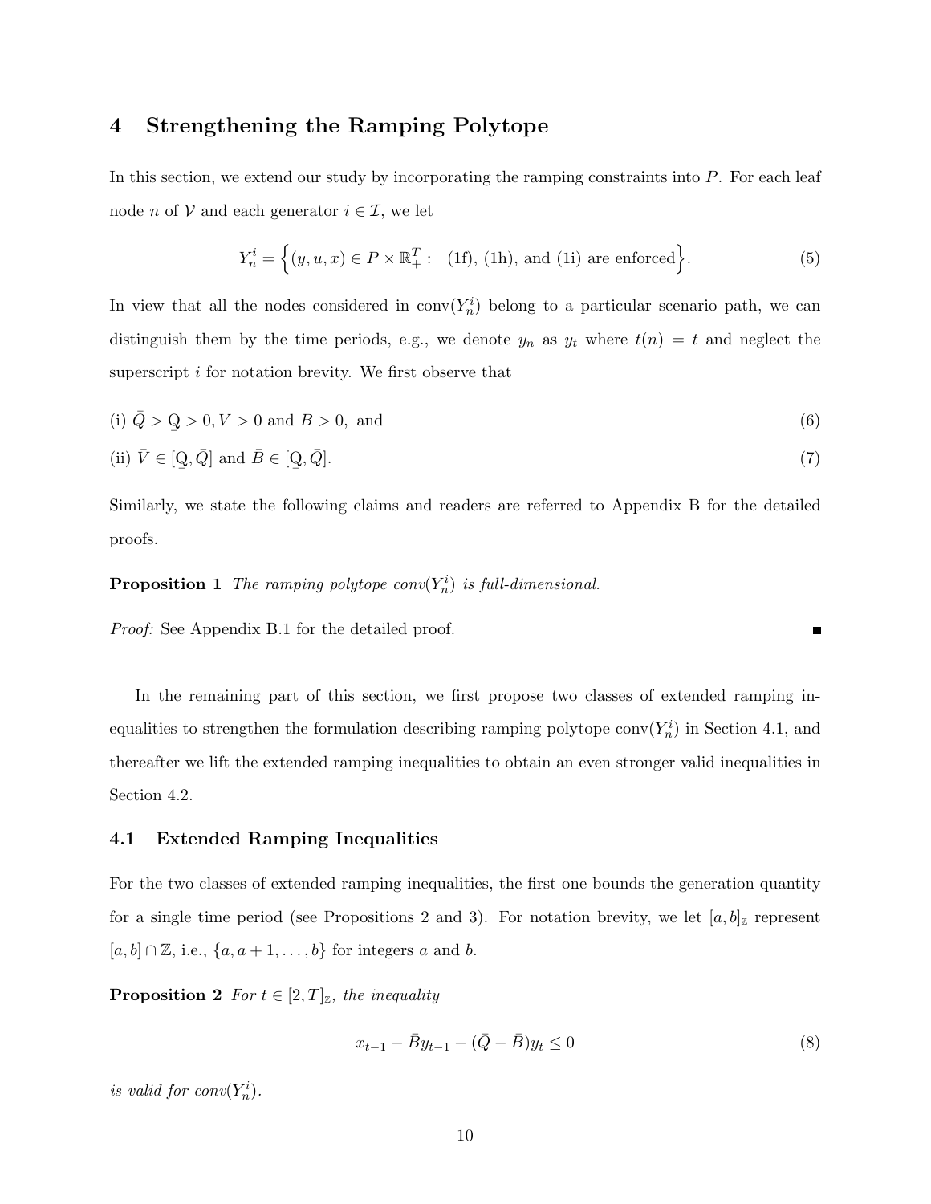## 4 Strengthening the Ramping Polytope

In this section, we extend our study by incorporating the ramping constraints into $P$. For each leaf node $n$ of $\mathcal{V}$ and each generator $i \in \mathcal{I}$, we let

$$Y_n^i = \Big\{(y, u, x) \in P \times \mathbb{R}_+^T : \quad \text{(1f), (1h), and (1i) are enforced}\Big\}. \tag{5}$$

In view that all the nodes considered in $\text{conv}(Y_n^i)$ belong to a particular scenario path, we can distinguish them by the time periods, e.g., we denote $y_n$ as $y_t$ where $t(n) = t$ and neglect the superscript $i$ for notation brevity. We first observe that

(i) $\bar{Q} > \underline{Q} > 0, V > 0$ and $B > 0$, and $\hfill (6)$

(ii) $\bar{V} \in [\underline{Q}, \bar{Q}]$ and $\bar{B} \in [\underline{Q}, \bar{Q}]$. $\hfill (7)$

Similarly, we state the following claims and readers are referred to Appendix B for the detailed proofs.

**Proposition 1** *The ramping polytope conv($Y_n^i$) is full-dimensional.*

*Proof:* See Appendix B.1 for the detailed proof. ■

In the remaining part of this section, we first propose two classes of extended ramping inequalities to strengthen the formulation describing ramping polytope $\text{conv}(Y_n^i)$ in Section 4.1, and thereafter we lift the extended ramping inequalities to obtain an even stronger valid inequalities in Section 4.2.

### 4.1 Extended Ramping Inequalities

For the two classes of extended ramping inequalities, the first one bounds the generation quantity for a single time period (see Propositions 2 and 3). For notation brevity, we let $[a, b]_{\mathbb{Z}}$ represent $[a, b] \cap \mathbb{Z}$, i.e., $\{a, a + 1, \ldots, b\}$ for integers $a$ and $b$.

**Proposition 2** *For $t \in [2, T]_{\mathbb{Z}}$, the inequality*

$$x_{t-1} - \bar{B}y_{t-1} - (\bar{Q} - \bar{B})y_t \leq 0 \tag{8}$$

*is valid for conv($Y_n^i$).*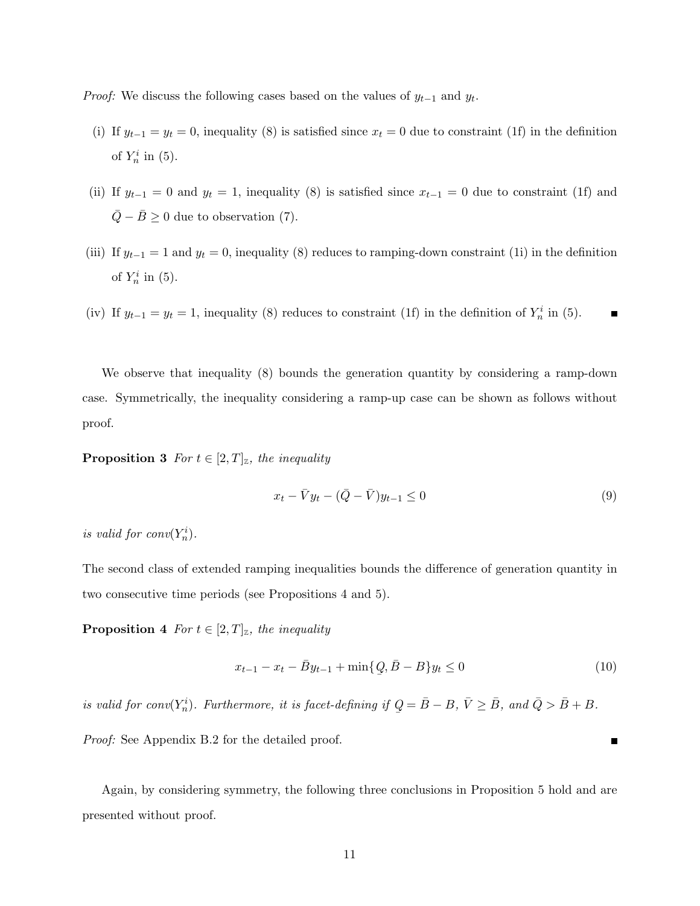*Proof:* We discuss the following cases based on the values of $y_{t-1}$ and $y_t$.

(i) If $y_{t-1} = y_t = 0$, inequality (8) is satisfied since $x_t = 0$ due to constraint (1f) in the definition of $Y_n^i$ in (5).

(ii) If $y_{t-1} = 0$ and $y_t = 1$, inequality (8) is satisfied since $x_{t-1} = 0$ due to constraint (1f) and $\bar{Q} - \bar{B} \geq 0$ due to observation (7).

(iii) If $y_{t-1} = 1$ and $y_t = 0$, inequality (8) reduces to ramping-down constraint (1i) in the definition of $Y_n^i$ in (5).

(iv) If $y_{t-1} = y_t = 1$, inequality (8) reduces to constraint (1f) in the definition of $Y_n^i$ in (5). ∎

We observe that inequality (8) bounds the generation quantity by considering a ramp-down case. Symmetrically, the inequality considering a ramp-up case can be shown as follows without proof.

**Proposition 3** *For $t \in [2, T]_{\mathbb{Z}}$, the inequality*

$$x_t - \bar{V} y_t - (\bar{Q} - \bar{V}) y_{t-1} \leq 0 \tag{9}$$

*is valid for conv($Y_n^i$).*

The second class of extended ramping inequalities bounds the difference of generation quantity in two consecutive time periods (see Propositions 4 and 5).

**Proposition 4** *For $t \in [2, T]_{\mathbb{Z}}$, the inequality*

$$x_{t-1} - x_t - \bar{B} y_{t-1} + \min\{\underset{\sim}{Q}, \bar{B} - B\} y_t \leq 0 \tag{10}$$

*is valid for conv($Y_n^i$). Furthermore, it is facet-defining if $\underset{\sim}{Q} = \bar{B} - B$, $\bar{V} \geq \bar{B}$, and $\bar{Q} > \bar{B} + B$.*

*Proof:* See Appendix B.2 for the detailed proof. ∎

Again, by considering symmetry, the following three conclusions in Proposition 5 hold and are presented without proof.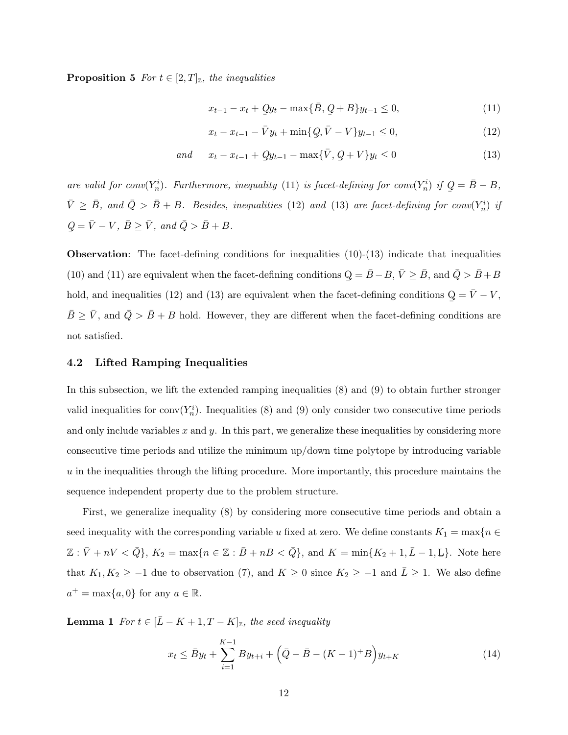**Proposition 5** *For $t \in [2, T]_{\mathbb{Z}}$, the inequalities*

$$x_{t-1} - x_t + \underline{Q} y_t - \max\{\bar{B}, \underline{Q} + B\} y_{t-1} \leq 0, \tag{11}$$

$$x_t - x_{t-1} - \bar{V} y_t + \min\{\underline{Q}, \bar{V} - V\} y_{t-1} \leq 0, \tag{12}$$

$$\text{and} \quad x_t - x_{t-1} + \underline{Q} y_{t-1} - \max\{\bar{V}, \underline{Q} + V\} y_t \leq 0 \tag{13}$$

*are valid for conv($Y_n^i$). Furthermore, inequality (11) is facet-defining for conv($Y_n^i$) if $\underline{Q} = \bar{B} - B$, $\bar{V} \geq \bar{B}$, and $\bar{Q} > \bar{B} + B$. Besides, inequalities (12) and (13) are facet-defining for conv($Y_n^i$) if $\underline{Q} = \bar{V} - V$, $\bar{B} \geq \bar{V}$, and $\bar{Q} > \bar{B} + B$.*

**Observation**: The facet-defining conditions for inequalities (10)-(13) indicate that inequalities (10) and (11) are equivalent when the facet-defining conditions $\underline{Q} = \bar{B} - B$, $\bar{V} \geq \bar{B}$, and $\bar{Q} > \bar{B} + B$ hold, and inequalities (12) and (13) are equivalent when the facet-defining conditions $\underline{Q} = \bar{V} - V$, $\bar{B} \geq \bar{V}$, and $\bar{Q} > \bar{B} + B$ hold. However, they are different when the facet-defining conditions are not satisfied.

### 4.2 Lifted Ramping Inequalities

In this subsection, we lift the extended ramping inequalities (8) and (9) to obtain further stronger valid inequalities for conv($Y_n^i$). Inequalities (8) and (9) only consider two consecutive time periods and only include variables $x$ and $y$. In this part, we generalize these inequalities by considering more consecutive time periods and utilize the minimum up/down time polytope by introducing variable $u$ in the inequalities through the lifting procedure. More importantly, this procedure maintains the sequence independent property due to the problem structure.

First, we generalize inequality (8) by considering more consecutive time periods and obtain a seed inequality with the corresponding variable $u$ fixed at zero. We define constants $K_1 = \max\{n \in \mathbb{Z} : \bar{V} + nV < \bar{Q}\}$, $K_2 = \max\{n \in \mathbb{Z} : \bar{B} + nB < \bar{Q}\}$, and $K = \min\{K_2 + 1, \bar{L} - 1, \underline{L}\}$. Note here that $K_1, K_2 \geq -1$ due to observation (7), and $K \geq 0$ since $K_2 \geq -1$ and $\bar{L} \geq 1$. We also define $a^+ = \max\{a, 0\}$ for any $a \in \mathbb{R}$.

**Lemma 1** *For $t \in [\bar{L} - K + 1, T - K]_{\mathbb{Z}}$, the seed inequality*

$$x_t \leq \bar{B} y_t + \sum_{i=1}^{K-1} B y_{t+i} + \Big(\bar{Q} - \bar{B} - (K-1)^+ B\Big) y_{t+K} \tag{14}$$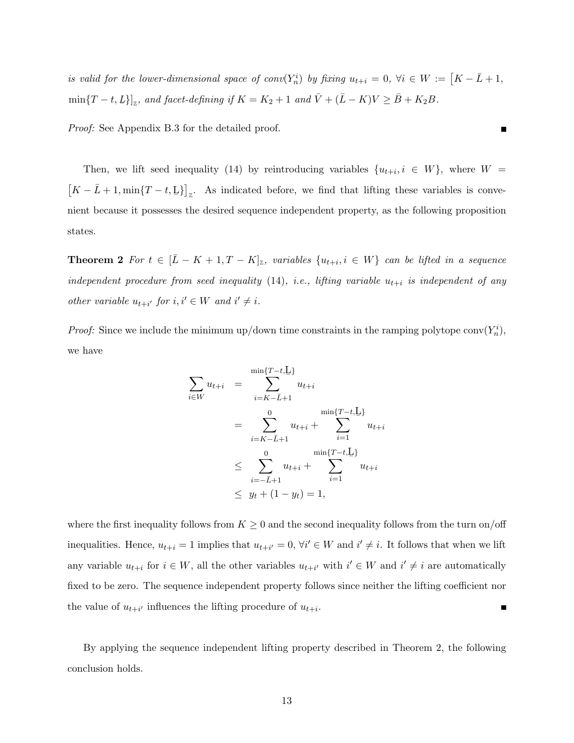*is valid for the lower-dimensional space of conv($Y_n^i$) by fixing $u_{t+i} = 0$, $\forall i \in W := \left[K - \bar{L} + 1, \min\{T-t, \underline{L}\}\right]_{\mathbb{Z}}$, and facet-defining if $K = K_2 + 1$ and $\bar{V} + (\bar{L} - K)V \geq \bar{B} + K_2 B$.*

*Proof:* See Appendix B.3 for the detailed proof. ∎

Then, we lift seed inequality (14) by reintroducing variables $\{u_{t+i}, i \in W\}$, where $W = \left[K - \bar{L} + 1, \min\{T-t, \underline{L}\}\right]_{\mathbb{Z}}$. As indicated before, we find that lifting these variables is convenient because it possesses the desired sequence independent property, as the following proposition states.

**Theorem 2** *For $t \in [\bar{L} - K + 1, T - K]_{\mathbb{Z}}$, variables $\{u_{t+i}, i \in W\}$ can be lifted in a sequence independent procedure from seed inequality (14), i.e., lifting variable $u_{t+i}$ is independent of any other variable $u_{t+i'}$ for $i, i' \in W$ and $i' \neq i$.*

*Proof:* Since we include the minimum up/down time constraints in the ramping polytope conv($Y_n^i$), we have

$$
\begin{aligned}
\sum_{i \in W} u_{t+i} &= \sum_{i=K-\bar{L}+1}^{\min\{T-t, \underline{L}\}} u_{t+i} \\
&= \sum_{i=K-\bar{L}+1}^{0} u_{t+i} + \sum_{i=1}^{\min\{T-t, \underline{L}\}} u_{t+i} \\
&\leq \sum_{i=-\bar{L}+1}^{0} u_{t+i} + \sum_{i=1}^{\min\{T-t, \underline{L}\}} u_{t+i} \\
&\leq y_t + (1 - y_t) = 1,
\end{aligned}
$$

where the first inequality follows from $K \geq 0$ and the second inequality follows from the turn on/off inequalities. Hence, $u_{t+i} = 1$ implies that $u_{t+i'} = 0$, $\forall i' \in W$ and $i' \neq i$. It follows that when we lift any variable $u_{t+i}$ for $i \in W$, all the other variables $u_{t+i'}$ with $i' \in W$ and $i' \neq i$ are automatically fixed to be zero. The sequence independent property follows since neither the lifting coefficient nor the value of $u_{t+i'}$ influences the lifting procedure of $u_{t+i}$. ∎

By applying the sequence independent lifting property described in Theorem 2, the following conclusion holds.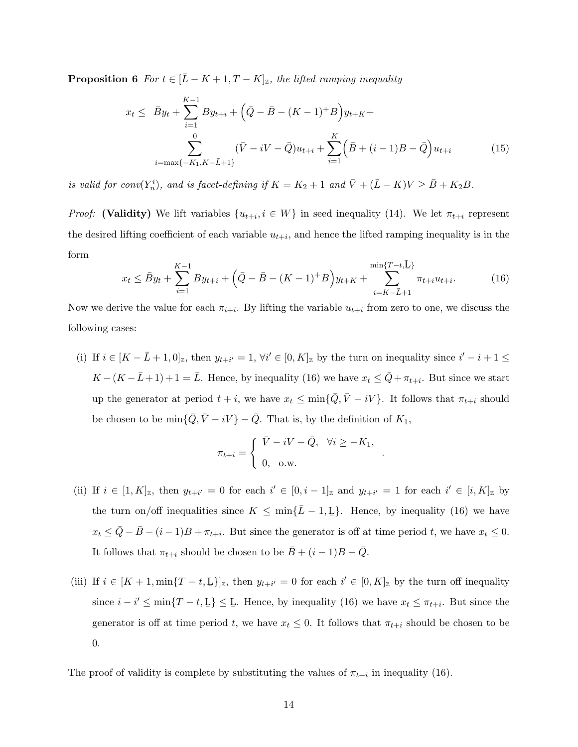**Proposition 6** *For $t \in [\bar{L} - K + 1, T - K]_{\mathbb{Z}}$, the lifted ramping inequality*

$$
\begin{aligned}
x_t \leq \; & \bar{B} y_t + \sum_{i=1}^{K-1} B y_{t+i} + \Big(\bar{Q} - \bar{B} - (K-1)^+ B\Big) y_{t+K} + \\
& \sum_{i=\max\{-K_1, K-\bar{L}+1\}}^{0} (\bar{V} - iV - \bar{Q}) u_{t+i} + \sum_{i=1}^{K} \Big(\bar{B} + (i-1)B - \bar{Q}\Big) u_{t+i}
\end{aligned} \tag{15}
$$

*is valid for $conv(Y_n^i)$, and is facet-defining if $K = K_2 + 1$ and $\bar{V} + (\bar{L} - K)V \geq \bar{B} + K_2 B$.*

*Proof:* **(Validity)** We lift variables $\{u_{t+i}, i \in W\}$ in seed inequality (14). We let $\pi_{t+i}$ represent the desired lifting coefficient of each variable $u_{t+i}$, and hence the lifted ramping inequality is in the form

$$
x_t \leq \bar{B} y_t + \sum_{i=1}^{K-1} B y_{t+i} + \Big(\bar{Q} - \bar{B} - (K-1)^+ B\Big) y_{t+K} + \sum_{i=K-\bar{L}+1}^{\min\{T-t, \underline{L}\}} \pi_{t+i} u_{t+i}. \tag{16}
$$

Now we derive the value for each $\pi_{i+i}$. By lifting the variable $u_{t+i}$ from zero to one, we discuss the following cases:

(i) If $i \in [K - \bar{L} + 1, 0]_{\mathbb{Z}}$, then $y_{t+i'} = 1$, $\forall i' \in [0, K]_{\mathbb{Z}}$ by the turn on inequality since $i' - i + 1 \leq K - (K - \bar{L} + 1) + 1 = \bar{L}$. Hence, by inequality (16) we have $x_t \leq \bar{Q} + \pi_{t+i}$. But since we start up the generator at period $t + i$, we have $x_t \leq \min\{\bar{Q}, \bar{V} - iV\}$. It follows that $\pi_{t+i}$ should be chosen to be $\min\{\bar{Q}, \bar{V} - iV\} - \bar{Q}$. That is, by the definition of $K_1$,

$$
\pi_{t+i} = \begin{cases} \bar{V} - iV - \bar{Q}, & \forall i \geq -K_1, \\ 0, & \text{o.w.} \end{cases}.
$$

(ii) If $i \in [1, K]_{\mathbb{Z}}$, then $y_{t+i'} = 0$ for each $i' \in [0, i-1]_{\mathbb{Z}}$ and $y_{t+i'} = 1$ for each $i' \in [i, K]_{\mathbb{Z}}$ by the turn on/off inequalities since $K \leq \min\{\bar{L} - 1, \underline{L}\}$. Hence, by inequality (16) we have $x_t \leq \bar{Q} - \bar{B} - (i-1)B + \pi_{t+i}$. But since the generator is off at time period $t$, we have $x_t \leq 0$. It follows that $\pi_{t+i}$ should be chosen to be $\bar{B} + (i-1)B - \bar{Q}$.

(iii) If $i \in [K+1, \min\{T-t, \underline{L}\}]_{\mathbb{Z}}$, then $y_{t+i'} = 0$ for each $i' \in [0, K]_{\mathbb{Z}}$ by the turn off inequality since $i - i' \leq \min\{T - t, \underline{L}\} \leq \underline{L}$. Hence, by inequality (16) we have $x_t \leq \pi_{t+i}$. But since the generator is off at time period $t$, we have $x_t \leq 0$. It follows that $\pi_{t+i}$ should be chosen to be 0.

The proof of validity is complete by substituting the values of $\pi_{t+i}$ in inequality (16).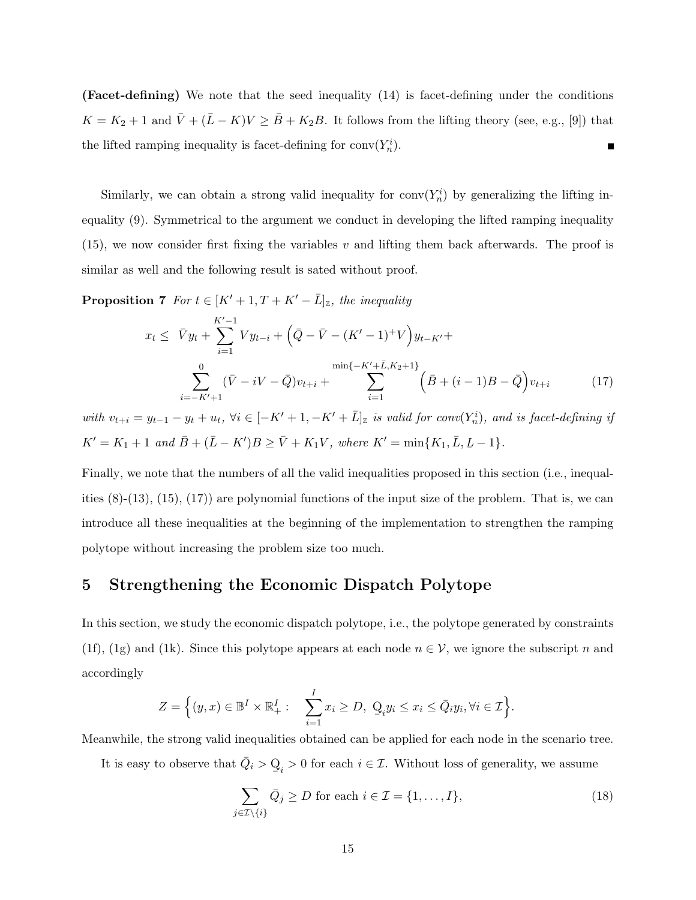**(Facet-defining)** We note that the seed inequality (14) is facet-defining under the conditions $K = K_2 + 1$ and $\bar{V} + (\bar{L} - K)V \geq \bar{B} + K_2 B$. It follows from the lifting theory (see, e.g., [9]) that the lifted ramping inequality is facet-defining for $\text{conv}(Y_n^i)$. ■

Similarly, we can obtain a strong valid inequality for $\text{conv}(Y_n^i)$ by generalizing the lifting inequality (9). Symmetrical to the argument we conduct in developing the lifted ramping inequality (15), we now consider first fixing the variables $v$ and lifting them back afterwards. The proof is similar as well and the following result is sated without proof.

**Proposition 7** *For $t \in [K'+1, T+K'-\bar{L}]_{\mathbb{Z}}$, the inequality*

$$
\begin{aligned}
x_t \leq\ & \bar{V} y_t + \sum_{i=1}^{K'-1} V y_{t-i} + \Big(\bar{Q} - \bar{V} - (K'-1)^+ V\Big) y_{t-K'} + \\
& \sum_{i=-K'+1}^{0} (\bar{V} - iV - \bar{Q}) v_{t+i} + \sum_{i=1}^{\min\{-K'+\bar{L}, K_2+1\}} \Big(\bar{B} + (i-1)B - \bar{Q}\Big) v_{t+i}
\end{aligned} \tag{17}
$$

*with $v_{t+i} = y_{t-1} - y_t + u_t$, $\forall i \in [-K'+1, -K'+\bar{L}]_{\mathbb{Z}}$ is valid for $\text{conv}(Y_n^i)$, and is facet-defining if $K' = K_1 + 1$ and $\bar{B} + (\bar{L} - K')B \geq \bar{V} + K_1 V$, where $K' = \min\{K_1, \bar{L}, \underline{L} - 1\}$.*

Finally, we note that the numbers of all the valid inequalities proposed in this section (i.e., inequalities (8)-(13), (15), (17)) are polynomial functions of the input size of the problem. That is, we can introduce all these inequalities at the beginning of the implementation to strengthen the ramping polytope without increasing the problem size too much.

## 5 Strengthening the Economic Dispatch Polytope

In this section, we study the economic dispatch polytope, i.e., the polytope generated by constraints (1f), (1g) and (1k). Since this polytope appears at each node $n \in \mathcal{V}$, we ignore the subscript $n$ and accordingly

$$
Z = \Big\{ (y, x) \in \mathbb{B}^I \times \mathbb{R}_+^I : \quad \sum_{i=1}^{I} x_i \geq D,\ \underline{Q}_i y_i \leq x_i \leq \bar{Q}_i y_i, \forall i \in \mathcal{I} \Big\}.
$$

Meanwhile, the strong valid inequalities obtained can be applied for each node in the scenario tree.

It is easy to observe that $\bar{Q}_i > \underline{Q}_i > 0$ for each $i \in \mathcal{I}$. Without loss of generality, we assume

$$
\sum_{j \in \mathcal{I} \setminus \{i\}} \bar{Q}_j \geq D \text{ for each } i \in \mathcal{I} = \{1, \ldots, I\}, \tag{18}
$$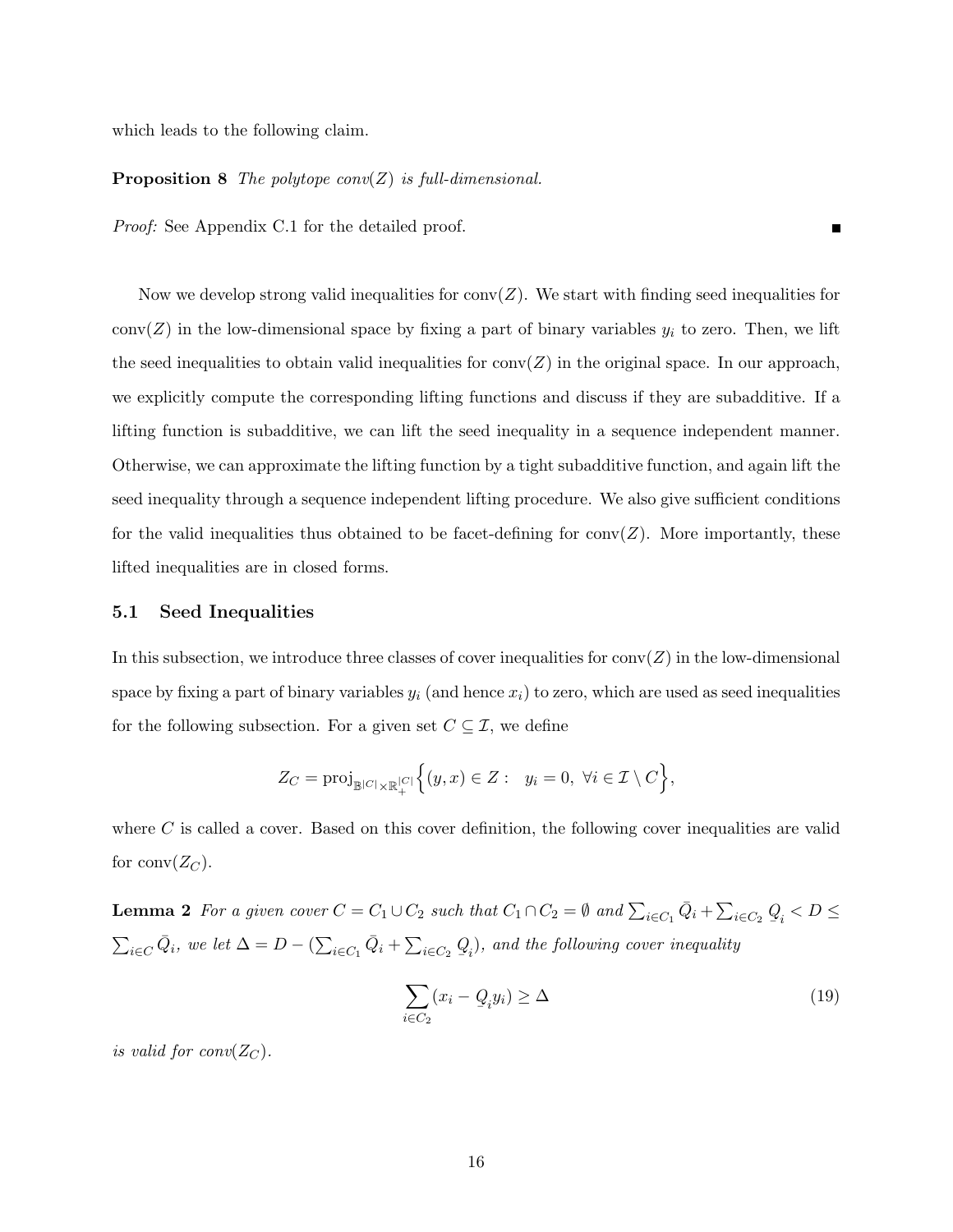which leads to the following claim.

**Proposition 8** *The polytope conv($Z$) is full-dimensional.*

*Proof:* See Appendix C.1 for the detailed proof. ∎

Now we develop strong valid inequalities for $\text{conv}(Z)$. We start with finding seed inequalities for $\text{conv}(Z)$ in the low-dimensional space by fixing a part of binary variables $y_i$ to zero. Then, we lift the seed inequalities to obtain valid inequalities for $\text{conv}(Z)$ in the original space. In our approach, we explicitly compute the corresponding lifting functions and discuss if they are subadditive. If a lifting function is subadditive, we can lift the seed inequality in a sequence independent manner. Otherwise, we can approximate the lifting function by a tight subadditive function, and again lift the seed inequality through a sequence independent lifting procedure. We also give sufficient conditions for the valid inequalities thus obtained to be facet-defining for $\text{conv}(Z)$. More importantly, these lifted inequalities are in closed forms.

### 5.1 Seed Inequalities

In this subsection, we introduce three classes of cover inequalities for $\text{conv}(Z)$ in the low-dimensional space by fixing a part of binary variables $y_i$ (and hence $x_i$) to zero, which are used as seed inequalities for the following subsection. For a given set $C \subseteq \mathcal{I}$, we define

$$Z_C = \text{proj}_{\mathbb{B}^{|C|} \times \mathbb{R}_+^{|C|}} \Big\{ (y, x) \in Z : \quad y_i = 0, \ \forall i \in \mathcal{I} \setminus C \Big\},$$

where $C$ is called a cover. Based on this cover definition, the following cover inequalities are valid for $\text{conv}(Z_C)$.

**Lemma 2** *For a given cover $C = C_1 \cup C_2$ such that $C_1 \cap C_2 = \emptyset$ and $\sum_{i \in C_1} \bar{Q}_i + \sum_{i \in C_2} \underline{Q}_i < D \leq \sum_{i \in C} \bar{Q}_i$, we let $\Delta = D - (\sum_{i \in C_1} \bar{Q}_i + \sum_{i \in C_2} \underline{Q}_i)$, and the following cover inequality*

$$\sum_{i \in C_2} (x_i - \underline{Q}_i y_i) \geq \Delta \tag{19}$$

*is valid for conv($Z_C$).*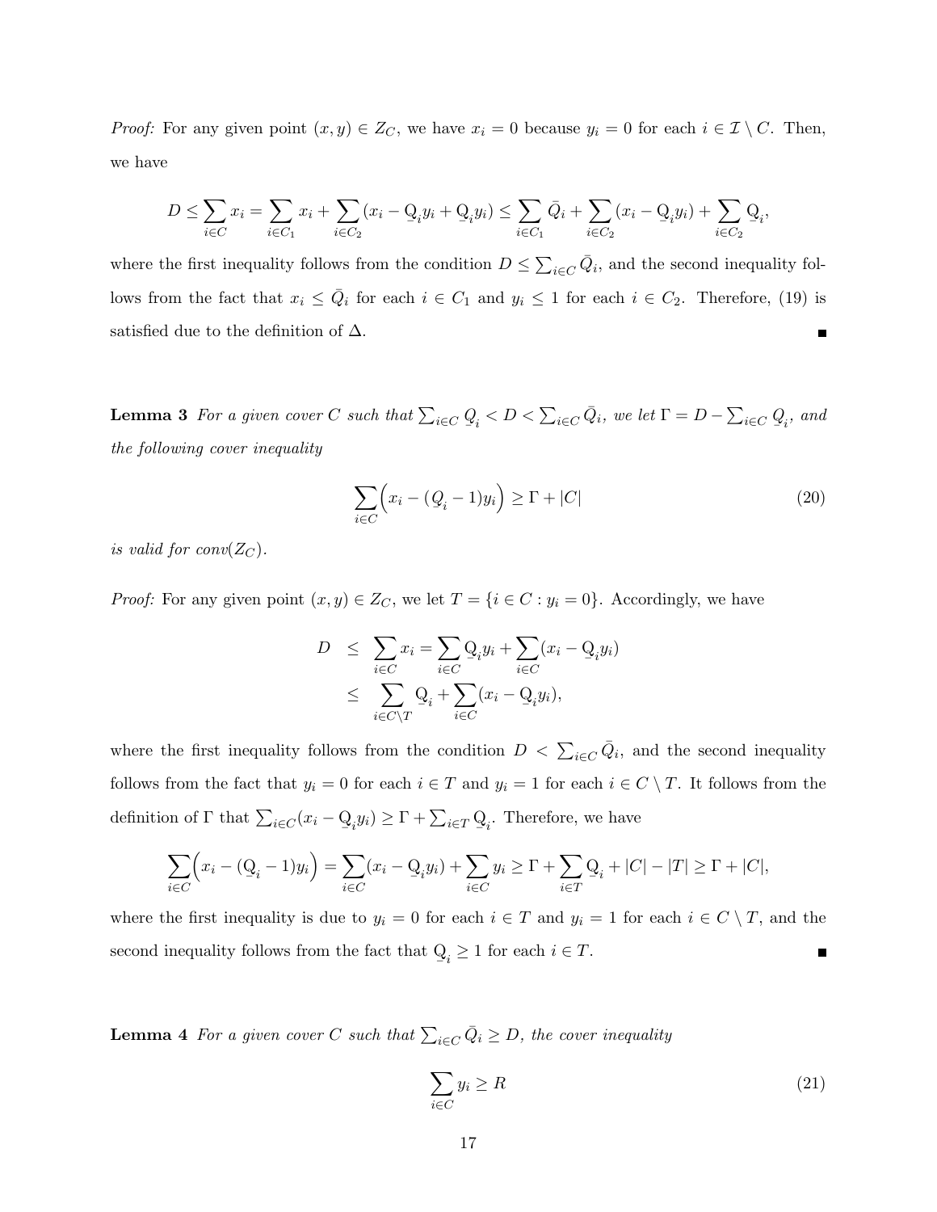*Proof:* For any given point $(x, y) \in Z_C$, we have $x_i = 0$ because $y_i = 0$ for each $i \in \mathcal{I} \setminus C$. Then, we have

$$D \leq \sum_{i \in C} x_i = \sum_{i \in C_1} x_i + \sum_{i \in C_2} (x_i - \underline{Q}_i y_i + \underline{Q}_i y_i) \leq \sum_{i \in C_1} \bar{Q}_i + \sum_{i \in C_2} (x_i - \underline{Q}_i y_i) + \sum_{i \in C_2} \underline{Q}_i,$$

where the first inequality follows from the condition $D \leq \sum_{i \in C} \bar{Q}_i$, and the second inequality follows from the fact that $x_i \leq \bar{Q}_i$ for each $i \in C_1$ and $y_i \leq 1$ for each $i \in C_2$. Therefore, (19) is satisfied due to the definition of $\Delta$. ■

**Lemma 3** *For a given cover $C$ such that $\sum_{i \in C} \underline{Q}_i < D < \sum_{i \in C} \bar{Q}_i$, we let $\Gamma = D - \sum_{i \in C} \underline{Q}_i$, and the following cover inequality*

$$\sum_{i \in C} \Big( x_i - (\underline{Q}_i - 1) y_i \Big) \geq \Gamma + |C| \tag{20}$$

*is valid for conv$(Z_C)$.*

*Proof:* For any given point $(x, y) \in Z_C$, we let $T = \{i \in C : y_i = 0\}$. Accordingly, we have

$$\begin{aligned} D &\leq \sum_{i \in C} x_i = \sum_{i \in C} \underline{Q}_i y_i + \sum_{i \in C} (x_i - \underline{Q}_i y_i) \\ &\leq \sum_{i \in C \setminus T} \underline{Q}_i + \sum_{i \in C} (x_i - \underline{Q}_i y_i), \end{aligned}$$

where the first inequality follows from the condition $D < \sum_{i \in C} \bar{Q}_i$, and the second inequality follows from the fact that $y_i = 0$ for each $i \in T$ and $y_i = 1$ for each $i \in C \setminus T$. It follows from the definition of $\Gamma$ that $\sum_{i \in C} (x_i - \underline{Q}_i y_i) \geq \Gamma + \sum_{i \in T} \underline{Q}_i$. Therefore, we have

$$\sum_{i \in C} \Big( x_i - (\underline{Q}_i - 1) y_i \Big) = \sum_{i \in C} (x_i - \underline{Q}_i y_i) + \sum_{i \in C} y_i \geq \Gamma + \sum_{i \in T} \underline{Q}_i + |C| - |T| \geq \Gamma + |C|,$$

where the first inequality is due to $y_i = 0$ for each $i \in T$ and $y_i = 1$ for each $i \in C \setminus T$, and the second inequality follows from the fact that $\underline{Q}_i \geq 1$ for each $i \in T$. ■

**Lemma 4** *For a given cover $C$ such that $\sum_{i \in C} \bar{Q}_i \geq D$, the cover inequality*

$$\sum_{i \in C} y_i \geq R \tag{21}$$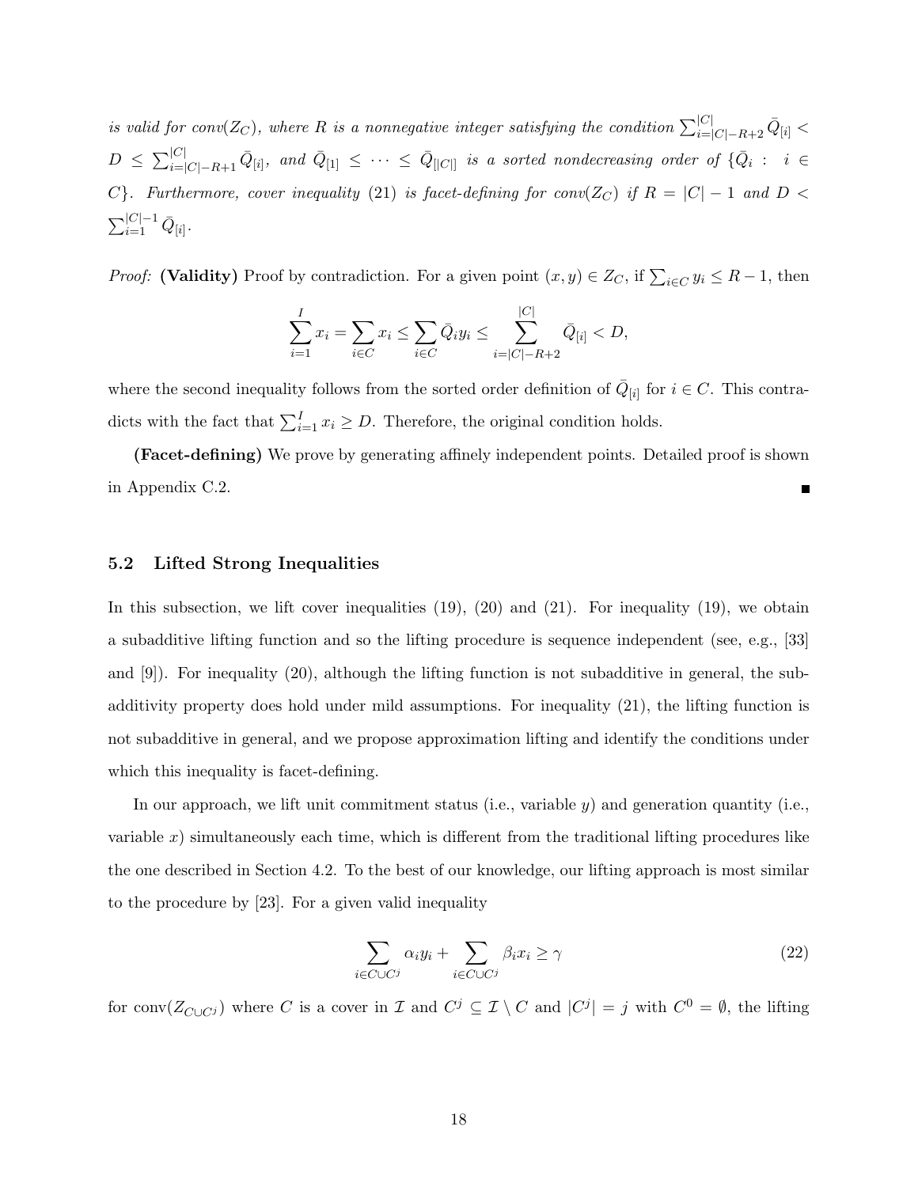*is valid for conv($Z_C$), where $R$ is a nonnegative integer satisfying the condition $\sum_{i=|C|-R+2}^{|C|} \bar{Q}_{[i]} < D \leq \sum_{i=|C|-R+1}^{|C|} \bar{Q}_{[i]}$, and $\bar{Q}_{[1]} \leq \cdots \leq \bar{Q}_{[|C|]}$ is a sorted nondecreasing order of $\{\bar{Q}_i : i \in C\}$. Furthermore, cover inequality (21) is facet-defining for conv($Z_C$) if $R = |C| - 1$ and $D < \sum_{i=1}^{|C|-1} \bar{Q}_{[i]}$.*

*Proof:* **(Validity)** Proof by contradiction. For a given point $(x, y) \in Z_C$, if $\sum_{i \in C} y_i \leq R - 1$, then

$$\sum_{i=1}^{I} x_i = \sum_{i \in C} x_i \leq \sum_{i \in C} \bar{Q}_i y_i \leq \sum_{i=|C|-R+2}^{|C|} \bar{Q}_{[i]} < D,$$

where the second inequality follows from the sorted order definition of $\bar{Q}_{[i]}$ for $i \in C$. This contradicts with the fact that $\sum_{i=1}^{I} x_i \geq D$. Therefore, the original condition holds.

**(Facet-defining)** We prove by generating affinely independent points. Detailed proof is shown in Appendix C.2. ∎

### 5.2 Lifted Strong Inequalities

In this subsection, we lift cover inequalities (19), (20) and (21). For inequality (19), we obtain a subadditive lifting function and so the lifting procedure is sequence independent (see, e.g., [33] and [9]). For inequality (20), although the lifting function is not subadditive in general, the subadditivity property does hold under mild assumptions. For inequality (21), the lifting function is not subadditive in general, and we propose approximation lifting and identify the conditions under which this inequality is facet-defining.

In our approach, we lift unit commitment status (i.e., variable $y$) and generation quantity (i.e., variable $x$) simultaneously each time, which is different from the traditional lifting procedures like the one described in Section 4.2. To the best of our knowledge, our lifting approach is most similar to the procedure by [23]. For a given valid inequality

$$\sum_{i \in C \cup C^j} \alpha_i y_i + \sum_{i \in C \cup C^j} \beta_i x_i \geq \gamma \tag{22}$$

for conv($Z_{C \cup C^j}$) where $C$ is a cover in $\mathcal{I}$ and $C^j \subseteq \mathcal{I} \setminus C$ and $|C^j| = j$ with $C^0 = \emptyset$, the lifting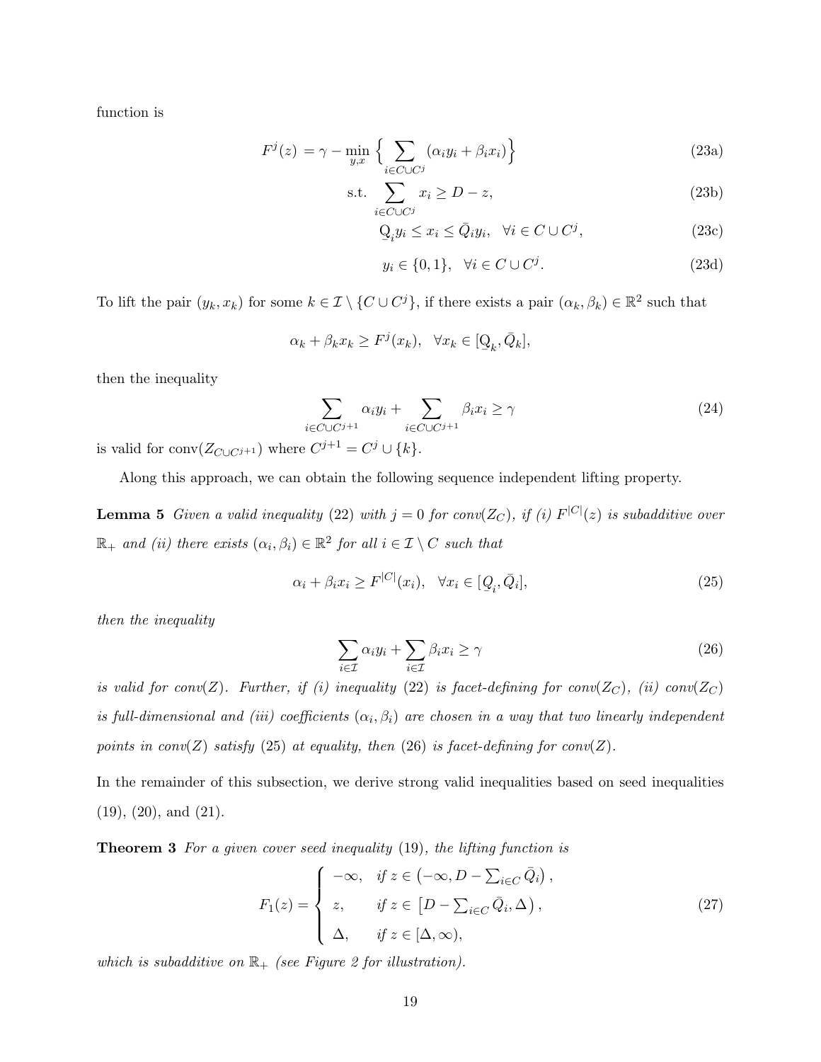function is

$$
\begin{aligned}
F^j(z) \;=\; \gamma - \min_{y,x} \Big\{ & \sum_{i \in C \cup C^j} (\alpha_i y_i + \beta_i x_i) \Big\} && \text{(23a)} \\
\text{s.t.} \quad & \sum_{i \in C \cup C^j} x_i \geq D - z, && \text{(23b)} \\
& \underline{Q}_i y_i \leq x_i \leq \bar{Q}_i y_i, \quad \forall i \in C \cup C^j, && \text{(23c)} \\
& y_i \in \{0, 1\}, \quad \forall i \in C \cup C^j. && \text{(23d)}
\end{aligned}
$$

To lift the pair $(y_k, x_k)$ for some $k \in \mathcal{I} \setminus \{C \cup C^j\}$, if there exists a pair $(\alpha_k, \beta_k) \in \mathbb{R}^2$ such that

$$
\alpha_k + \beta_k x_k \geq F^j(x_k), \quad \forall x_k \in [\underline{Q}_k, \bar{Q}_k],
$$

then the inequality

$$
\sum_{i \in C \cup C^{j+1}} \alpha_i y_i + \sum_{i \in C \cup C^{j+1}} \beta_i x_i \geq \gamma \tag{24}
$$

is valid for $\text{conv}(Z_{C \cup C^{j+1}})$ where $C^{j+1} = C^j \cup \{k\}$.

Along this approach, we can obtain the following sequence independent lifting property.

**Lemma 5** *Given a valid inequality* (22) *with $j = 0$ for conv($Z_C$), if (i) $F^{|C|}(z)$ is subadditive over $\mathbb{R}_+$ and (ii) there exists $(\alpha_i, \beta_i) \in \mathbb{R}^2$ for all $i \in \mathcal{I} \setminus C$ such that*

$$
\alpha_i + \beta_i x_i \geq F^{|C|}(x_i), \quad \forall x_i \in [\underline{Q}_i, \bar{Q}_i], \tag{25}
$$

*then the inequality*

$$
\sum_{i \in \mathcal{I}} \alpha_i y_i + \sum_{i \in \mathcal{I}} \beta_i x_i \geq \gamma \tag{26}
$$

*is valid for conv($Z$). Further, if (i) inequality* (22) *is facet-defining for conv($Z_C$), (ii) conv($Z_C$) is full-dimensional and (iii) coefficients $(\alpha_i, \beta_i)$ are chosen in a way that two linearly independent points in conv($Z$) satisfy* (25) *at equality, then* (26) *is facet-defining for conv($Z$).*

In the remainder of this subsection, we derive strong valid inequalities based on seed inequalities (19), (20), and (21).

**Theorem 3** *For a given cover seed inequality* (19)*, the lifting function is*

$$
F_1(z) = \begin{cases} -\infty, & \text{if } z \in \left(-\infty, D - \sum_{i \in C} \bar{Q}_i\right), \\ z, & \text{if } z \in \left[D - \sum_{i \in C} \bar{Q}_i, \Delta\right), \\ \Delta, & \text{if } z \in [\Delta, \infty), \end{cases} \tag{27}
$$

*which is subadditive on $\mathbb{R}_+$ (see Figure 2 for illustration).*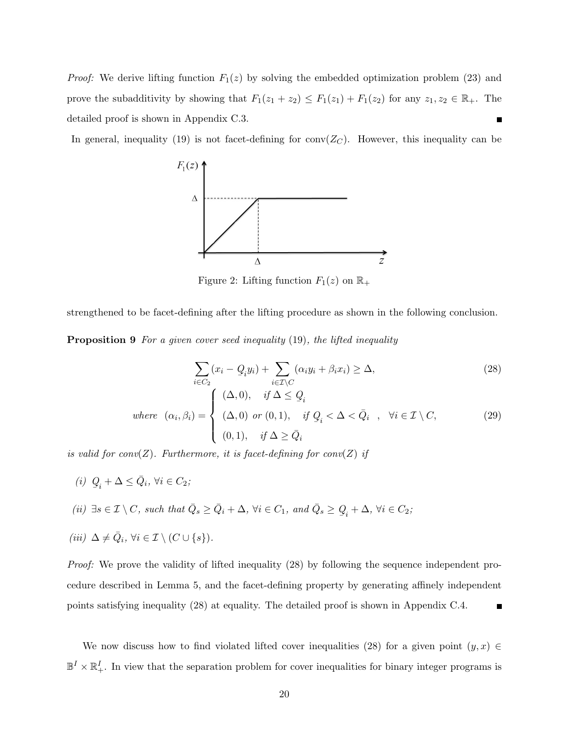*Proof:* We derive lifting function $F_1(z)$ by solving the embedded optimization problem (23) and prove the subadditivity by showing that $F_1(z_1 + z_2) \leq F_1(z_1) + F_1(z_2)$ for any $z_1, z_2 \in \mathbb{R}_+$. The detailed proof is shown in Appendix C.3. ∎

In general, inequality (19) is not facet-defining for conv($Z_C$). However, this inequality can be strengthened to be facet-defining after the lifting procedure as shown in the following conclusion.

Figure 2: Lifting function $F_1(z)$ on $\mathbb{R}_+$

**Proposition 9** *For a given cover seed inequality* (19)*, the lifted inequality*

$$\sum_{i \in C_2} (x_i - \underline{Q}_i y_i) + \sum_{i \in \mathcal{I} \setminus C} (\alpha_i y_i + \beta_i x_i) \geq \Delta, \tag{28}$$

$$\text{where } \ (\alpha_i, \beta_i) = \begin{cases} (\Delta, 0), & \text{if } \Delta \leq \underline{Q}_i \\ (\Delta, 0) \text{ or } (0, 1), & \text{if } \underline{Q}_i < \Delta < \bar{Q}_i \\ (0, 1), & \text{if } \Delta \geq \bar{Q}_i \end{cases} , \quad \forall i \in \mathcal{I} \setminus C, \tag{29}$$

*is valid for conv($Z$). Furthermore, it is facet-defining for conv($Z$) if*

*(i)* $\underline{Q}_i + \Delta \leq \bar{Q}_i$, $\forall i \in C_2$;

*(ii)* $\exists s \in \mathcal{I} \setminus C$, *such that* $\bar{Q}_s \geq \bar{Q}_i + \Delta$, $\forall i \in C_1$, *and* $\bar{Q}_s \geq \underline{Q}_i + \Delta$, $\forall i \in C_2$;

*(iii)* $\Delta \neq \bar{Q}_i$, $\forall i \in \mathcal{I} \setminus (C \cup \{s\})$.

*Proof:* We prove the validity of lifted inequality (28) by following the sequence independent procedure described in Lemma 5, and the facet-defining property by generating affinely independent points satisfying inequality (28) at equality. The detailed proof is shown in Appendix C.4. ∎

We now discuss how to find violated lifted cover inequalities (28) for a given point $(y, x) \in \mathbb{B}^I \times \mathbb{R}^I_+$. In view that the separation problem for cover inequalities for binary integer programs is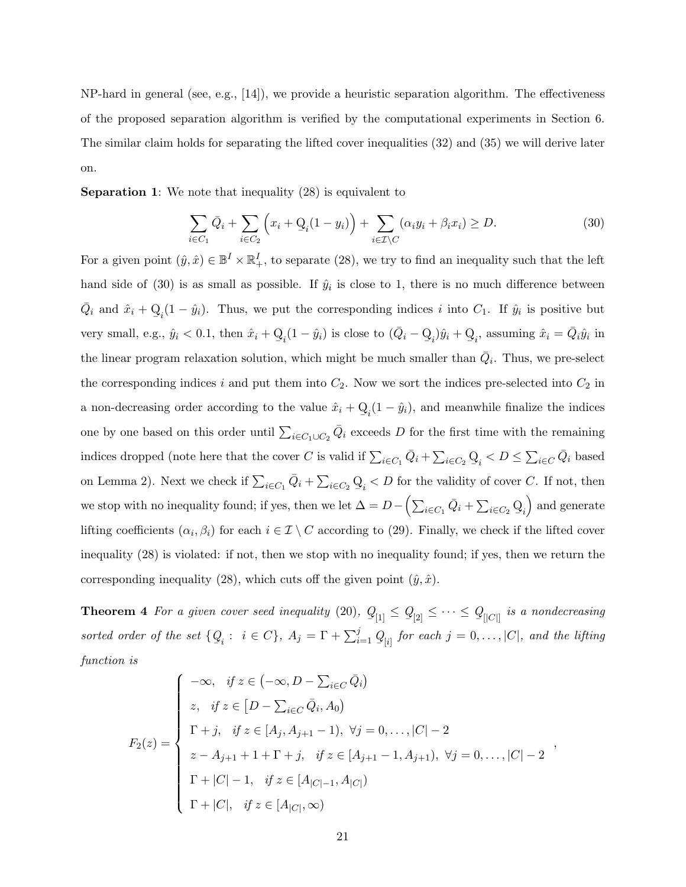NP-hard in general (see, e.g., [14]), we provide a heuristic separation algorithm. The effectiveness of the proposed separation algorithm is verified by the computational experiments in Section 6. The similar claim holds for separating the lifted cover inequalities (32) and (35) we will derive later on.

**Separation 1**: We note that inequality (28) is equivalent to

$$\sum_{i\in C_1} \bar{Q}_i + \sum_{i\in C_2} \left(x_i + \underline{Q}_i(1-y_i)\right) + \sum_{i\in \mathcal{I}\setminus C} (\alpha_i y_i + \beta_i x_i) \geq D. \tag{30}$$

For a given point $(\hat{y}, \hat{x}) \in \mathbb{B}^I \times \mathbb{R}^I_+$, to separate (28), we try to find an inequality such that the left hand side of (30) is as small as possible. If $\hat{y}_i$ is close to 1, there is no much difference between $\bar{Q}_i$ and $\hat{x}_i + \underline{Q}_i(1-\hat{y}_i)$. Thus, we put the corresponding indices $i$ into $C_1$. If $\hat{y}_i$ is positive but very small, e.g., $\hat{y}_i < 0.1$, then $\hat{x}_i + \underline{Q}_i(1-\hat{y}_i)$ is close to $(\bar{Q}_i - \underline{Q}_i)\hat{y}_i + \underline{Q}_i$, assuming $\hat{x}_i = \bar{Q}_i\hat{y}_i$ in the linear program relaxation solution, which might be much smaller than $\bar{Q}_i$. Thus, we pre-select the corresponding indices $i$ and put them into $C_2$. Now we sort the indices pre-selected into $C_2$ in a non-decreasing order according to the value $\hat{x}_i + \underline{Q}_i(1-\hat{y}_i)$, and meanwhile finalize the indices one by one based on this order until $\sum_{i\in C_1\cup C_2} \bar{Q}_i$ exceeds $D$ for the first time with the remaining indices dropped (note here that the cover $C$ is valid if $\sum_{i\in C_1}\bar{Q}_i + \sum_{i\in C_2}\underline{Q}_i < D \leq \sum_{i\in C}\bar{Q}_i$ based on Lemma 2). Next we check if $\sum_{i\in C_1}\bar{Q}_i + \sum_{i\in C_2}\underline{Q}_i < D$ for the validity of cover $C$. If not, then we stop with no inequality found; if yes, then we let $\Delta = D - \left(\sum_{i\in C_1}\bar{Q}_i + \sum_{i\in C_2}\underline{Q}_i\right)$ and generate lifting coefficients $(\alpha_i, \beta_i)$ for each $i \in \mathcal{I}\setminus C$ according to (29). Finally, we check if the lifted cover inequality (28) is violated: if not, then we stop with no inequality found; if yes, then we return the corresponding inequality (28), which cuts off the given point $(\hat{y}, \hat{x})$.

**Theorem 4** *For a given cover seed inequality* (20), $\underline{Q}_{[1]} \leq \underline{Q}_{[2]} \leq \cdots \leq \underline{Q}_{[|C|]}$ *is a nondecreasing sorted order of the set* $\{\underline{Q}_i : \ i \in C\}$, $A_j = \Gamma + \sum_{i=1}^{j} \underline{Q}_{[i]}$ *for each* $j = 0, \ldots, |C|$, *and the lifting function is*

$$F_2(z) = \begin{cases} -\infty, & \text{if } z \in \left(-\infty, D - \sum_{i\in C}\bar{Q}_i\right) \\ z, & \text{if } z \in \left[D - \sum_{i\in C}\bar{Q}_i, A_0\right) \\ \Gamma + j, & \text{if } z \in [A_j, A_{j+1} - 1), \ \forall j = 0, \ldots, |C|-2 \\ z - A_{j+1} + 1 + \Gamma + j, & \text{if } z \in [A_{j+1} - 1, A_{j+1}), \ \forall j = 0, \ldots, |C|-2 \\ \Gamma + |C| - 1, & \text{if } z \in [A_{|C|-1}, A_{|C|}) \\ \Gamma + |C|, & \text{if } z \in [A_{|C|}, \infty) \end{cases},$$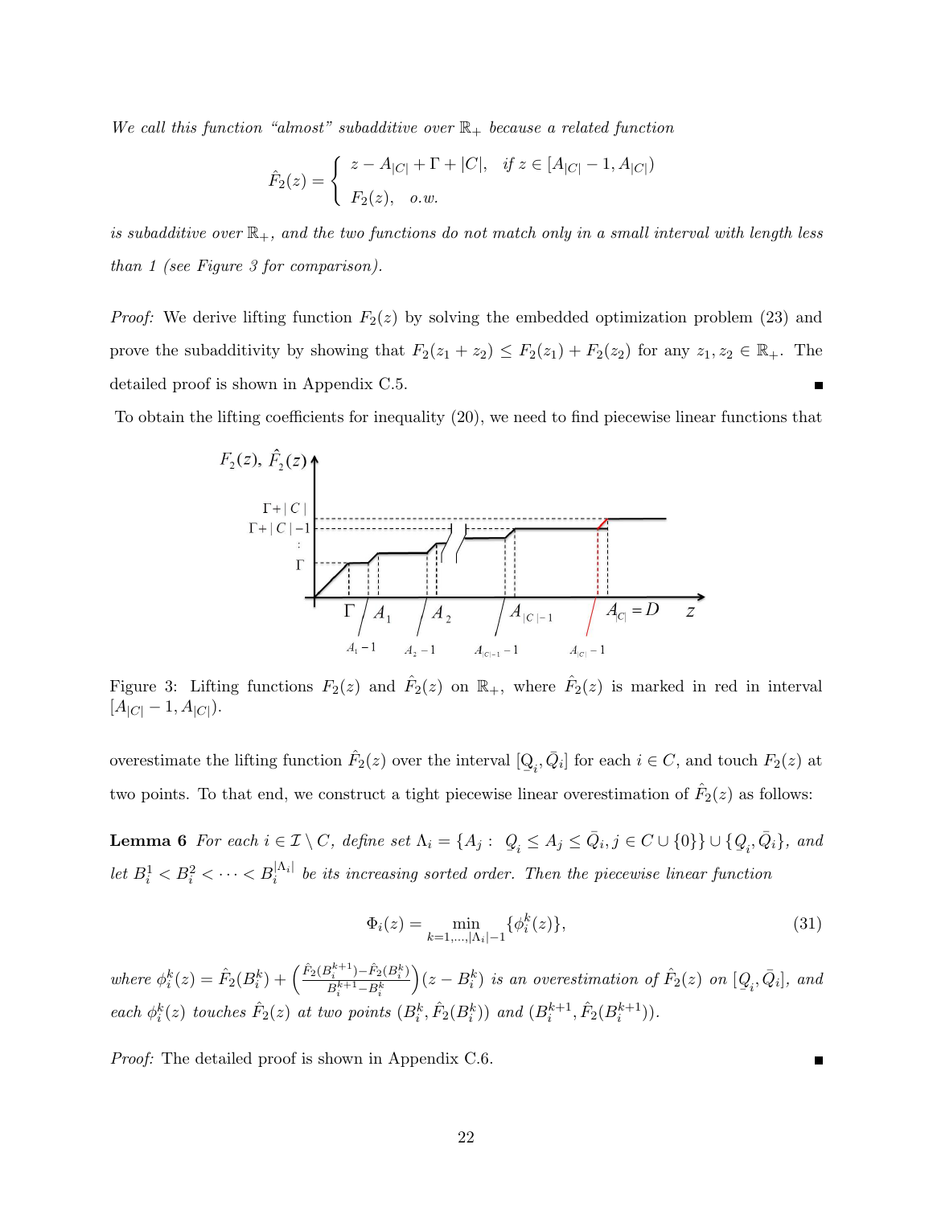*We call this function "almost" subadditive over* $\mathbb{R}_+$ *because a related function*

$$\hat{F}_2(z) = \begin{cases} z - A_{|C|} + \Gamma + |C|, & \text{if } z \in [A_{|C|} - 1, A_{|C|}) \\ F_2(z), & \text{o.w.} \end{cases}$$

*is subadditive over* $\mathbb{R}_+$*, and the two functions do not match only in a small interval with length less than 1 (see Figure 3 for comparison).*

*Proof:* We derive lifting function $F_2(z)$ by solving the embedded optimization problem (23) and prove the subadditivity by showing that $F_2(z_1 + z_2) \leq F_2(z_1) + F_2(z_2)$ for any $z_1, z_2 \in \mathbb{R}_+$. The detailed proof is shown in Appendix C.5. ■

To obtain the lifting coefficients for inequality (20), we need to find piecewise linear functions that

Figure 3: Lifting functions $F_2(z)$ and $\hat{F}_2(z)$ on $\mathbb{R}_+$, where $\hat{F}_2(z)$ is marked in red in interval $[A_{|C|} - 1, A_{|C|})$.

overestimate the lifting function $\hat{F}_2(z)$ over the interval $[\underline{Q}_i, \bar{Q}_i]$ for each $i \in C$, and touch $F_2(z)$ at two points. To that end, we construct a tight piecewise linear overestimation of $\hat{F}_2(z)$ as follows:

**Lemma 6** *For each* $i \in \mathcal{I} \setminus C$*, define set* $\Lambda_i = \{A_j : \ \underline{Q}_i \leq A_j \leq \bar{Q}_i, j \in C \cup \{0\}\} \cup \{\underline{Q}_i, \bar{Q}_i\}$*, and let* $B_i^1 < B_i^2 < \cdots < B_i^{|\Lambda_i|}$ *be its increasing sorted order. Then the piecewise linear function*

$$\Phi_i(z) = \min_{k=1,\ldots,|\Lambda_i|-1} \{\phi_i^k(z)\}, \tag{31}$$

*where* $\phi_i^k(z) = \hat{F}_2(B_i^k) + \left(\frac{\hat{F}_2(B_i^{k+1}) - \hat{F}_2(B_i^k)}{B_i^{k+1} - B_i^k}\right)(z - B_i^k)$ *is an overestimation of* $\hat{F}_2(z)$ *on* $[\underline{Q}_i, \bar{Q}_i]$*, and each* $\phi_i^k(z)$ *touches* $\hat{F}_2(z)$ *at two points* $(B_i^k, \hat{F}_2(B_i^k))$ *and* $(B_i^{k+1}, \hat{F}_2(B_i^{k+1}))$*.*

*Proof:* The detailed proof is shown in Appendix C.6. ■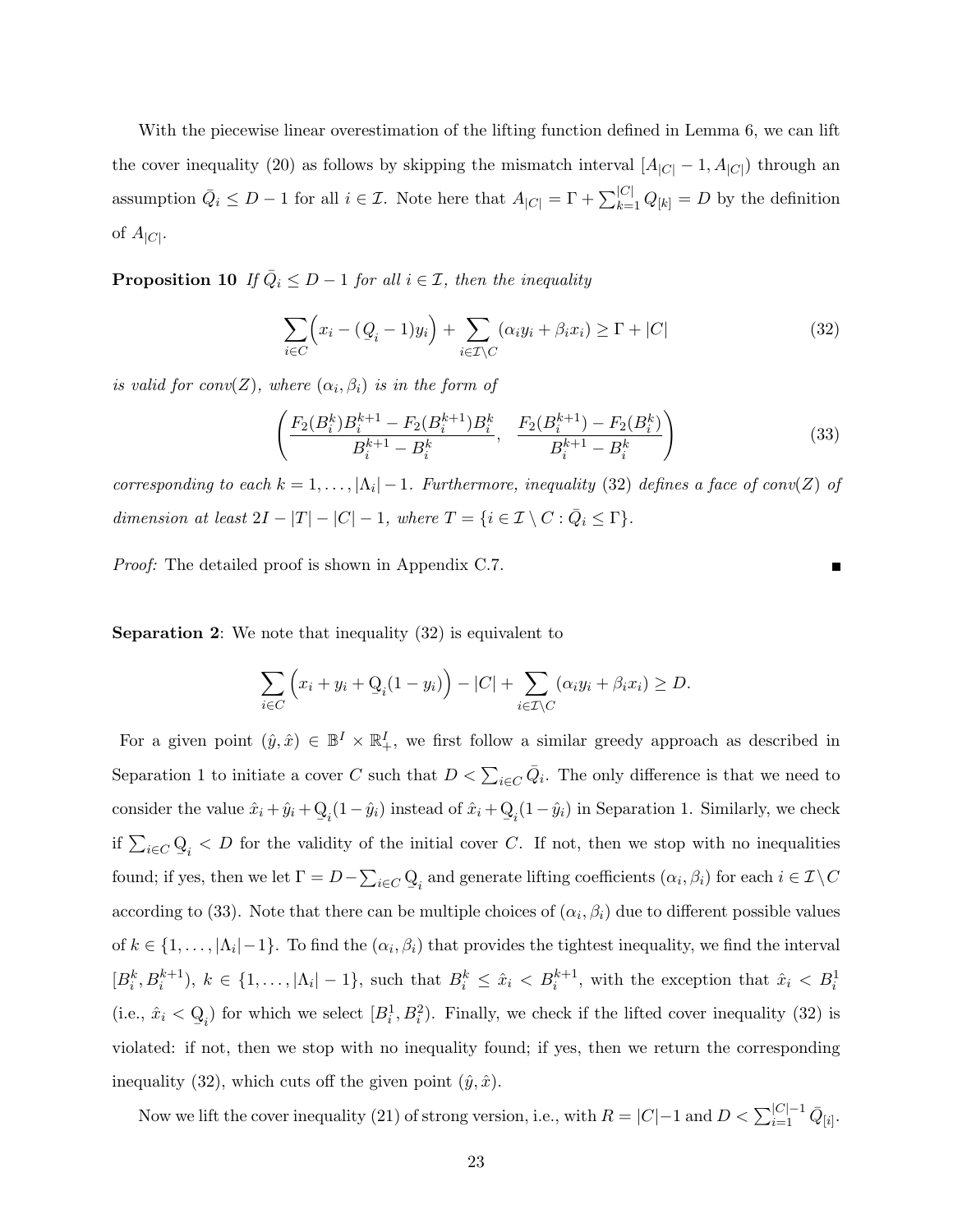With the piecewise linear overestimation of the lifting function defined in Lemma 6, we can lift the cover inequality (20) as follows by skipping the mismatch interval $[A_{|C|}-1, A_{|C|})$ through an assumption $\bar{Q}_i \leq D-1$ for all $i \in \mathcal{I}$. Note here that $A_{|C|} = \Gamma + \sum_{k=1}^{|C|} Q_{[k]} = D$ by the definition of $A_{|C|}$.

**Proposition 10** *If $\bar{Q}_i \leq D-1$ for all $i \in \mathcal{I}$, then the inequality*

$$\sum_{i \in C}\Big(x_i - (\underline{Q}_i - 1)y_i\Big) + \sum_{i \in \mathcal{I}\setminus C}(\alpha_i y_i + \beta_i x_i) \geq \Gamma + |C| \tag{32}$$

*is valid for conv(Z), where $(\alpha_i, \beta_i)$ is in the form of*

$$\left(\frac{F_2(B_i^k)B_i^{k+1} - F_2(B_i^{k+1})B_i^k}{B_i^{k+1} - B_i^k},\ \ \frac{F_2(B_i^{k+1}) - F_2(B_i^k)}{B_i^{k+1} - B_i^k}\right) \tag{33}$$

*corresponding to each $k = 1, \ldots, |\Lambda_i| - 1$. Furthermore, inequality (32) defines a face of conv(Z) of dimension at least $2I - |T| - |C| - 1$, where $T = \{i \in \mathcal{I} \setminus C : \bar{Q}_i \leq \Gamma\}$.*

*Proof:* The detailed proof is shown in Appendix C.7. ■

**Separation 2**: We note that inequality (32) is equivalent to

$$\sum_{i \in C}\Big(x_i + y_i + \underline{Q}_i(1 - y_i)\Big) - |C| + \sum_{i \in \mathcal{I}\setminus C}(\alpha_i y_i + \beta_i x_i) \geq D.$$

For a given point $(\hat{y}, \hat{x}) \in \mathbb{B}^I \times \mathbb{R}_+^I$, we first follow a similar greedy approach as described in Separation 1 to initiate a cover $C$ such that $D < \sum_{i \in C} \bar{Q}_i$. The only difference is that we need to consider the value $\hat{x}_i + \hat{y}_i + \underline{Q}_i(1-\hat{y}_i)$ instead of $\hat{x}_i + \underline{Q}_i(1-\hat{y}_i)$ in Separation 1. Similarly, we check if $\sum_{i \in C} \underline{Q}_i < D$ for the validity of the initial cover $C$. If not, then we stop with no inequalities found; if yes, then we let $\Gamma = D - \sum_{i \in C} \underline{Q}_i$ and generate lifting coefficients $(\alpha_i, \beta_i)$ for each $i \in \mathcal{I} \setminus C$ according to (33). Note that there can be multiple choices of $(\alpha_i, \beta_i)$ due to different possible values of $k \in \{1, \ldots, |\Lambda_i| - 1\}$. To find the $(\alpha_i, \beta_i)$ that provides the tightest inequality, we find the interval $[B_i^k, B_i^{k+1})$, $k \in \{1, \ldots, |\Lambda_i| - 1\}$, such that $B_i^k \leq \hat{x}_i < B_i^{k+1}$, with the exception that $\hat{x}_i < B_i^1$ (i.e., $\hat{x}_i < \underline{Q}_i$) for which we select $[B_i^1, B_i^2)$. Finally, we check if the lifted cover inequality (32) is violated: if not, then we stop with no inequality found; if yes, then we return the corresponding inequality (32), which cuts off the given point $(\hat{y}, \hat{x})$.

Now we lift the cover inequality (21) of strong version, i.e., with $R = |C| - 1$ and $D < \sum_{i=1}^{|C|-1} \bar{Q}_{[i]}$.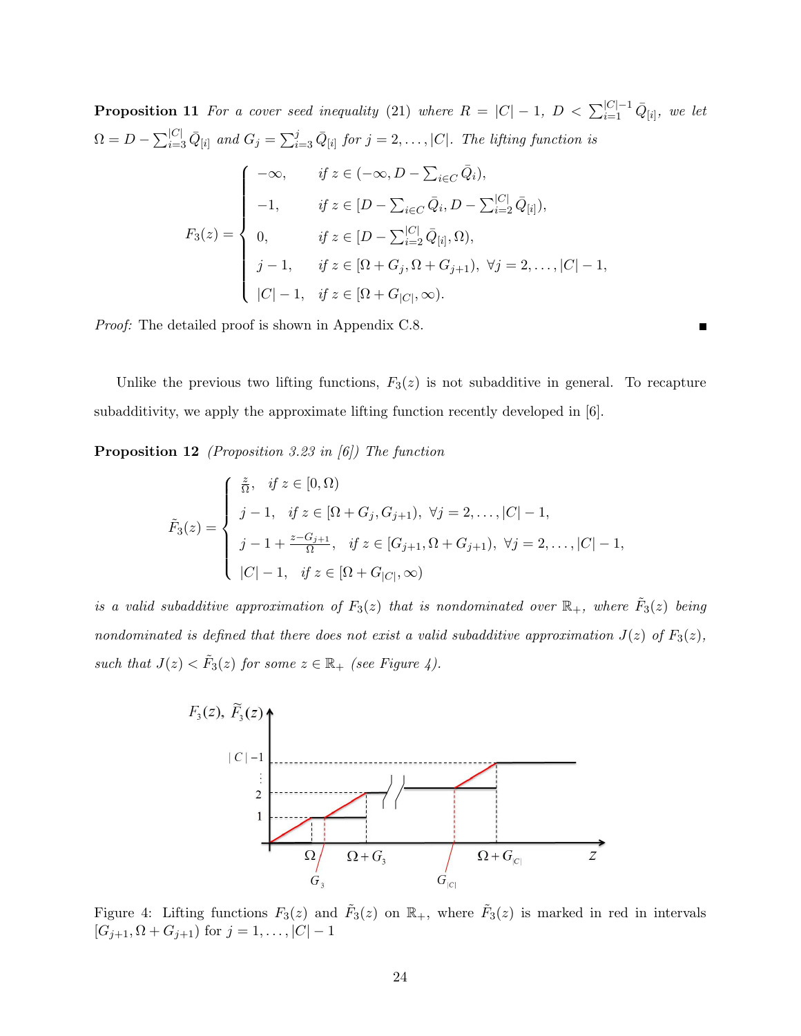**Proposition 11** *For a cover seed inequality (21) where $R = |C| - 1$, $D < \sum_{i=1}^{|C|-1} \bar{Q}_{[i]}$, we let $\Omega = D - \sum_{i=3}^{|C|} \bar{Q}_{[i]}$ and $G_j = \sum_{i=3}^{j} \bar{Q}_{[i]}$ for $j = 2, \ldots, |C|$. The lifting function is*

$$F_3(z) = \begin{cases} -\infty, & \text{if } z \in (-\infty, D - \sum_{i \in C} \bar{Q}_i), \\ -1, & \text{if } z \in [D - \sum_{i \in C} \bar{Q}_i, D - \sum_{i=2}^{|C|} \bar{Q}_{[i]}), \\ 0, & \text{if } z \in [D - \sum_{i=2}^{|C|} \bar{Q}_{[i]}, \Omega), \\ j-1, & \text{if } z \in [\Omega + G_j, \Omega + G_{j+1}),\ \forall j = 2, \ldots, |C|-1, \\ |C|-1, & \text{if } z \in [\Omega + G_{|C|}, \infty). \end{cases}$$

*Proof:* The detailed proof is shown in Appendix C.8. ∎

Unlike the previous two lifting functions, $F_3(z)$ is not subadditive in general. To recapture subadditivity, we apply the approximate lifting function recently developed in [6].

**Proposition 12** *(Proposition 3.23 in [6]) The function*

$$\tilde{F}_3(z) = \begin{cases} \frac{z}{\Omega}, & \text{if } z \in [0, \Omega) \\ j-1, & \text{if } z \in [\Omega + G_j, G_{j+1}),\ \forall j = 2, \ldots, |C|-1, \\ j-1+\frac{z - G_{j+1}}{\Omega}, & \text{if } z \in [G_{j+1}, \Omega + G_{j+1}),\ \forall j = 2, \ldots, |C|-1, \\ |C|-1, & \text{if } z \in [\Omega + G_{|C|}, \infty) \end{cases}$$

*is a valid subadditive approximation of $F_3(z)$ that is nondominated over $\mathbb{R}_+$, where $\tilde{F}_3(z)$ being nondominated is defined that there does not exist a valid subadditive approximation $J(z)$ of $F_3(z)$, such that $J(z) < \tilde{F}_3(z)$ for some $z \in \mathbb{R}_+$ (see Figure 4).*

Figure 4: Lifting functions $F_3(z)$ and $\tilde{F}_3(z)$ on $\mathbb{R}_+$, where $\tilde{F}_3(z)$ is marked in red in intervals $[G_{j+1}, \Omega + G_{j+1})$ for $j = 1, \ldots, |C| - 1$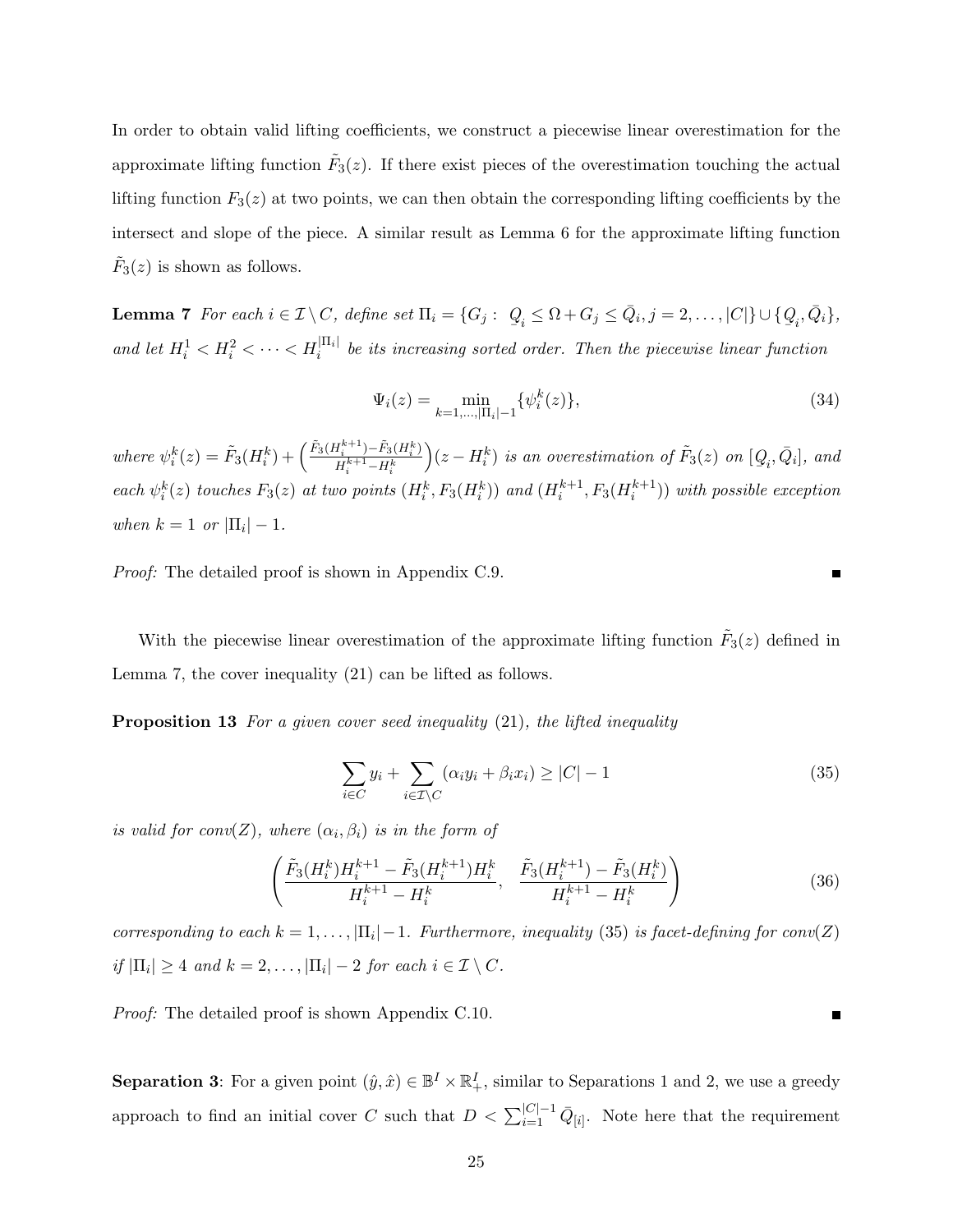In order to obtain valid lifting coefficients, we construct a piecewise linear overestimation for the approximate lifting function $\tilde{F}_3(z)$. If there exist pieces of the overestimation touching the actual lifting function $F_3(z)$ at two points, we can then obtain the corresponding lifting coefficients by the intersect and slope of the piece. A similar result as Lemma 6 for the approximate lifting function $\tilde{F}_3(z)$ is shown as follows.

**Lemma 7** *For each $i \in \mathcal{I} \setminus C$, define set $\Pi_i = \{G_j : \underline{Q}_i \leq \Omega + G_j \leq \bar{Q}_i, j = 2, \ldots, |C|\} \cup \{\underline{Q}_i, \bar{Q}_i\}$, and let $H_i^1 < H_i^2 < \cdots < H_i^{|\Pi_i|}$ be its increasing sorted order. Then the piecewise linear function*

$$\Psi_i(z) = \min_{k=1,\ldots,|\Pi_i|-1} \{\psi_i^k(z)\}, \tag{34}$$

*where $\psi_i^k(z) = \tilde{F}_3(H_i^k) + \left(\frac{\tilde{F}_3(H_i^{k+1}) - \tilde{F}_3(H_i^k)}{H_i^{k+1} - H_i^k}\right)(z - H_i^k)$ is an overestimation of $\tilde{F}_3(z)$ on $[\underline{Q}_i, \bar{Q}_i]$, and each $\psi_i^k(z)$ touches $F_3(z)$ at two points $(H_i^k, F_3(H_i^k))$ and $(H_i^{k+1}, F_3(H_i^{k+1}))$ with possible exception when $k = 1$ or $|\Pi_i| - 1$.*

*Proof:* The detailed proof is shown in Appendix C.9. ∎

With the piecewise linear overestimation of the approximate lifting function $\tilde{F}_3(z)$ defined in Lemma 7, the cover inequality (21) can be lifted as follows.

**Proposition 13** *For a given cover seed inequality* (21)*, the lifted inequality*

$$\sum_{i \in C} y_i + \sum_{i \in \mathcal{I} \setminus C} (\alpha_i y_i + \beta_i x_i) \geq |C| - 1 \tag{35}$$

*is valid for conv$(Z)$, where $(\alpha_i, \beta_i)$ is in the form of*

$$\left( \frac{\tilde{F}_3(H_i^k) H_i^{k+1} - \tilde{F}_3(H_i^{k+1}) H_i^k}{H_i^{k+1} - H_i^k}, \;\; \frac{\tilde{F}_3(H_i^{k+1}) - \tilde{F}_3(H_i^k)}{H_i^{k+1} - H_i^k} \right) \tag{36}$$

*corresponding to each $k = 1, \ldots, |\Pi_i| - 1$. Furthermore, inequality* (35) *is facet-defining for conv$(Z)$ if $|\Pi_i| \geq 4$ and $k = 2, \ldots, |\Pi_i| - 2$ for each $i \in \mathcal{I} \setminus C$.*

*Proof:* The detailed proof is shown Appendix C.10. ∎

**Separation 3**: For a given point $(\hat{y}, \hat{x}) \in \mathbb{B}^I \times \mathbb{R}_+^I$, similar to Separations 1 and 2, we use a greedy approach to find an initial cover $C$ such that $D < \sum_{i=1}^{|C|-1} \bar{Q}_{[i]}$. Note here that the requirement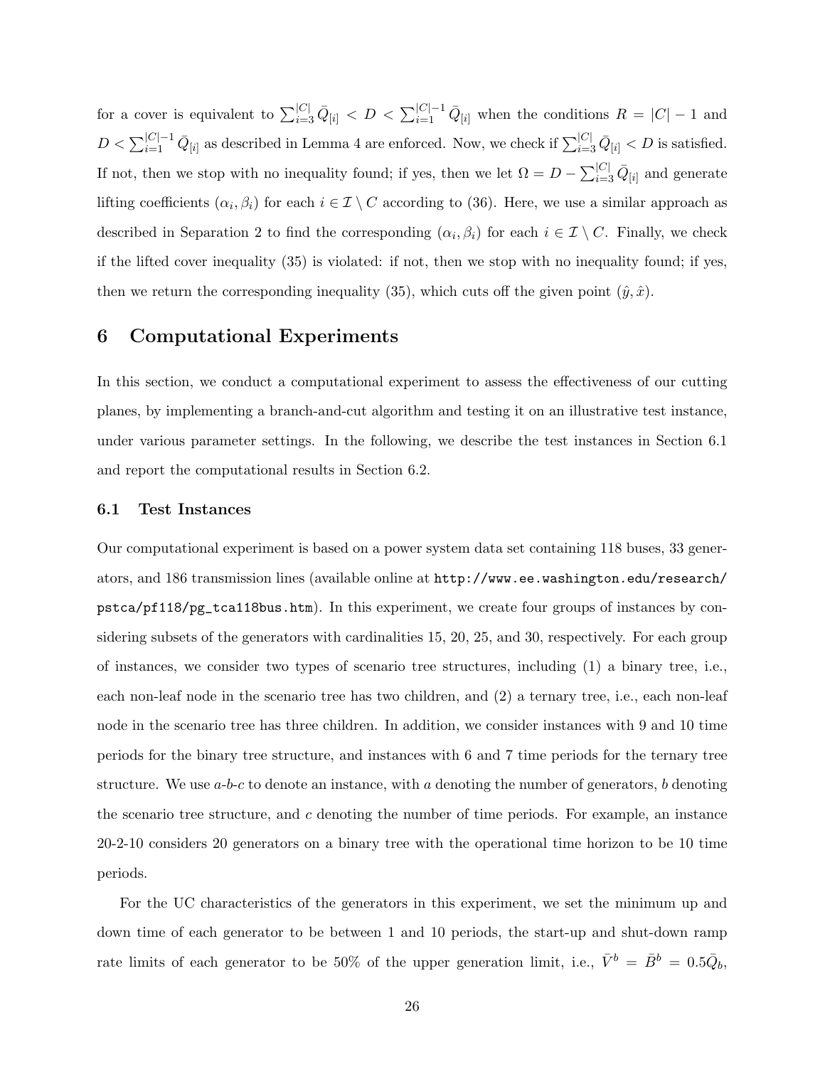for a cover is equivalent to $\sum_{i=3}^{|C|} \bar{Q}_{[i]} < D < \sum_{i=1}^{|C|-1} \bar{Q}_{[i]}$ when the conditions $R = |C| - 1$ and $D < \sum_{i=1}^{|C|-1} \bar{Q}_{[i]}$ as described in Lemma 4 are enforced. Now, we check if $\sum_{i=3}^{|C|} \bar{Q}_{[i]} < D$ is satisfied. If not, then we stop with no inequality found; if yes, then we let $\Omega = D - \sum_{i=3}^{|C|} \bar{Q}_{[i]}$ and generate lifting coefficients $(\alpha_i, \beta_i)$ for each $i \in \mathcal{I} \setminus C$ according to (36). Here, we use a similar approach as described in Separation 2 to find the corresponding $(\alpha_i, \beta_i)$ for each $i \in \mathcal{I} \setminus C$. Finally, we check if the lifted cover inequality (35) is violated: if not, then we stop with no inequality found; if yes, then we return the corresponding inequality (35), which cuts off the given point $(\hat{y}, \hat{x})$.

# 6 Computational Experiments

In this section, we conduct a computational experiment to assess the effectiveness of our cutting planes, by implementing a branch-and-cut algorithm and testing it on an illustrative test instance, under various parameter settings. In the following, we describe the test instances in Section 6.1 and report the computational results in Section 6.2.

## 6.1 Test Instances

Our computational experiment is based on a power system data set containing 118 buses, 33 generators, and 186 transmission lines (available online at `http://www.ee.washington.edu/research/pstca/pf118/pg_tca118bus.htm`). In this experiment, we create four groups of instances by considering subsets of the generators with cardinalities 15, 20, 25, and 30, respectively. For each group of instances, we consider two types of scenario tree structures, including (1) a binary tree, i.e., each non-leaf node in the scenario tree has two children, and (2) a ternary tree, i.e., each non-leaf node in the scenario tree has three children. In addition, we consider instances with 9 and 10 time periods for the binary tree structure, and instances with 6 and 7 time periods for the ternary tree structure. We use *a*-*b*-*c* to denote an instance, with *a* denoting the number of generators, *b* denoting the scenario tree structure, and *c* denoting the number of time periods. For example, an instance 20-2-10 considers 20 generators on a binary tree with the operational time horizon to be 10 time periods.

For the UC characteristics of the generators in this experiment, we set the minimum up and down time of each generator to be between 1 and 10 periods, the start-up and shut-down ramp rate limits of each generator to be 50% of the upper generation limit, i.e., $\bar{V}^b = \bar{B}^b = 0.5\bar{Q}_b$,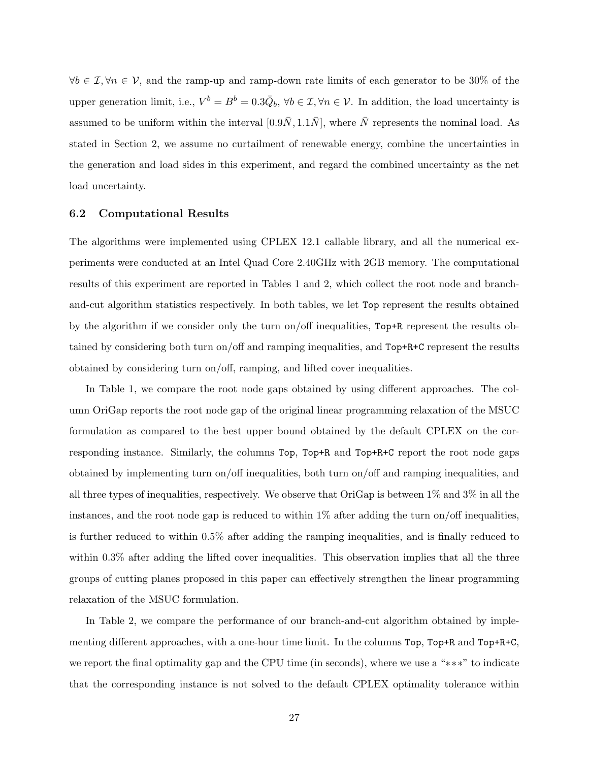$\forall b \in \mathcal{I}, \forall n \in \mathcal{V}$, and the ramp-up and ramp-down rate limits of each generator to be 30% of the upper generation limit, i.e., $V^b = B^b = 0.3\bar{Q}_b$, $\forall b \in \mathcal{I}, \forall n \in \mathcal{V}$. In addition, the load uncertainty is assumed to be uniform within the interval $[0.9\bar{N}, 1.1\bar{N}]$, where $\bar{N}$ represents the nominal load. As stated in Section 2, we assume no curtailment of renewable energy, combine the uncertainties in the generation and load sides in this experiment, and regard the combined uncertainty as the net load uncertainty.

### 6.2 Computational Results

The algorithms were implemented using CPLEX 12.1 callable library, and all the numerical experiments were conducted at an Intel Quad Core 2.40GHz with 2GB memory. The computational results of this experiment are reported in Tables 1 and 2, which collect the root node and branch-and-cut algorithm statistics respectively. In both tables, we let `Top` represent the results obtained by the algorithm if we consider only the turn on/off inequalities, `Top+R` represent the results obtained by considering both turn on/off and ramping inequalities, and `Top+R+C` represent the results obtained by considering turn on/off, ramping, and lifted cover inequalities.

In Table 1, we compare the root node gaps obtained by using different approaches. The column OriGap reports the root node gap of the original linear programming relaxation of the MSUC formulation as compared to the best upper bound obtained by the default CPLEX on the corresponding instance. Similarly, the columns `Top`, `Top+R` and `Top+R+C` report the root node gaps obtained by implementing turn on/off inequalities, both turn on/off and ramping inequalities, and all three types of inequalities, respectively. We observe that OriGap is between 1% and 3% in all the instances, and the root node gap is reduced to within 1% after adding the turn on/off inequalities, is further reduced to within 0.5% after adding the ramping inequalities, and is finally reduced to within 0.3% after adding the lifted cover inequalities. This observation implies that all the three groups of cutting planes proposed in this paper can effectively strengthen the linear programming relaxation of the MSUC formulation.

In Table 2, we compare the performance of our branch-and-cut algorithm obtained by implementing different approaches, with a one-hour time limit. In the columns `Top`, `Top+R` and `Top+R+C`, we report the final optimality gap and the CPU time (in seconds), where we use a "$***$" to indicate that the corresponding instance is not solved to the default CPLEX optimality tolerance within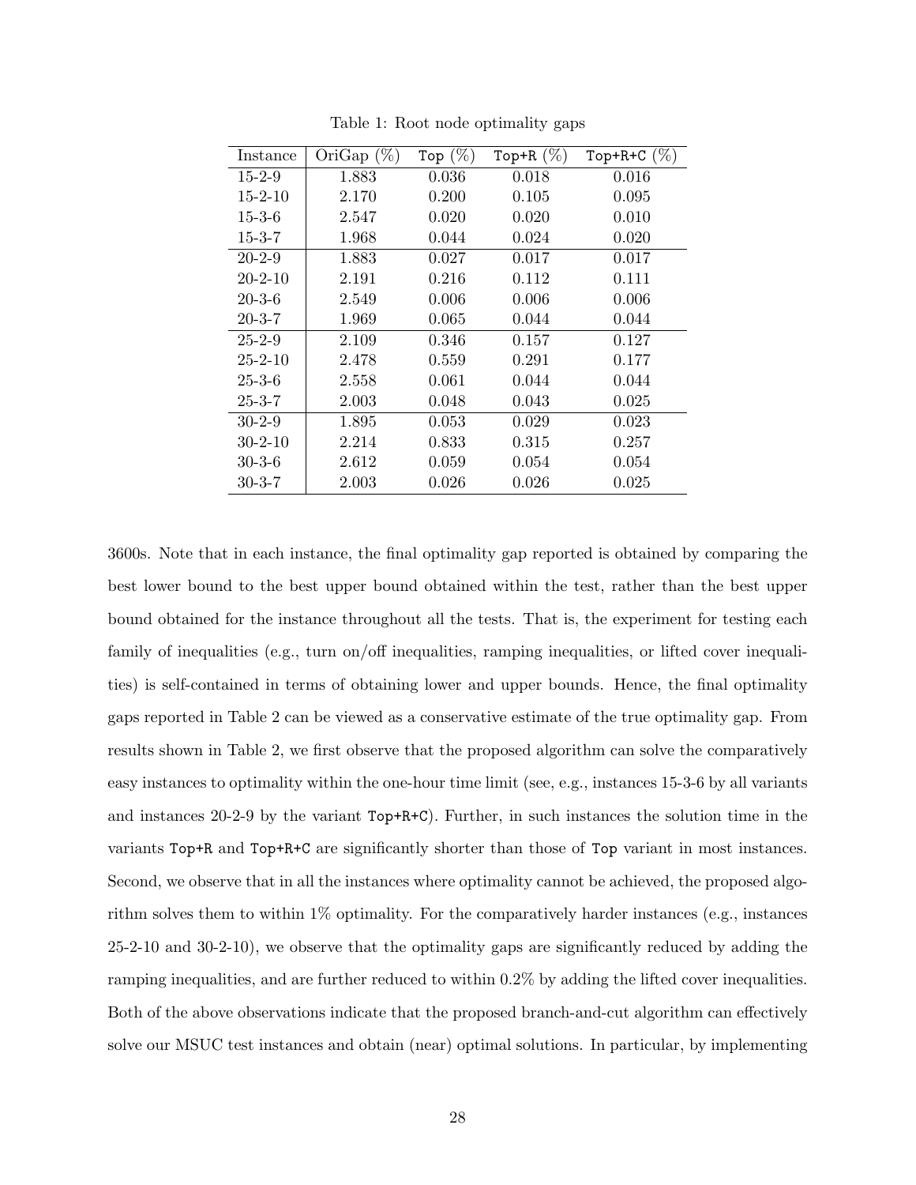Table 1: Root node optimality gaps

| Instance | OriGap (%) | `Top` (%) | `Top+R` (%) | `Top+R+C` (%) |
|---|---|---|---|---|
| 15-2-9 | 1.883 | 0.036 | 0.018 | 0.016 |
| 15-2-10 | 2.170 | 0.200 | 0.105 | 0.095 |
| 15-3-6 | 2.547 | 0.020 | 0.020 | 0.010 |
| 15-3-7 | 1.968 | 0.044 | 0.024 | 0.020 |
| 20-2-9 | 1.883 | 0.027 | 0.017 | 0.017 |
| 20-2-10 | 2.191 | 0.216 | 0.112 | 0.111 |
| 20-3-6 | 2.549 | 0.006 | 0.006 | 0.006 |
| 20-3-7 | 1.969 | 0.065 | 0.044 | 0.044 |
| 25-2-9 | 2.109 | 0.346 | 0.157 | 0.127 |
| 25-2-10 | 2.478 | 0.559 | 0.291 | 0.177 |
| 25-3-6 | 2.558 | 0.061 | 0.044 | 0.044 |
| 25-3-7 | 2.003 | 0.048 | 0.043 | 0.025 |
| 30-2-9 | 1.895 | 0.053 | 0.029 | 0.023 |
| 30-2-10 | 2.214 | 0.833 | 0.315 | 0.257 |
| 30-3-6 | 2.612 | 0.059 | 0.054 | 0.054 |
| 30-3-7 | 2.003 | 0.026 | 0.026 | 0.025 |

3600s. Note that in each instance, the final optimality gap reported is obtained by comparing the best lower bound to the best upper bound obtained within the test, rather than the best upper bound obtained for the instance throughout all the tests. That is, the experiment for testing each family of inequalities (e.g., turn on/off inequalities, ramping inequalities, or lifted cover inequalities) is self-contained in terms of obtaining lower and upper bounds. Hence, the final optimality gaps reported in Table 2 can be viewed as a conservative estimate of the true optimality gap. From results shown in Table 2, we first observe that the proposed algorithm can solve the comparatively easy instances to optimality within the one-hour time limit (see, e.g., instances 15-3-6 by all variants and instances 20-2-9 by the variant `Top+R+C`). Further, in such instances the solution time in the variants `Top+R` and `Top+R+C` are significantly shorter than those of `Top` variant in most instances. Second, we observe that in all the instances where optimality cannot be achieved, the proposed algorithm solves them to within 1% optimality. For the comparatively harder instances (e.g., instances 25-2-10 and 30-2-10), we observe that the optimality gaps are significantly reduced by adding the ramping inequalities, and are further reduced to within 0.2% by adding the lifted cover inequalities. Both of the above observations indicate that the proposed branch-and-cut algorithm can effectively solve our MSUC test instances and obtain (near) optimal solutions. In particular, by implementing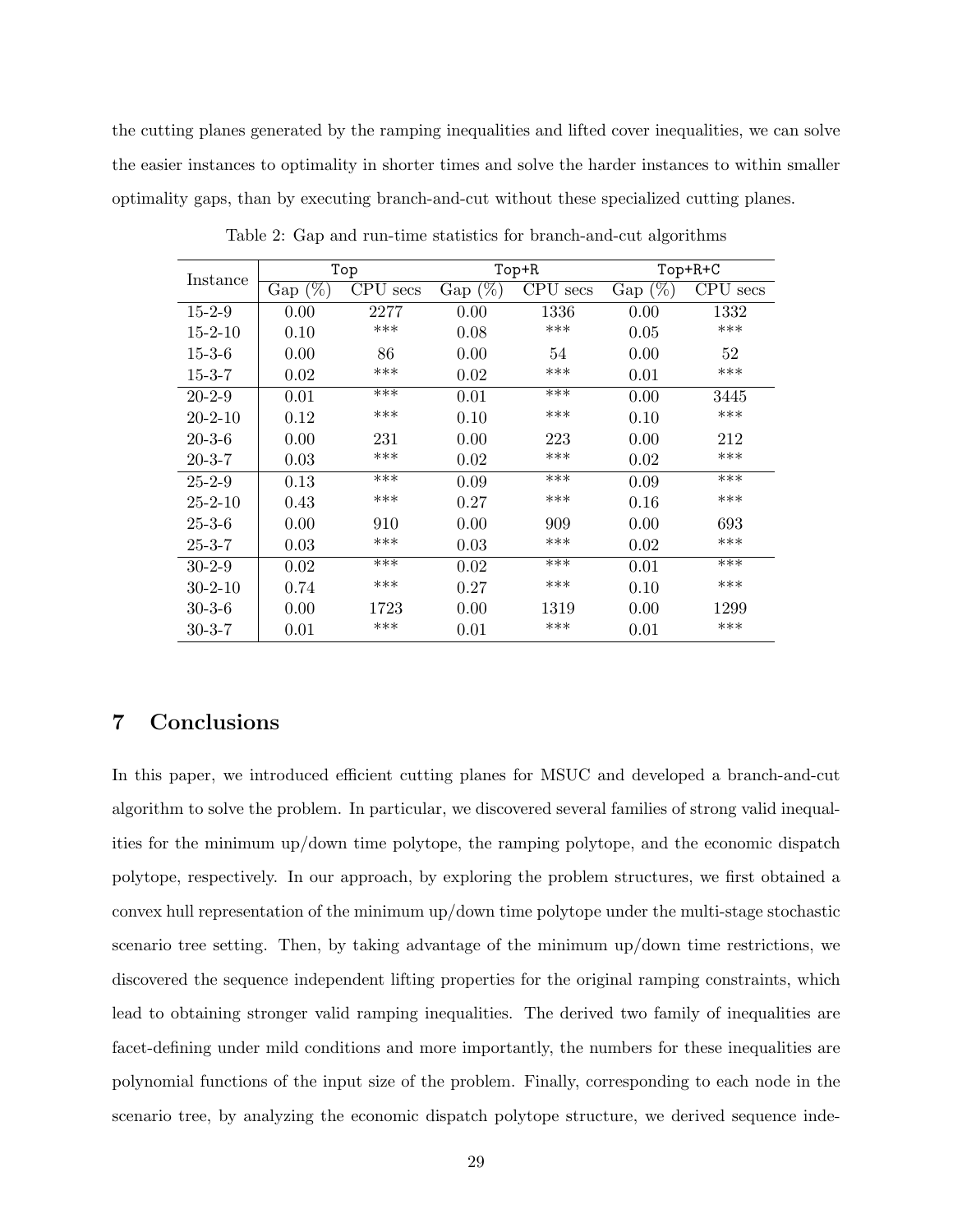the cutting planes generated by the ramping inequalities and lifted cover inequalities, we can solve the easier instances to optimality in shorter times and solve the harder instances to within smaller optimality gaps, than by executing branch-and-cut without these specialized cutting planes.

Table 2: Gap and run-time statistics for branch-and-cut algorithms

| Instance | `Top` | | `Top+R` | | `Top+R+C` | |
|---|---|---|---|---|---|---|
| | Gap (%) | CPU secs | Gap (%) | CPU secs | Gap (%) | CPU secs |
| 15-2-9 | 0.00 | 2277 | 0.00 | 1336 | 0.00 | 1332 |
| 15-2-10 | 0.10 | *** | 0.08 | *** | 0.05 | *** |
| 15-3-6 | 0.00 | 86 | 0.00 | 54 | 0.00 | 52 |
| 15-3-7 | 0.02 | *** | 0.02 | *** | 0.01 | *** |
| 20-2-9 | 0.01 | *** | 0.01 | *** | 0.00 | 3445 |
| 20-2-10 | 0.12 | *** | 0.10 | *** | 0.10 | *** |
| 20-3-6 | 0.00 | 231 | 0.00 | 223 | 0.00 | 212 |
| 20-3-7 | 0.03 | *** | 0.02 | *** | 0.02 | *** |
| 25-2-9 | 0.13 | *** | 0.09 | *** | 0.09 | *** |
| 25-2-10 | 0.43 | *** | 0.27 | *** | 0.16 | *** |
| 25-3-6 | 0.00 | 910 | 0.00 | 909 | 0.00 | 693 |
| 25-3-7 | 0.03 | *** | 0.03 | *** | 0.02 | *** |
| 30-2-9 | 0.02 | *** | 0.02 | *** | 0.01 | *** |
| 30-2-10 | 0.74 | *** | 0.27 | *** | 0.10 | *** |
| 30-3-6 | 0.00 | 1723 | 0.00 | 1319 | 0.00 | 1299 |
| 30-3-7 | 0.01 | *** | 0.01 | *** | 0.01 | *** |

## 7 Conclusions

In this paper, we introduced efficient cutting planes for MSUC and developed a branch-and-cut algorithm to solve the problem. In particular, we discovered several families of strong valid inequalities for the minimum up/down time polytope, the ramping polytope, and the economic dispatch polytope, respectively. In our approach, by exploring the problem structures, we first obtained a convex hull representation of the minimum up/down time polytope under the multi-stage stochastic scenario tree setting. Then, by taking advantage of the minimum up/down time restrictions, we discovered the sequence independent lifting properties for the original ramping constraints, which lead to obtaining stronger valid ramping inequalities. The derived two family of inequalities are facet-defining under mild conditions and more importantly, the numbers for these inequalities are polynomial functions of the input size of the problem. Finally, corresponding to each node in the scenario tree, by analyzing the economic dispatch polytope structure, we derived sequence inde-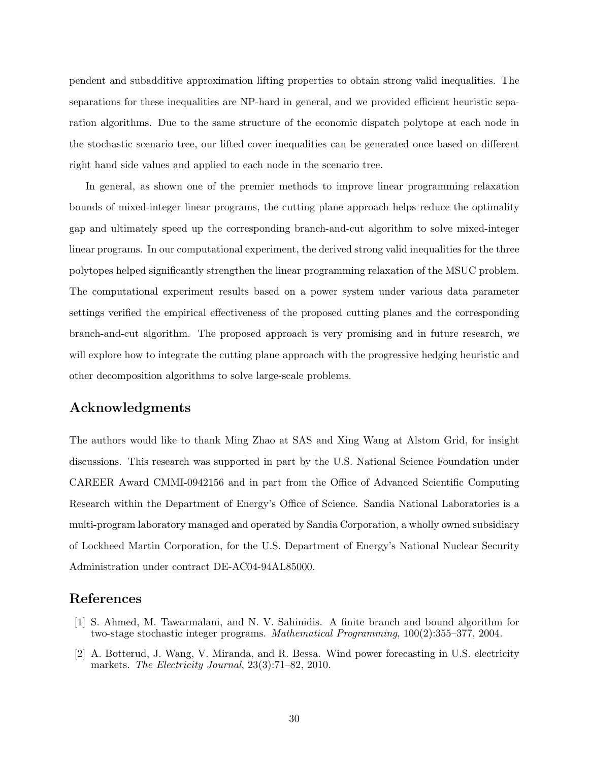pendent and subadditive approximation lifting properties to obtain strong valid inequalities. The separations for these inequalities are NP-hard in general, and we provided efficient heuristic separation algorithms. Due to the same structure of the economic dispatch polytope at each node in the stochastic scenario tree, our lifted cover inequalities can be generated once based on different right hand side values and applied to each node in the scenario tree.

In general, as shown one of the premier methods to improve linear programming relaxation bounds of mixed-integer linear programs, the cutting plane approach helps reduce the optimality gap and ultimately speed up the corresponding branch-and-cut algorithm to solve mixed-integer linear programs. In our computational experiment, the derived strong valid inequalities for the three polytopes helped significantly strengthen the linear programming relaxation of the MSUC problem. The computational experiment results based on a power system under various data parameter settings verified the empirical effectiveness of the proposed cutting planes and the corresponding branch-and-cut algorithm. The proposed approach is very promising and in future research, we will explore how to integrate the cutting plane approach with the progressive hedging heuristic and other decomposition algorithms to solve large-scale problems.

## Acknowledgments

The authors would like to thank Ming Zhao at SAS and Xing Wang at Alstom Grid, for insight discussions. This research was supported in part by the U.S. National Science Foundation under CAREER Award CMMI-0942156 and in part from the Office of Advanced Scientific Computing Research within the Department of Energy's Office of Science. Sandia National Laboratories is a multi-program laboratory managed and operated by Sandia Corporation, a wholly owned subsidiary of Lockheed Martin Corporation, for the U.S. Department of Energy's National Nuclear Security Administration under contract DE-AC04-94AL85000.

## References

[1] S. Ahmed, M. Tawarmalani, and N. V. Sahinidis. A finite branch and bound algorithm for two-stage stochastic integer programs. *Mathematical Programming*, 100(2):355–377, 2004.

[2] A. Botterud, J. Wang, V. Miranda, and R. Bessa. Wind power forecasting in U.S. electricity markets. *The Electricity Journal*, 23(3):71–82, 2010.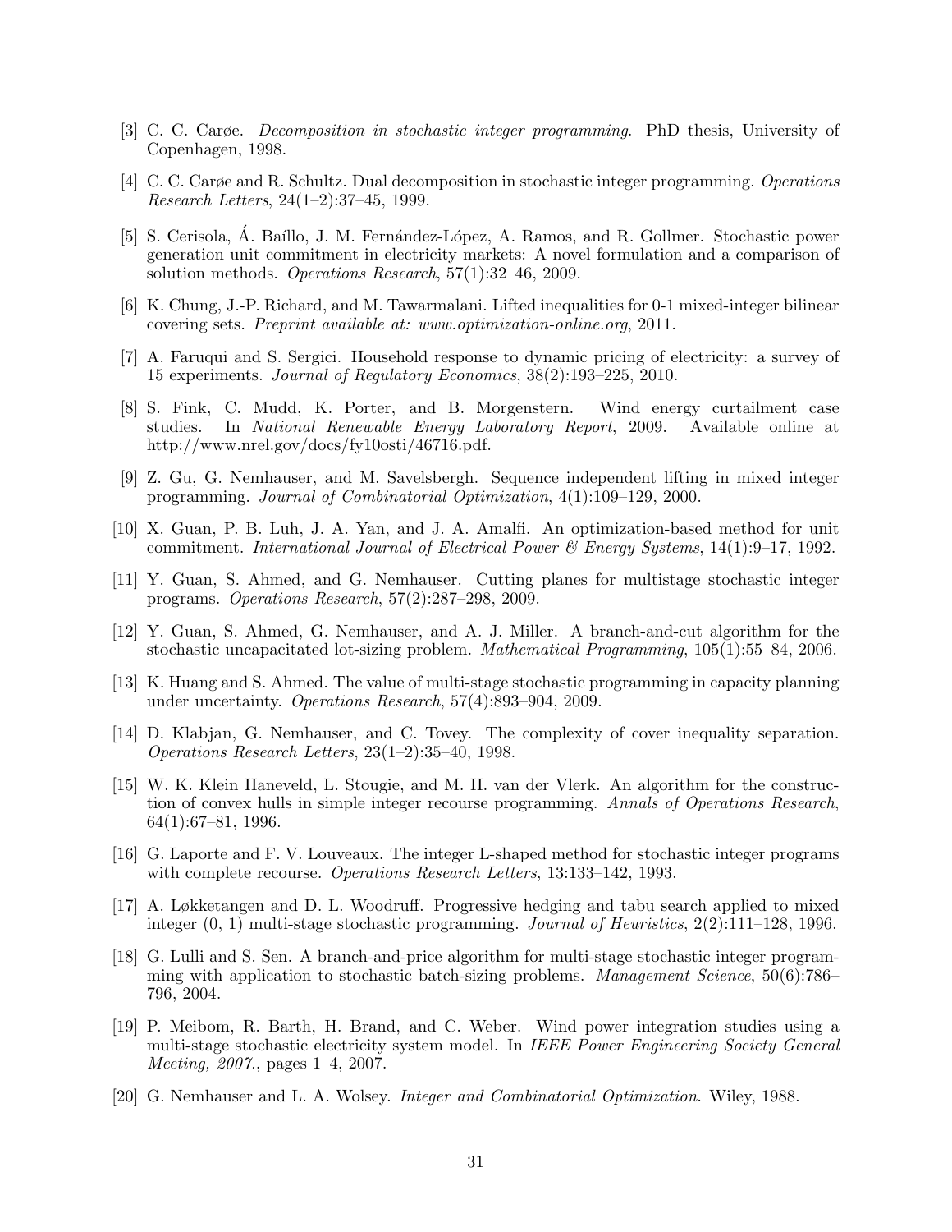[3] C. C. Carøe. *Decomposition in stochastic integer programming*. PhD thesis, University of Copenhagen, 1998.

[4] C. C. Carøe and R. Schultz. Dual decomposition in stochastic integer programming. *Operations Research Letters*, 24(1–2):37–45, 1999.

[5] S. Cerisola, Á. Baíllo, J. M. Fernández-López, A. Ramos, and R. Gollmer. Stochastic power generation unit commitment in electricity markets: A novel formulation and a comparison of solution methods. *Operations Research*, 57(1):32–46, 2009.

[6] K. Chung, J.-P. Richard, and M. Tawarmalani. Lifted inequalities for 0-1 mixed-integer bilinear covering sets. *Preprint available at: www.optimization-online.org*, 2011.

[7] A. Faruqui and S. Sergici. Household response to dynamic pricing of electricity: a survey of 15 experiments. *Journal of Regulatory Economics*, 38(2):193–225, 2010.

[8] S. Fink, C. Mudd, K. Porter, and B. Morgenstern. Wind energy curtailment case studies. In *National Renewable Energy Laboratory Report*, 2009. Available online at http://www.nrel.gov/docs/fy10osti/46716.pdf.

[9] Z. Gu, G. Nemhauser, and M. Savelsbergh. Sequence independent lifting in mixed integer programming. *Journal of Combinatorial Optimization*, 4(1):109–129, 2000.

[10] X. Guan, P. B. Luh, J. A. Yan, and J. A. Amalfi. An optimization-based method for unit commitment. *International Journal of Electrical Power & Energy Systems*, 14(1):9–17, 1992.

[11] Y. Guan, S. Ahmed, and G. Nemhauser. Cutting planes for multistage stochastic integer programs. *Operations Research*, 57(2):287–298, 2009.

[12] Y. Guan, S. Ahmed, G. Nemhauser, and A. J. Miller. A branch-and-cut algorithm for the stochastic uncapacitated lot-sizing problem. *Mathematical Programming*, 105(1):55–84, 2006.

[13] K. Huang and S. Ahmed. The value of multi-stage stochastic programming in capacity planning under uncertainty. *Operations Research*, 57(4):893–904, 2009.

[14] D. Klabjan, G. Nemhauser, and C. Tovey. The complexity of cover inequality separation. *Operations Research Letters*, 23(1–2):35–40, 1998.

[15] W. K. Klein Haneveld, L. Stougie, and M. H. van der Vlerk. An algorithm for the construction of convex hulls in simple integer recourse programming. *Annals of Operations Research*, 64(1):67–81, 1996.

[16] G. Laporte and F. V. Louveaux. The integer L-shaped method for stochastic integer programs with complete recourse. *Operations Research Letters*, 13:133–142, 1993.

[17] A. Løkketangen and D. L. Woodruff. Progressive hedging and tabu search applied to mixed integer (0, 1) multi-stage stochastic programming. *Journal of Heuristics*, 2(2):111–128, 1996.

[18] G. Lulli and S. Sen. A branch-and-price algorithm for multi-stage stochastic integer programming with application to stochastic batch-sizing problems. *Management Science*, 50(6):786–796, 2004.

[19] P. Meibom, R. Barth, H. Brand, and C. Weber. Wind power integration studies using a multi-stage stochastic electricity system model. In *IEEE Power Engineering Society General Meeting, 2007.*, pages 1–4, 2007.

[20] G. Nemhauser and L. A. Wolsey. *Integer and Combinatorial Optimization*. Wiley, 1988.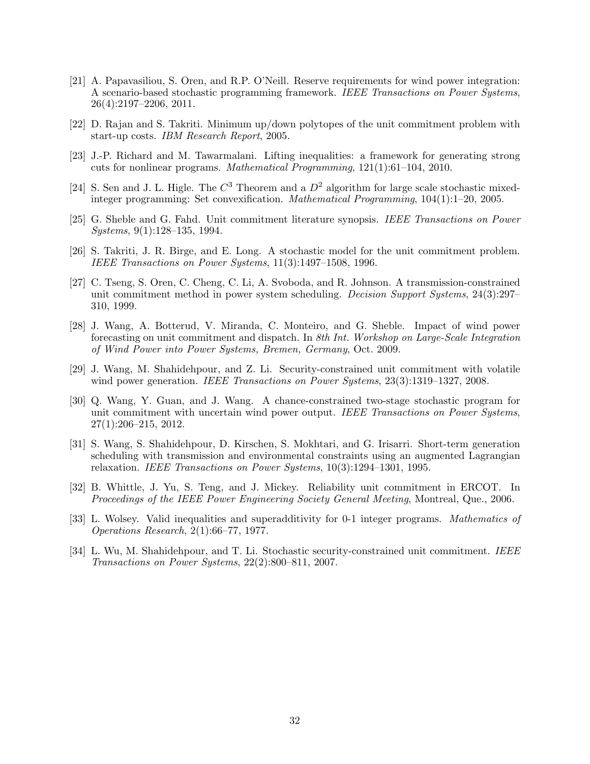[21] A. Papavasiliou, S. Oren, and R.P. O'Neill. Reserve requirements for wind power integration: A scenario-based stochastic programming framework. *IEEE Transactions on Power Systems*, 26(4):2197–2206, 2011.

[22] D. Rajan and S. Takriti. Minimum up/down polytopes of the unit commitment problem with start-up costs. *IBM Research Report*, 2005.

[23] J.-P. Richard and M. Tawarmalani. Lifting inequalities: a framework for generating strong cuts for nonlinear programs. *Mathematical Programming*, 121(1):61–104, 2010.

[24] S. Sen and J. L. Higle. The $C^3$ Theorem and a $D^2$ algorithm for large scale stochastic mixed-integer programming: Set convexification. *Mathematical Programming*, 104(1):1–20, 2005.

[25] G. Sheble and G. Fahd. Unit commitment literature synopsis. *IEEE Transactions on Power Systems*, 9(1):128–135, 1994.

[26] S. Takriti, J. R. Birge, and E. Long. A stochastic model for the unit commitment problem. *IEEE Transactions on Power Systems*, 11(3):1497–1508, 1996.

[27] C. Tseng, S. Oren, C. Cheng, C. Li, A. Svoboda, and R. Johnson. A transmission-constrained unit commitment method in power system scheduling. *Decision Support Systems*, 24(3):297–310, 1999.

[28] J. Wang, A. Botterud, V. Miranda, C. Monteiro, and G. Sheble. Impact of wind power forecasting on unit commitment and dispatch. In *8th Int. Workshop on Large-Scale Integration of Wind Power into Power Systems, Bremen, Germany*, Oct. 2009.

[29] J. Wang, M. Shahidehpour, and Z. Li. Security-constrained unit commitment with volatile wind power generation. *IEEE Transactions on Power Systems*, 23(3):1319–1327, 2008.

[30] Q. Wang, Y. Guan, and J. Wang. A chance-constrained two-stage stochastic program for unit commitment with uncertain wind power output. *IEEE Transactions on Power Systems*, 27(1):206–215, 2012.

[31] S. Wang, S. Shahidehpour, D. Kirschen, S. Mokhtari, and G. Irisarri. Short-term generation scheduling with transmission and environmental constraints using an augmented Lagrangian relaxation. *IEEE Transactions on Power Systems*, 10(3):1294–1301, 1995.

[32] B. Whittle, J. Yu, S. Teng, and J. Mickey. Reliability unit commitment in ERCOT. In *Proceedings of the IEEE Power Engineering Society General Meeting*, Montreal, Que., 2006.

[33] L. Wolsey. Valid inequalities and superadditivity for 0-1 integer programs. *Mathematics of Operations Research*, 2(1):66–77, 1977.

[34] L. Wu, M. Shahidehpour, and T. Li. Stochastic security-constrained unit commitment. *IEEE Transactions on Power Systems*, 22(2):800–811, 2007.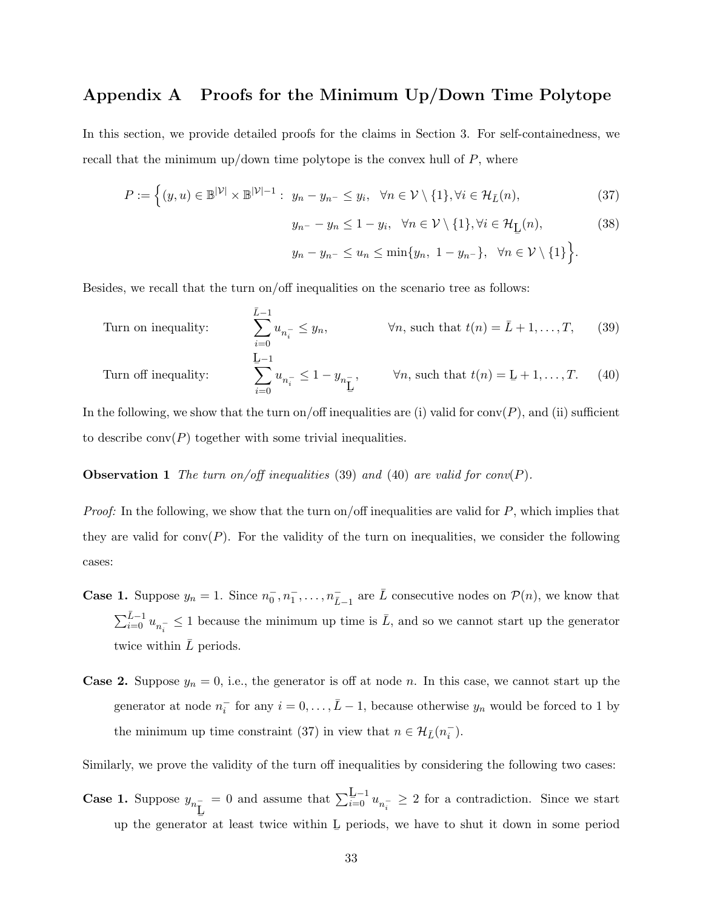# Appendix A Proofs for the Minimum Up/Down Time Polytope

In this section, we provide detailed proofs for the claims in Section 3. For self-containedness, we recall that the minimum up/down time polytope is the convex hull of $P$, where

$$P := \Big\{(y,u) \in \mathbb{B}^{|\mathcal{V}|} \times \mathbb{B}^{|\mathcal{V}|-1} : \ y_n - y_{n^-} \leq y_i, \quad \forall n \in \mathcal{V} \setminus \{1\}, \forall i \in \mathcal{H}_{\bar{L}}(n), \tag{37}$$

$$y_{n^-} - y_n \leq 1 - y_i, \quad \forall n \in \mathcal{V} \setminus \{1\}, \forall i \in \mathcal{H}_{\underline{L}}(n), \tag{38}$$

$$y_n - y_{n^-} \leq u_n \leq \min\{y_n, \ 1 - y_{n^-}\}, \quad \forall n \in \mathcal{V} \setminus \{1\}\Big\}.$$

Besides, we recall that the turn on/off inequalities on the scenario tree as follows:

$$\text{Turn on inequality:} \qquad \sum_{i=0}^{\bar{L}-1} u_{n_i^-} \leq y_n, \qquad \forall n, \text{ such that } t(n) = \bar{L}+1, \ldots, T, \tag{39}$$

$$\text{Turn off inequality:} \qquad \sum_{i=0}^{\underline{L}-1} u_{n_i^-} \leq 1 - y_{n_{\underline{L}}^-}, \qquad \forall n, \text{ such that } t(n) = \underline{L}+1, \ldots, T. \tag{40}$$

In the following, we show that the turn on/off inequalities are (i) valid for conv$(P)$, and (ii) sufficient to describe conv$(P)$ together with some trivial inequalities.

**Observation 1** *The turn on/off inequalities* (39) *and* (40) *are valid for conv*$(P)$.

*Proof:* In the following, we show that the turn on/off inequalities are valid for $P$, which implies that they are valid for conv$(P)$. For the validity of the turn on inequalities, we consider the following cases:

**Case 1.** Suppose $y_n = 1$. Since $n_0^-, n_1^-, \ldots, n_{\bar{L}-1}^-$ are $\bar{L}$ consecutive nodes on $\mathcal{P}(n)$, we know that $\sum_{i=0}^{\bar{L}-1} u_{n_i^-} \leq 1$ because the minimum up time is $\bar{L}$, and so we cannot start up the generator twice within $\bar{L}$ periods.

**Case 2.** Suppose $y_n = 0$, i.e., the generator is off at node $n$. In this case, we cannot start up the generator at node $n_i^-$ for any $i = 0, \ldots, \bar{L}-1$, because otherwise $y_n$ would be forced to 1 by the minimum up time constraint (37) in view that $n \in \mathcal{H}_{\bar{L}}(n_i^-)$.

Similarly, we prove the validity of the turn off inequalities by considering the following two cases:

**Case 1.** Suppose $y_{n_{\underline{L}}^-} = 0$ and assume that $\sum_{i=0}^{\underline{L}-1} u_{n_i^-} \geq 2$ for a contradiction. Since we start up the generator at least twice within $\underline{L}$ periods, we have to shut it down in some period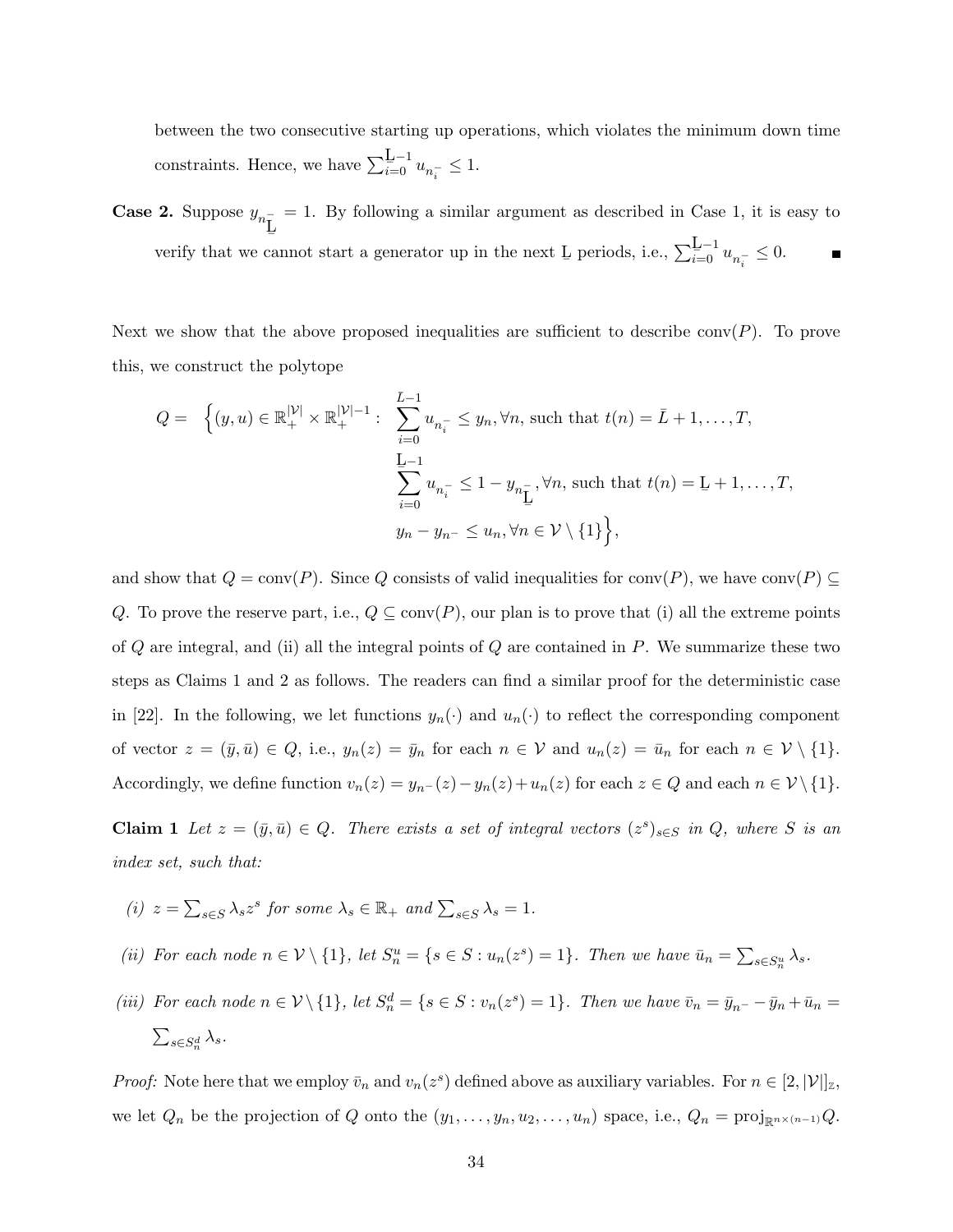between the two consecutive starting up operations, which violates the minimum down time constraints. Hence, we have $\sum_{i=0}^{\underline{L}-1} u_{n_i^-} \leq 1$.

**Case 2.** Suppose $y_{n_{\underline{L}}^-} = 1$. By following a similar argument as described in Case 1, it is easy to verify that we cannot start a generator up in the next $\underline{L}$ periods, i.e., $\sum_{i=0}^{\underline{L}-1} u_{n_i^-} \leq 0$. ■

Next we show that the above proposed inequalities are sufficient to describe conv($P$). To prove this, we construct the polytope

$$
\begin{aligned}
Q = \Big\{(y,u) \in \mathbb{R}_+^{|\mathcal{V}|} \times \mathbb{R}_+^{|\mathcal{V}|-1} : \ & \sum_{i=0}^{\bar{L}-1} u_{n_i^-} \leq y_n, \forall n, \text{ such that } t(n) = \bar{L}+1, \ldots, T, \\
& \sum_{i=0}^{\underline{L}-1} u_{n_i^-} \leq 1 - y_{n_{\underline{L}}^-}, \forall n, \text{ such that } t(n) = \underline{L}+1, \ldots, T, \\
& y_n - y_{n^-} \leq u_n, \forall n \in \mathcal{V} \setminus \{1\}\Big\},
\end{aligned}
$$

and show that $Q = \text{conv}(P)$. Since $Q$ consists of valid inequalities for conv($P$), we have conv($P$) $\subseteq Q$. To prove the reserve part, i.e., $Q \subseteq \text{conv}(P)$, our plan is to prove that (i) all the extreme points of $Q$ are integral, and (ii) all the integral points of $Q$ are contained in $P$. We summarize these two steps as Claims 1 and 2 as follows. The readers can find a similar proof for the deterministic case in [22]. In the following, we let functions $y_n(\cdot)$ and $u_n(\cdot)$ to reflect the corresponding component of vector $z = (\bar{y}, \bar{u}) \in Q$, i.e., $y_n(z) = \bar{y}_n$ for each $n \in \mathcal{V}$ and $u_n(z) = \bar{u}_n$ for each $n \in \mathcal{V} \setminus \{1\}$. Accordingly, we define function $v_n(z) = y_{n^-}(z) - y_n(z) + u_n(z)$ for each $z \in Q$ and each $n \in \mathcal{V} \setminus \{1\}$.

**Claim 1** *Let $z = (\bar{y}, \bar{u}) \in Q$. There exists a set of integral vectors $(z^s)_{s \in S}$ in $Q$, where $S$ is an index set, such that:*

*(i) $z = \sum_{s \in S} \lambda_s z^s$ for some $\lambda_s \in \mathbb{R}_+$ and $\sum_{s \in S} \lambda_s = 1$.*

*(ii) For each node $n \in \mathcal{V} \setminus \{1\}$, let $S_n^u = \{s \in S : u_n(z^s) = 1\}$. Then we have $\bar{u}_n = \sum_{s \in S_n^u} \lambda_s$.*

*(iii) For each node $n \in \mathcal{V} \setminus \{1\}$, let $S_n^d = \{s \in S : v_n(z^s) = 1\}$. Then we have $\bar{v}_n = \bar{y}_{n^-} - \bar{y}_n + \bar{u}_n = \sum_{s \in S_n^d} \lambda_s$.*

*Proof:* Note here that we employ $\bar{v}_n$ and $v_n(z^s)$ defined above as auxiliary variables. For $n \in [2, |\mathcal{V}|]_{\mathbb{Z}}$, we let $Q_n$ be the projection of $Q$ onto the $(y_1, \ldots, y_n, u_2, \ldots, u_n)$ space, i.e., $Q_n = \text{proj}_{\mathbb{R}^{n \times (n-1)}} Q$.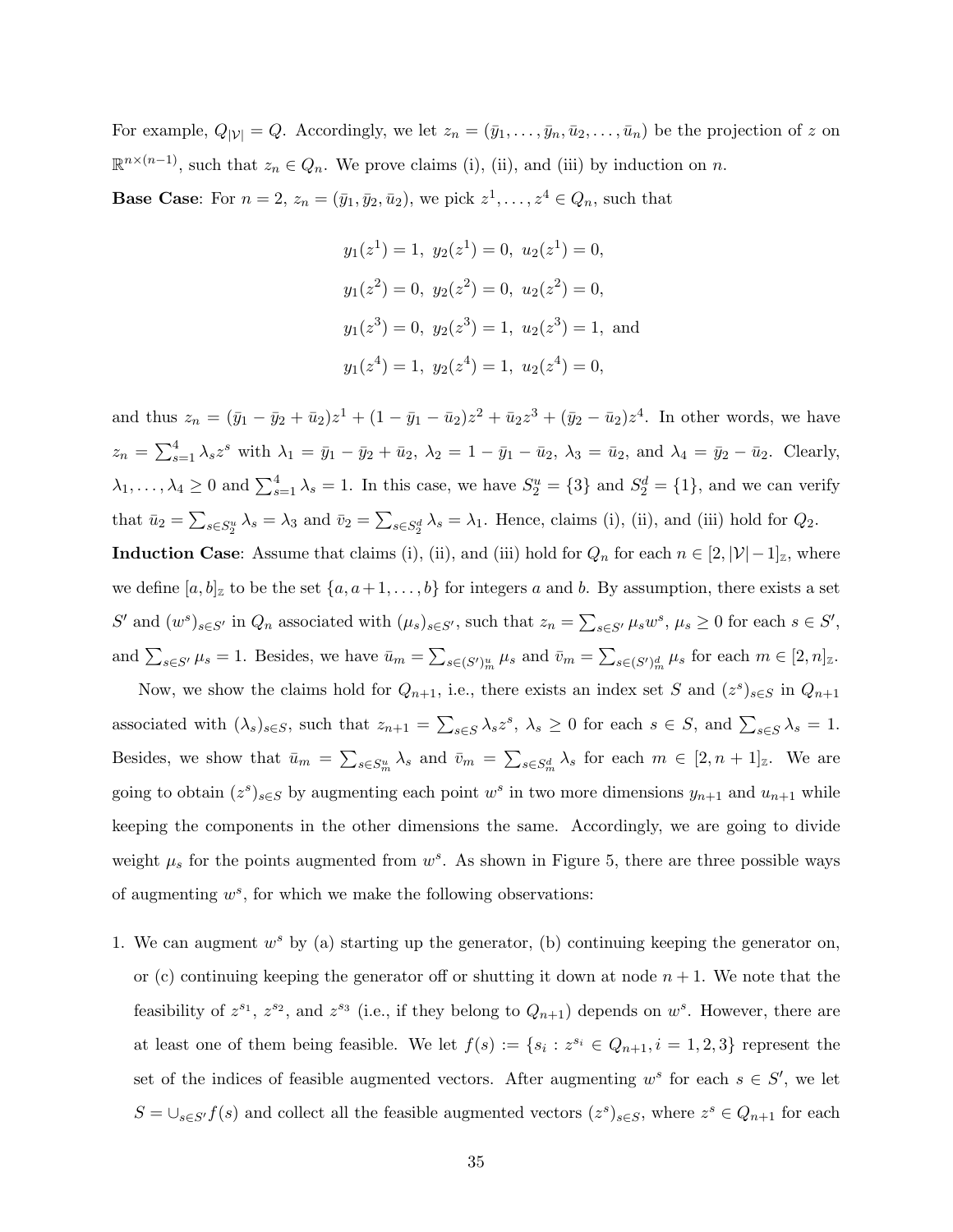For example, $Q_{|\mathcal{V}|} = Q$. Accordingly, we let $z_n = (\bar{y}_1, \ldots, \bar{y}_n, \bar{u}_2, \ldots, \bar{u}_n)$ be the projection of $z$ on $\mathbb{R}^{n\times(n-1)}$, such that $z_n \in Q_n$. We prove claims (i), (ii), and (iii) by induction on $n$.

**Base Case**: For $n = 2$, $z_n = (\bar{y}_1, \bar{y}_2, \bar{u}_2)$, we pick $z^1, \ldots, z^4 \in Q_n$, such that

$$y_1(z^1) = 1,\ y_2(z^1) = 0,\ u_2(z^1) = 0,$$

$$y_1(z^2) = 0,\ y_2(z^2) = 0,\ u_2(z^2) = 0,$$

$$y_1(z^3) = 0,\ y_2(z^3) = 1,\ u_2(z^3) = 1, \text{ and}$$

$$y_1(z^4) = 1,\ y_2(z^4) = 1,\ u_2(z^4) = 0,$$

and thus $z_n = (\bar{y}_1 - \bar{y}_2 + \bar{u}_2)z^1 + (1 - \bar{y}_1 - \bar{u}_2)z^2 + \bar{u}_2 z^3 + (\bar{y}_2 - \bar{u}_2)z^4$. In other words, we have $z_n = \sum_{s=1}^{4} \lambda_s z^s$ with $\lambda_1 = \bar{y}_1 - \bar{y}_2 + \bar{u}_2$, $\lambda_2 = 1 - \bar{y}_1 - \bar{u}_2$, $\lambda_3 = \bar{u}_2$, and $\lambda_4 = \bar{y}_2 - \bar{u}_2$. Clearly, $\lambda_1, \ldots, \lambda_4 \geq 0$ and $\sum_{s=1}^{4} \lambda_s = 1$. In this case, we have $S_2^u = \{3\}$ and $S_2^d = \{1\}$, and we can verify that $\bar{u}_2 = \sum_{s\in S_2^u} \lambda_s = \lambda_3$ and $\bar{v}_2 = \sum_{s\in S_2^d} \lambda_s = \lambda_1$. Hence, claims (i), (ii), and (iii) hold for $Q_2$.

**Induction Case**: Assume that claims (i), (ii), and (iii) hold for $Q_n$ for each $n \in [2, |\mathcal{V}|-1]_{\mathbb{Z}}$, where we define $[a, b]_{\mathbb{Z}}$ to be the set $\{a, a+1, \ldots, b\}$ for integers $a$ and $b$. By assumption, there exists a set $S'$ and $(w^s)_{s\in S'}$ in $Q_n$ associated with $(\mu_s)_{s\in S'}$, such that $z_n = \sum_{s\in S'} \mu_s w^s$, $\mu_s \geq 0$ for each $s \in S'$, and $\sum_{s\in S'} \mu_s = 1$. Besides, we have $\bar{u}_m = \sum_{s\in (S')_m^u} \mu_s$ and $\bar{v}_m = \sum_{s\in (S')_m^d} \mu_s$ for each $m \in [2, n]_{\mathbb{Z}}$.

Now, we show the claims hold for $Q_{n+1}$, i.e., there exists an index set $S$ and $(z^s)_{s\in S}$ in $Q_{n+1}$ associated with $(\lambda_s)_{s\in S}$, such that $z_{n+1} = \sum_{s\in S} \lambda_s z^s$, $\lambda_s \geq 0$ for each $s \in S$, and $\sum_{s\in S} \lambda_s = 1$. Besides, we show that $\bar{u}_m = \sum_{s\in S_m^u} \lambda_s$ and $\bar{v}_m = \sum_{s\in S_m^d} \lambda_s$ for each $m \in [2, n+1]_{\mathbb{Z}}$. We are going to obtain $(z^s)_{s\in S}$ by augmenting each point $w^s$ in two more dimensions $y_{n+1}$ and $u_{n+1}$ while keeping the components in the other dimensions the same. Accordingly, we are going to divide weight $\mu_s$ for the points augmented from $w^s$. As shown in Figure 5, there are three possible ways of augmenting $w^s$, for which we make the following observations:

1. We can augment $w^s$ by (a) starting up the generator, (b) continuing keeping the generator on, or (c) continuing keeping the generator off or shutting it down at node $n+1$. We note that the feasibility of $z^{s_1}$, $z^{s_2}$, and $z^{s_3}$ (i.e., if they belong to $Q_{n+1}$) depends on $w^s$. However, there are at least one of them being feasible. We let $f(s) := \{s_i : z^{s_i} \in Q_{n+1}, i = 1, 2, 3\}$ represent the set of the indices of feasible augmented vectors. After augmenting $w^s$ for each $s \in S'$, we let $S = \cup_{s\in S'} f(s)$ and collect all the feasible augmented vectors $(z^s)_{s\in S}$, where $z^s \in Q_{n+1}$ for each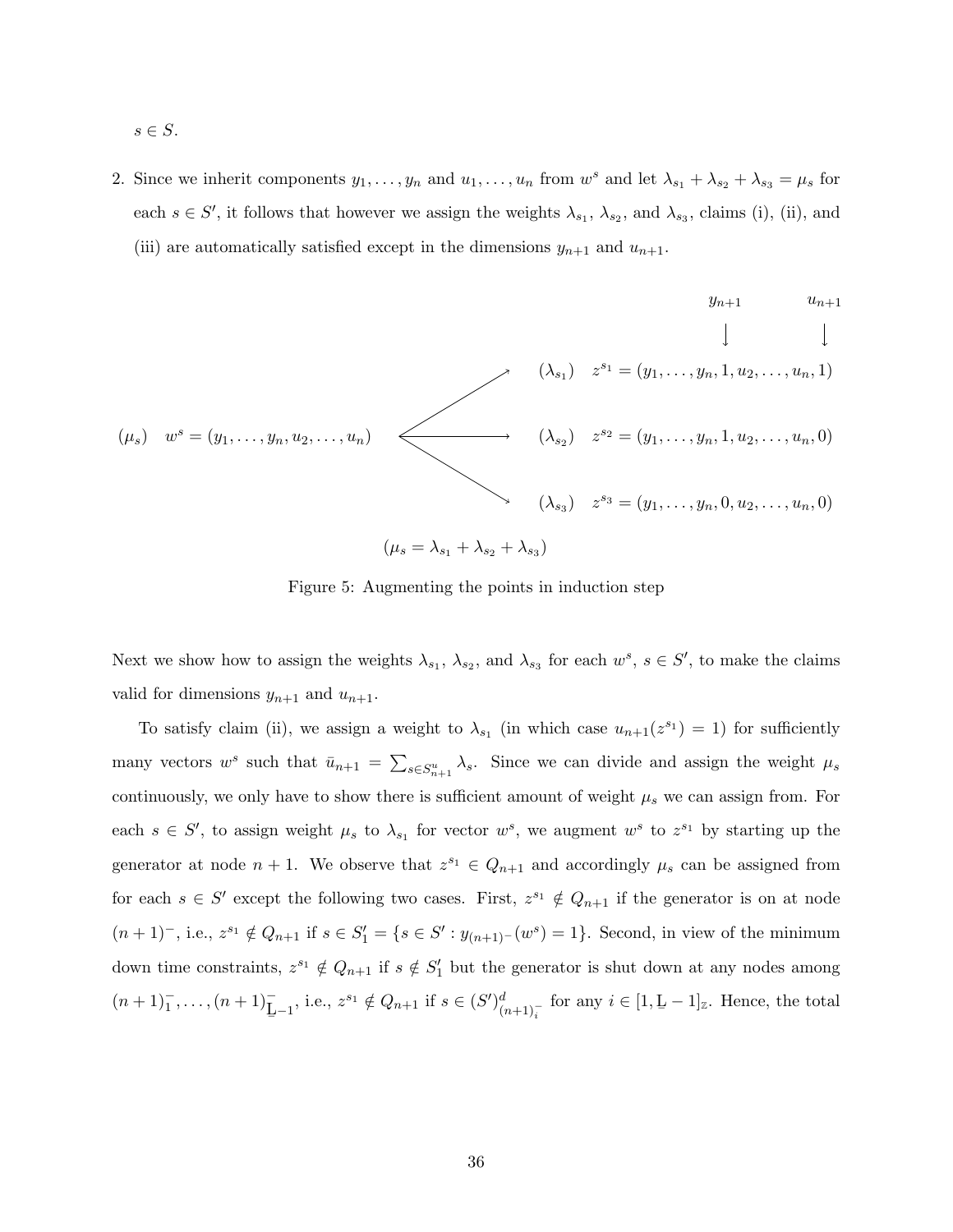$s \in S$.

2. Since we inherit components $y_1, \ldots, y_n$ and $u_1, \ldots, u_n$ from $w^s$ and let $\lambda_{s_1} + \lambda_{s_2} + \lambda_{s_3} = \mu_s$ for each $s \in S'$, it follows that however we assign the weights $\lambda_{s_1}$, $\lambda_{s_2}$, and $\lambda_{s_3}$, claims (i), (ii), and (iii) are automatically satisfied except in the dimensions $y_{n+1}$ and $u_{n+1}$.

$$
(\mu_s) \quad w^s = (y_1, \ldots, y_n, u_2, \ldots, u_n) \quad \longrightarrow \quad
\begin{cases}
(\lambda_{s_1}) \quad z^{s_1} = (y_1, \ldots, y_n, 1, u_2, \ldots, u_n, 1) \\
(\lambda_{s_2}) \quad z^{s_2} = (y_1, \ldots, y_n, 1, u_2, \ldots, u_n, 0) \\
(\lambda_{s_3}) \quad z^{s_3} = (y_1, \ldots, y_n, 0, u_2, \ldots, u_n, 0)
\end{cases}
$$

$$(\mu_s = \lambda_{s_1} + \lambda_{s_2} + \lambda_{s_3})$$

(The new components correspond to $y_{n+1}$ and $u_{n+1}$.)

Figure 5: Augmenting the points in induction step

Next we show how to assign the weights $\lambda_{s_1}$, $\lambda_{s_2}$, and $\lambda_{s_3}$ for each $w^s$, $s \in S'$, to make the claims valid for dimensions $y_{n+1}$ and $u_{n+1}$.

To satisfy claim (ii), we assign a weight to $\lambda_{s_1}$ (in which case $u_{n+1}(z^{s_1}) = 1$) for sufficiently many vectors $w^s$ such that $\bar{u}_{n+1} = \sum_{s \in S^u_{n+1}} \lambda_s$. Since we can divide and assign the weight $\mu_s$ continuously, we only have to show there is sufficient amount of weight $\mu_s$ we can assign from. For each $s \in S'$, to assign weight $\mu_s$ to $\lambda_{s_1}$ for vector $w^s$, we augment $w^s$ to $z^{s_1}$ by starting up the generator at node $n+1$. We observe that $z^{s_1} \in Q_{n+1}$ and accordingly $\mu_s$ can be assigned from for each $s \in S'$ except the following two cases. First, $z^{s_1} \notin Q_{n+1}$ if the generator is on at node $(n+1)^-$, i.e., $z^{s_1} \notin Q_{n+1}$ if $s \in S'_1 = \{s \in S' : y_{(n+1)^-}(w^s) = 1\}$. Second, in view of the minimum down time constraints, $z^{s_1} \notin Q_{n+1}$ if $s \notin S'_1$ but the generator is shut down at any nodes among $(n+1)^-_1, \ldots, (n+1)^-_{\underline{L}-1}$, i.e., $z^{s_1} \notin Q_{n+1}$ if $s \in (S')^d_{(n+1)^-_i}$ for any $i \in [1, \underline{L}-1]_{\mathbb{Z}}$. Hence, the total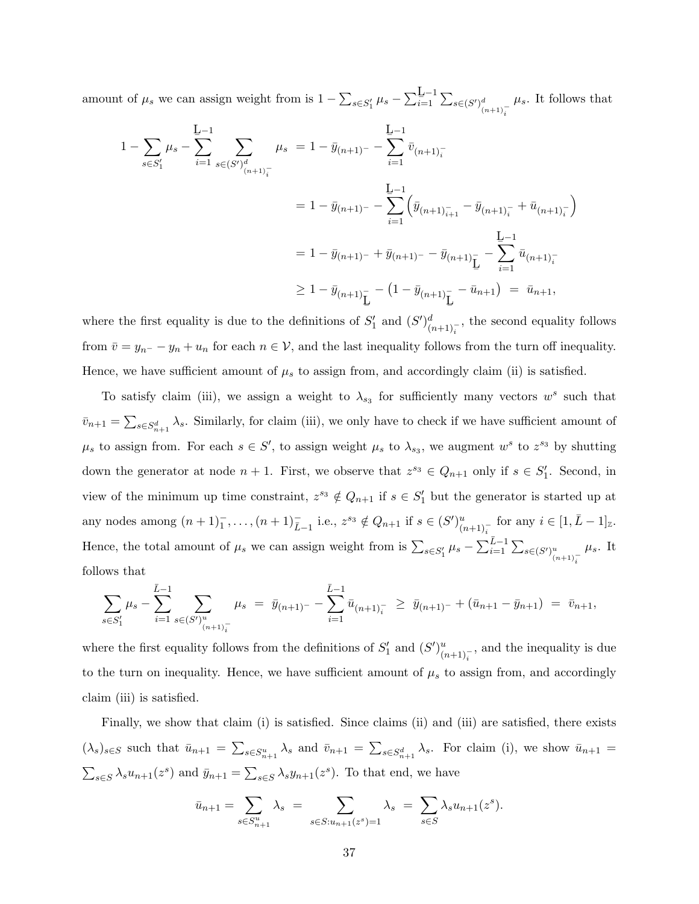amount of $\mu_s$ we can assign weight from is $1 - \sum_{s \in S_1'} \mu_s - \sum_{i=1}^{\underline{L}-1} \sum_{s \in (S')^d_{(n+1)_i^-}} \mu_s$. It follows that

$$
\begin{aligned}
1 - \sum_{s \in S_1'} \mu_s - \sum_{i=1}^{\underline{L}-1} \sum_{s \in (S')^d_{(n+1)_i^-}} \mu_s &= 1 - \bar{y}_{(n+1)^-} - \sum_{i=1}^{\underline{L}-1} \bar{v}_{(n+1)_i^-} \\
&= 1 - \bar{y}_{(n+1)^-} - \sum_{i=1}^{\underline{L}-1} \left( \bar{y}_{(n+1)_{i+1}^-} - \bar{y}_{(n+1)_i^-} + \bar{u}_{(n+1)_i^-} \right) \\
&= 1 - \bar{y}_{(n+1)^-} + \bar{y}_{(n+1)^-} - \bar{y}_{(n+1)_{\underline{L}}^-} - \sum_{i=1}^{\underline{L}-1} \bar{u}_{(n+1)_i^-} \\
&\geq 1 - \bar{y}_{(n+1)_{\underline{L}}^-} - \left(1 - \bar{y}_{(n+1)_{\underline{L}}^-} - \bar{u}_{n+1}\right) \;=\; \bar{u}_{n+1},
\end{aligned}
$$

where the first equality is due to the definitions of $S_1'$ and $(S')^d_{(n+1)_i^-}$, the second equality follows from $\bar{v} = y_{n^-} - y_n + u_n$ for each $n \in \mathcal{V}$, and the last inequality follows from the turn off inequality. Hence, we have sufficient amount of $\mu_s$ to assign from, and accordingly claim (ii) is satisfied.

To satisfy claim (iii), we assign a weight to $\lambda_{s_3}$ for sufficiently many vectors $w^s$ such that $\bar{v}_{n+1} = \sum_{s \in S_{n+1}^d} \lambda_s$. Similarly, for claim (iii), we only have to check if we have sufficient amount of $\mu_s$ to assign from. For each $s \in S'$, to assign weight $\mu_s$ to $\lambda_{s_3}$, we augment $w^s$ to $z^{s_3}$ by shutting down the generator at node $n+1$. First, we observe that $z^{s_3} \in Q_{n+1}$ only if $s \in S_1'$. Second, in view of the minimum up time constraint, $z^{s_3} \notin Q_{n+1}$ if $s \in S_1'$ but the generator is started up at any nodes among $(n+1)_1^-, \ldots, (n+1)_{\bar{L}-1}^-$ i.e., $z^{s_3} \notin Q_{n+1}$ if $s \in (S')^u_{(n+1)_i^-}$ for any $i \in [1, \bar{L}-1]_{\mathbb{Z}}$. Hence, the total amount of $\mu_s$ we can assign weight from is $\sum_{s \in S_1'} \mu_s - \sum_{i=1}^{\bar{L}-1} \sum_{s \in (S')^u_{(n+1)_i^-}} \mu_s$. It follows that

$$
\sum_{s \in S_1'} \mu_s - \sum_{i=1}^{\bar{L}-1} \sum_{s \in (S')^u_{(n+1)_i^-}} \mu_s \;=\; \bar{y}_{(n+1)^-} - \sum_{i=1}^{\bar{L}-1} \bar{u}_{(n+1)_i^-} \;\geq\; \bar{y}_{(n+1)^-} + (\bar{u}_{n+1} - \bar{y}_{n+1}) \;=\; \bar{v}_{n+1},
$$

where the first equality follows from the definitions of $S_1'$ and $(S')^u_{(n+1)_i^-}$, and the inequality is due to the turn on inequality. Hence, we have sufficient amount of $\mu_s$ to assign from, and accordingly claim (iii) is satisfied.

Finally, we show that claim (i) is satisfied. Since claims (ii) and (iii) are satisfied, there exists $(\lambda_s)_{s \in S}$ such that $\bar{u}_{n+1} = \sum_{s \in S_{n+1}^u} \lambda_s$ and $\bar{v}_{n+1} = \sum_{s \in S_{n+1}^d} \lambda_s$. For claim (i), we show $\bar{u}_{n+1} = \sum_{s \in S} \lambda_s u_{n+1}(z^s)$ and $\bar{y}_{n+1} = \sum_{s \in S} \lambda_s y_{n+1}(z^s)$. To that end, we have

$$
\bar{u}_{n+1} = \sum_{s \in S_{n+1}^u} \lambda_s \;=\; \sum_{s \in S : u_{n+1}(z^s) = 1} \lambda_s \;=\; \sum_{s \in S} \lambda_s u_{n+1}(z^s).
$$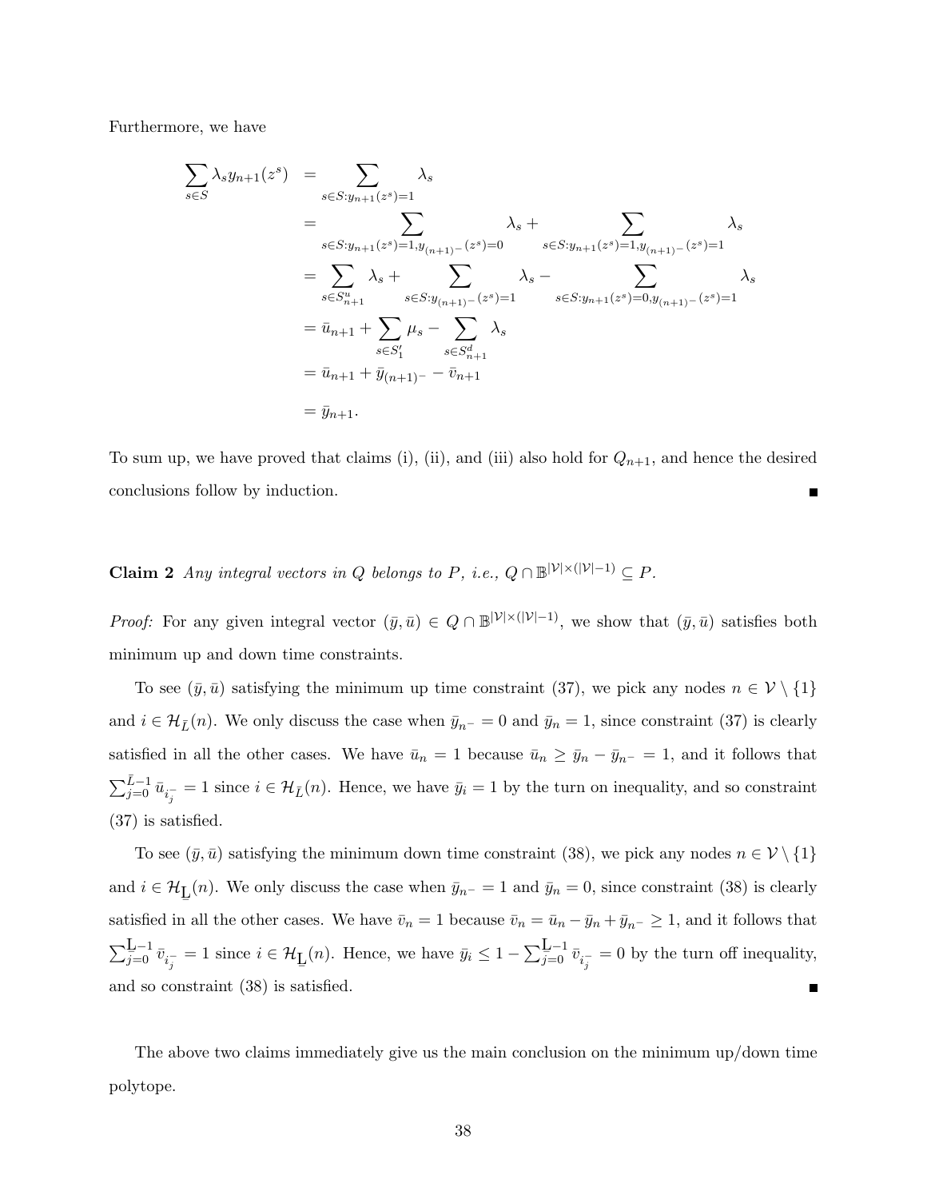Furthermore, we have

$$
\begin{aligned}
\sum_{s\in S} \lambda_s y_{n+1}(z^s) &= \sum_{s\in S: y_{n+1}(z^s)=1} \lambda_s \\
&= \sum_{s\in S: y_{n+1}(z^s)=1, y_{(n+1)^-}(z^s)=0} \lambda_s + \sum_{s\in S: y_{n+1}(z^s)=1, y_{(n+1)^-}(z^s)=1} \lambda_s \\
&= \sum_{s\in S^u_{n+1}} \lambda_s + \sum_{s\in S: y_{(n+1)^-}(z^s)=1} \lambda_s - \sum_{s\in S: y_{n+1}(z^s)=0, y_{(n+1)^-}(z^s)=1} \lambda_s \\
&= \bar{u}_{n+1} + \sum_{s\in S'_1} \mu_s - \sum_{s\in S^d_{n+1}} \lambda_s \\
&= \bar{u}_{n+1} + \bar{y}_{(n+1)^-} - \bar{v}_{n+1} \\
&= \bar{y}_{n+1}.
\end{aligned}
$$

To sum up, we have proved that claims (i), (ii), and (iii) also hold for $Q_{n+1}$, and hence the desired conclusions follow by induction. ■

**Claim 2** *Any integral vectors in $Q$ belongs to $P$, i.e., $Q \cap \mathbb{B}^{|\mathcal{V}|\times(|\mathcal{V}|-1)} \subseteq P$.*

*Proof:* For any given integral vector $(\bar{y}, \bar{u}) \in Q \cap \mathbb{B}^{|\mathcal{V}|\times(|\mathcal{V}|-1)}$, we show that $(\bar{y}, \bar{u})$ satisfies both minimum up and down time constraints.

To see $(\bar{y}, \bar{u})$ satisfying the minimum up time constraint (37), we pick any nodes $n \in \mathcal{V} \setminus \{1\}$ and $i \in \mathcal{H}_{\bar{L}}(n)$. We only discuss the case when $\bar{y}_{n^-} = 0$ and $\bar{y}_n = 1$, since constraint (37) is clearly satisfied in all the other cases. We have $\bar{u}_n = 1$ because $\bar{u}_n \geq \bar{y}_n - \bar{y}_{n^-} = 1$, and it follows that $\sum_{j=0}^{\bar{L}-1} \bar{u}_{i_j^-} = 1$ since $i \in \mathcal{H}_{\bar{L}}(n)$. Hence, we have $\bar{y}_i = 1$ by the turn on inequality, and so constraint (37) is satisfied.

To see $(\bar{y}, \bar{u})$ satisfying the minimum down time constraint (38), we pick any nodes $n \in \mathcal{V} \setminus \{1\}$ and $i \in \mathcal{H}_{\underline{\mathrm{L}}}(n)$. We only discuss the case when $\bar{y}_{n^-} = 1$ and $\bar{y}_n = 0$, since constraint (38) is clearly satisfied in all the other cases. We have $\bar{v}_n = 1$ because $\bar{v}_n = \bar{u}_n - \bar{y}_n + \bar{y}_{n^-} \geq 1$, and it follows that $\sum_{j=0}^{\underline{\mathrm{L}}-1} \bar{v}_{i_j^-} = 1$ since $i \in \mathcal{H}_{\underline{\mathrm{L}}}(n)$. Hence, we have $\bar{y}_i \leq 1 - \sum_{j=0}^{\underline{\mathrm{L}}-1} \bar{v}_{i_j^-} = 0$ by the turn off inequality, and so constraint (38) is satisfied. ■

The above two claims immediately give us the main conclusion on the minimum up/down time polytope.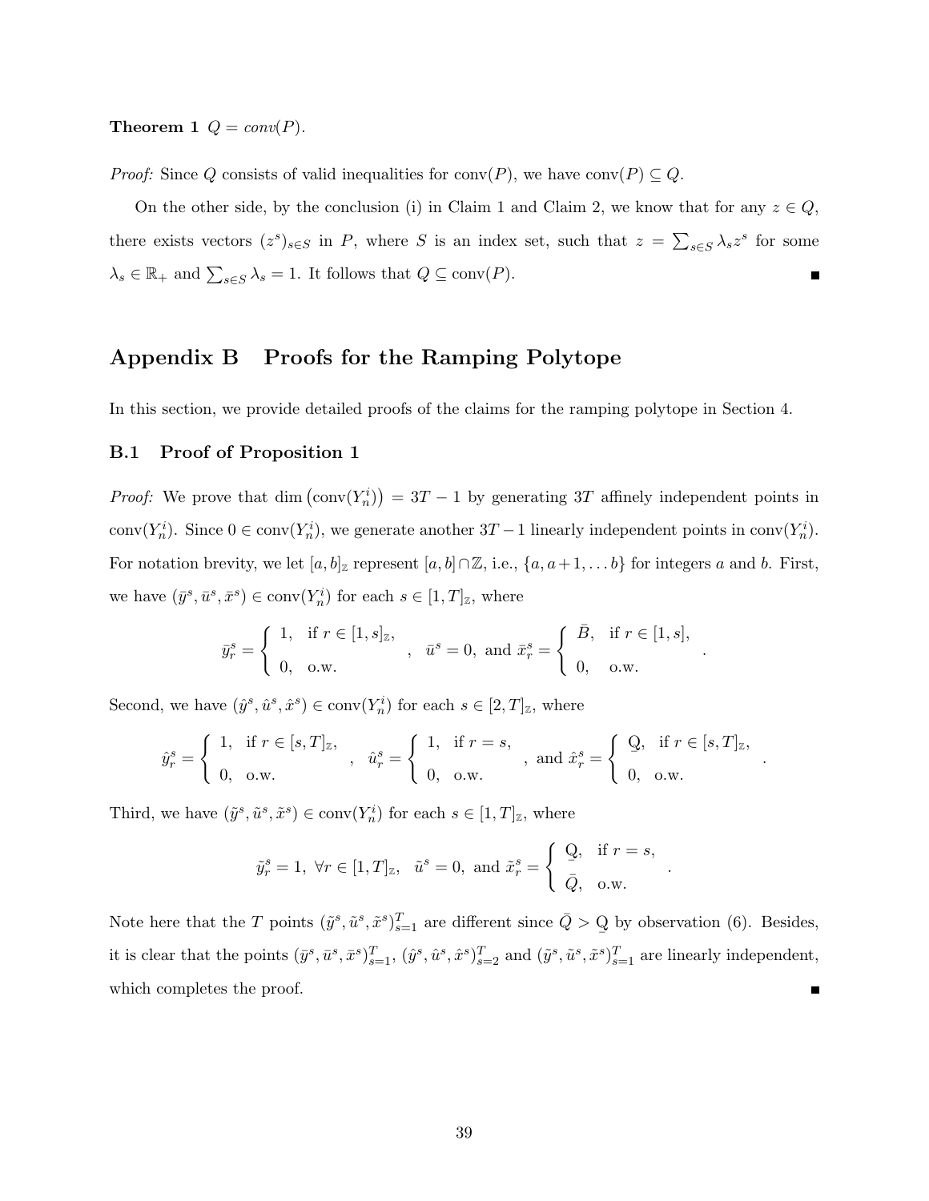**Theorem 1** $Q = conv(P)$.

*Proof:* Since $Q$ consists of valid inequalities for conv$(P)$, we have conv$(P) \subseteq Q$.

On the other side, by the conclusion (i) in Claim 1 and Claim 2, we know that for any $z \in Q$, there exists vectors $(z^s)_{s \in S}$ in $P$, where $S$ is an index set, such that $z = \sum_{s \in S} \lambda_s z^s$ for some $\lambda_s \in \mathbb{R}_+$ and $\sum_{s \in S} \lambda_s = 1$. It follows that $Q \subseteq$ conv$(P)$. ∎

# Appendix B Proofs for the Ramping Polytope

In this section, we provide detailed proofs of the claims for the ramping polytope in Section 4.

## B.1 Proof of Proposition 1

*Proof:* We prove that $\dim\left(\text{conv}(Y_n^i)\right) = 3T - 1$ by generating $3T$ affinely independent points in conv$(Y_n^i)$. Since $0 \in \text{conv}(Y_n^i)$, we generate another $3T-1$ linearly independent points in conv$(Y_n^i)$. For notation brevity, we let $[a, b]_{\mathbb{Z}}$ represent $[a, b] \cap \mathbb{Z}$, i.e., $\{a, a+1, \ldots b\}$ for integers $a$ and $b$. First, we have $(\bar{y}^s, \bar{u}^s, \bar{x}^s) \in \text{conv}(Y_n^i)$ for each $s \in [1, T]_{\mathbb{Z}}$, where

$$\bar{y}_r^s = \begin{cases} 1, & \text{if } r \in [1, s]_{\mathbb{Z}}, \\ 0, & \text{o.w.} \end{cases}, \quad \bar{u}^s = 0, \text{ and } \bar{x}_r^s = \begin{cases} \bar{B}, & \text{if } r \in [1, s], \\ 0, & \text{o.w.} \end{cases}.$$

Second, we have $(\hat{y}^s, \hat{u}^s, \hat{x}^s) \in \text{conv}(Y_n^i)$ for each $s \in [2, T]_{\mathbb{Z}}$, where

$$\hat{y}_r^s = \begin{cases} 1, & \text{if } r \in [s, T]_{\mathbb{Z}}, \\ 0, & \text{o.w.} \end{cases}, \quad \hat{u}_r^s = \begin{cases} 1, & \text{if } r = s, \\ 0, & \text{o.w.} \end{cases}, \text{ and } \hat{x}_r^s = \begin{cases} \underline{Q}, & \text{if } r \in [s, T]_{\mathbb{Z}}, \\ 0, & \text{o.w.} \end{cases}.$$

Third, we have $(\tilde{y}^s, \tilde{u}^s, \tilde{x}^s) \in \text{conv}(Y_n^i)$ for each $s \in [1, T]_{\mathbb{Z}}$, where

$$\tilde{y}_r^s = 1, \ \forall r \in [1, T]_{\mathbb{Z}}, \quad \tilde{u}^s = 0, \text{ and } \tilde{x}_r^s = \begin{cases} \underline{Q}, & \text{if } r = s, \\ \bar{Q}, & \text{o.w.} \end{cases}.$$

Note here that the $T$ points $(\tilde{y}^s, \tilde{u}^s, \tilde{x}^s)_{s=1}^T$ are different since $\bar{Q} > \underline{Q}$ by observation (6). Besides, it is clear that the points $(\bar{y}^s, \bar{u}^s, \bar{x}^s)_{s=1}^T$, $(\hat{y}^s, \hat{u}^s, \hat{x}^s)_{s=2}^T$ and $(\tilde{y}^s, \tilde{u}^s, \tilde{x}^s)_{s=1}^T$ are linearly independent, which completes the proof. ∎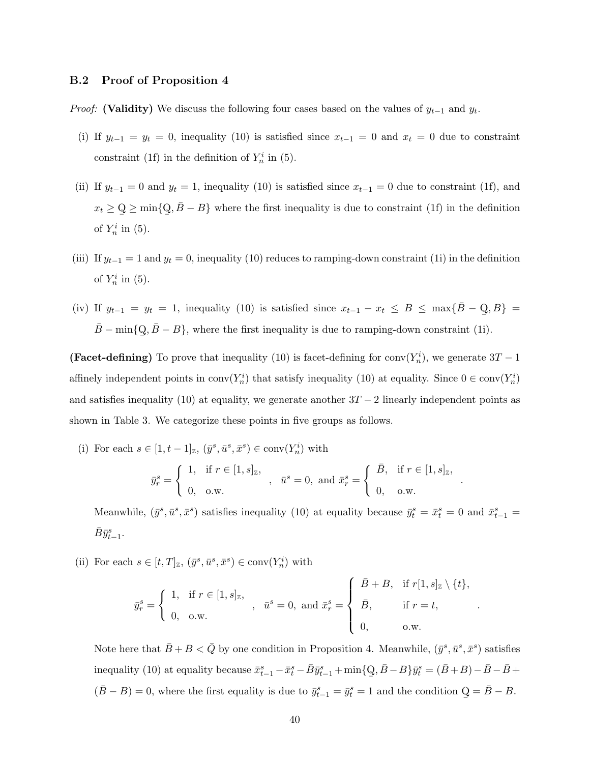### B.2 Proof of Proposition 4

*Proof:* **(Validity)** We discuss the following four cases based on the values of $y_{t-1}$ and $y_t$.

(i) If $y_{t-1} = y_t = 0$, inequality (10) is satisfied since $x_{t-1} = 0$ and $x_t = 0$ due to constraint constraint (1f) in the definition of $Y_n^i$ in (5).

(ii) If $y_{t-1} = 0$ and $y_t = 1$, inequality (10) is satisfied since $x_{t-1} = 0$ due to constraint (1f), and $x_t \geq \underline{Q} \geq \min\{\underline{Q}, \bar{B} - B\}$ where the first inequality is due to constraint (1f) in the definition of $Y_n^i$ in (5).

(iii) If $y_{t-1} = 1$ and $y_t = 0$, inequality (10) reduces to ramping-down constraint (1i) in the definition of $Y_n^i$ in (5).

(iv) If $y_{t-1} = y_t = 1$, inequality (10) is satisfied since $x_{t-1} - x_t \leq B \leq \max\{\bar{B} - \underline{Q}, B\} = \bar{B} - \min\{\underline{Q}, \bar{B} - B\}$, where the first inequality is due to ramping-down constraint (1i).

**(Facet-defining)** To prove that inequality (10) is facet-defining for $\text{conv}(Y_n^i)$, we generate $3T - 1$ affinely independent points in $\text{conv}(Y_n^i)$ that satisfy inequality (10) at equality. Since $0 \in \text{conv}(Y_n^i)$ and satisfies inequality (10) at equality, we generate another $3T - 2$ linearly independent points as shown in Table 3. We categorize these points in five groups as follows.

(i) For each $s \in [1, t-1]_{\mathbb{Z}}$, $(\bar{y}^s, \bar{u}^s, \bar{x}^s) \in \text{conv}(Y_n^i)$ with

$$\bar{y}_r^s = \begin{cases} 1, & \text{if } r \in [1, s]_{\mathbb{Z}}, \\ 0, & \text{o.w.} \end{cases}, \quad \bar{u}^s = 0, \text{ and } \bar{x}_r^s = \begin{cases} \bar{B}, & \text{if } r \in [1, s]_{\mathbb{Z}}, \\ 0, & \text{o.w.} \end{cases}.$$

Meanwhile, $(\bar{y}^s, \bar{u}^s, \bar{x}^s)$ satisfies inequality (10) at equality because $\bar{y}_t^s = \bar{x}_t^s = 0$ and $\bar{x}_{t-1}^s = \bar{B}\bar{y}_{t-1}^s$.

(ii) For each $s \in [t, T]_{\mathbb{Z}}$, $(\bar{y}^s, \bar{u}^s, \bar{x}^s) \in \text{conv}(Y_n^i)$ with

$$\bar{y}_r^s = \begin{cases} 1, & \text{if } r \in [1, s]_{\mathbb{Z}}, \\ 0, & \text{o.w.} \end{cases}, \quad \bar{u}^s = 0, \text{ and } \bar{x}_r^s = \begin{cases} \bar{B} + B, & \text{if } r[1, s]_{\mathbb{Z}} \setminus \{t\}, \\ \bar{B}, & \text{if } r = t, \\ 0, & \text{o.w.} \end{cases}.$$

Note here that $\bar{B} + B < \bar{Q}$ by one condition in Proposition 4. Meanwhile, $(\bar{y}^s, \bar{u}^s, \bar{x}^s)$ satisfies inequality (10) at equality because $\bar{x}_{t-1}^s - \bar{x}_t^s - \bar{B}\bar{y}_{t-1}^s + \min\{\underline{Q}, \bar{B} - B\}\bar{y}_t^s = (\bar{B} + B) - \bar{B} - \bar{B} + (\bar{B} - B) = 0$, where the first equality is due to $\bar{y}_{t-1}^s = \bar{y}_t^s = 1$ and the condition $\underline{Q} = \bar{B} - B$.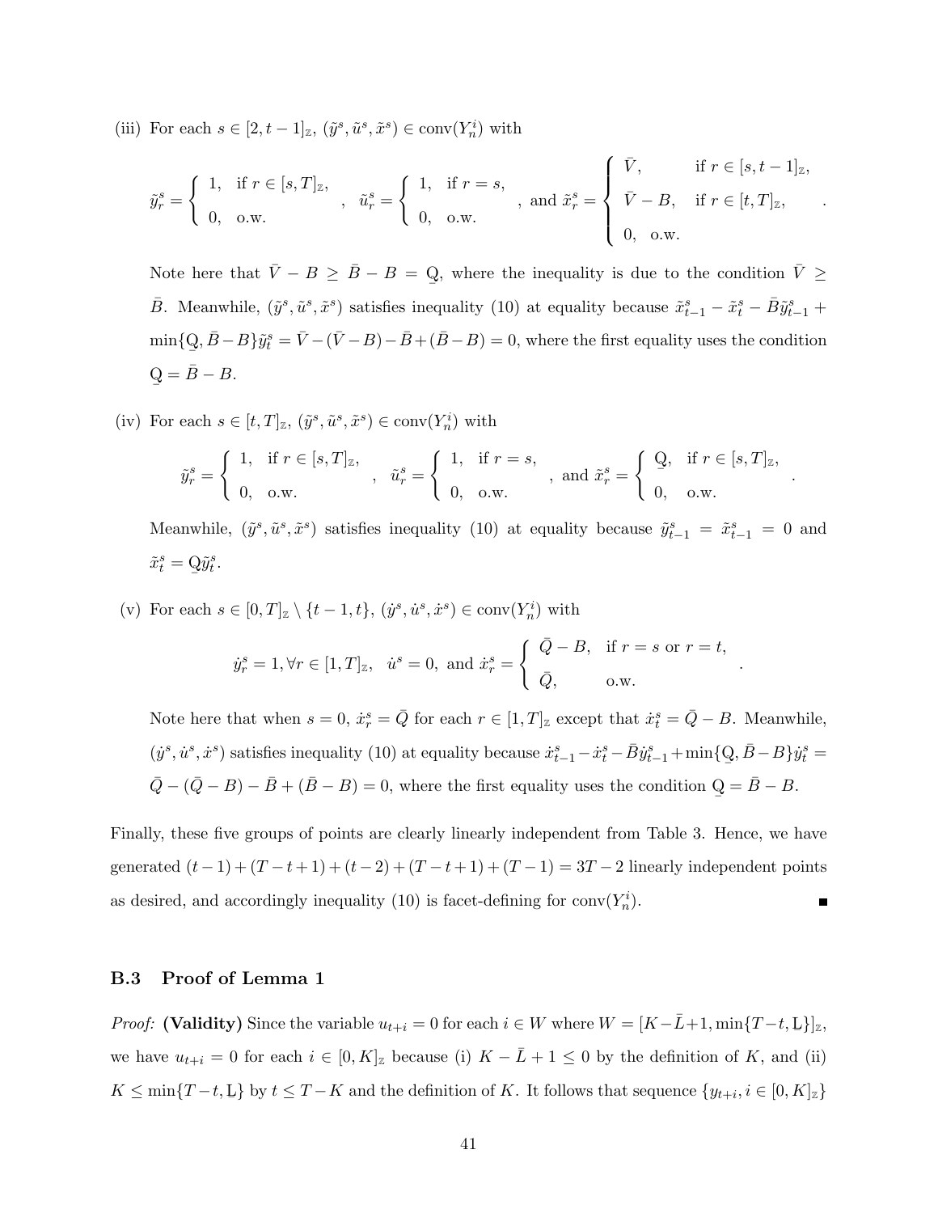(iii) For each $s \in [2, t-1]_{\mathbb{Z}}$, $(\tilde{y}^s, \tilde{u}^s, \tilde{x}^s) \in \text{conv}(Y_n^i)$ with

$$\tilde{y}_r^s = \begin{cases} 1, & \text{if } r \in [s, T]_{\mathbb{Z}}, \\ 0, & \text{o.w.} \end{cases}, \quad \tilde{u}_r^s = \begin{cases} 1, & \text{if } r = s, \\ 0, & \text{o.w.} \end{cases}, \text{ and } \tilde{x}_r^s = \begin{cases} \bar{V}, & \text{if } r \in [s, t-1]_{\mathbb{Z}}, \\ \bar{V} - B, & \text{if } r \in [t, T]_{\mathbb{Z}}, \\ 0, & \text{o.w.} \end{cases}.$$

Note here that $\bar{V} - B \geq \bar{B} - B = \underline{Q}$, where the inequality is due to the condition $\bar{V} \geq \bar{B}$. Meanwhile, $(\tilde{y}^s, \tilde{u}^s, \tilde{x}^s)$ satisfies inequality (10) at equality because $\tilde{x}_{t-1}^s - \tilde{x}_t^s - \bar{B}\tilde{y}_{t-1}^s + \min\{\underline{Q}, \bar{B} - B\}\tilde{y}_t^s = \bar{V} - (\bar{V} - B) - \bar{B} + (\bar{B} - B) = 0$, where the first equality uses the condition $\underline{Q} = \bar{B} - B$.

(iv) For each $s \in [t, T]_{\mathbb{Z}}$, $(\tilde{y}^s, \tilde{u}^s, \tilde{x}^s) \in \text{conv}(Y_n^i)$ with

$$\tilde{y}_r^s = \begin{cases} 1, & \text{if } r \in [s, T]_{\mathbb{Z}}, \\ 0, & \text{o.w.} \end{cases}, \quad \tilde{u}_r^s = \begin{cases} 1, & \text{if } r = s, \\ 0, & \text{o.w.} \end{cases}, \text{ and } \tilde{x}_r^s = \begin{cases} \underline{Q}, & \text{if } r \in [s, T]_{\mathbb{Z}}, \\ 0, & \text{o.w.} \end{cases}.$$

Meanwhile, $(\tilde{y}^s, \tilde{u}^s, \tilde{x}^s)$ satisfies inequality (10) at equality because $\tilde{y}_{t-1}^s = \tilde{x}_{t-1}^s = 0$ and $\tilde{x}_t^s = \underline{Q}\tilde{y}_t^s$.

(v) For each $s \in [0, T]_{\mathbb{Z}} \setminus \{t-1, t\}$, $(\dot{y}^s, \dot{u}^s, \dot{x}^s) \in \text{conv}(Y_n^i)$ with

$$\dot{y}_r^s = 1, \forall r \in [1, T]_{\mathbb{Z}}, \quad \dot{u}^s = 0, \text{ and } \dot{x}_r^s = \begin{cases} \bar{Q} - B, & \text{if } r = s \text{ or } r = t, \\ \bar{Q}, & \text{o.w.} \end{cases}.$$

Note here that when $s = 0$, $\dot{x}_r^s = \bar{Q}$ for each $r \in [1, T]_{\mathbb{Z}}$ except that $\dot{x}_t^s = \bar{Q} - B$. Meanwhile, $(\dot{y}^s, \dot{u}^s, \dot{x}^s)$ satisfies inequality (10) at equality because $\dot{x}_{t-1}^s - \dot{x}_t^s - \bar{B}\dot{y}_{t-1}^s + \min\{\underline{Q}, \bar{B} - B\}\dot{y}_t^s = \bar{Q} - (\bar{Q} - B) - \bar{B} + (\bar{B} - B) = 0$, where the first equality uses the condition $\underline{Q} = \bar{B} - B$.

Finally, these five groups of points are clearly linearly independent from Table 3. Hence, we have generated $(t-1) + (T-t+1) + (t-2) + (T-t+1) + (T-1) = 3T-2$ linearly independent points as desired, and accordingly inequality (10) is facet-defining for $\text{conv}(Y_n^i)$. ∎

### B.3 Proof of Lemma 1

*Proof:* **(Validity)** Since the variable $u_{t+i} = 0$ for each $i \in W$ where $W = [K - \bar{L} + 1, \min\{T - t, \underline{L}\}]_{\mathbb{Z}}$, we have $u_{t+i} = 0$ for each $i \in [0, K]_{\mathbb{Z}}$ because (i) $K - \bar{L} + 1 \leq 0$ by the definition of $K$, and (ii) $K \leq \min\{T - t, \underline{L}\}$ by $t \leq T - K$ and the definition of $K$. It follows that sequence $\{y_{t+i}, i \in [0, K]_{\mathbb{Z}}\}$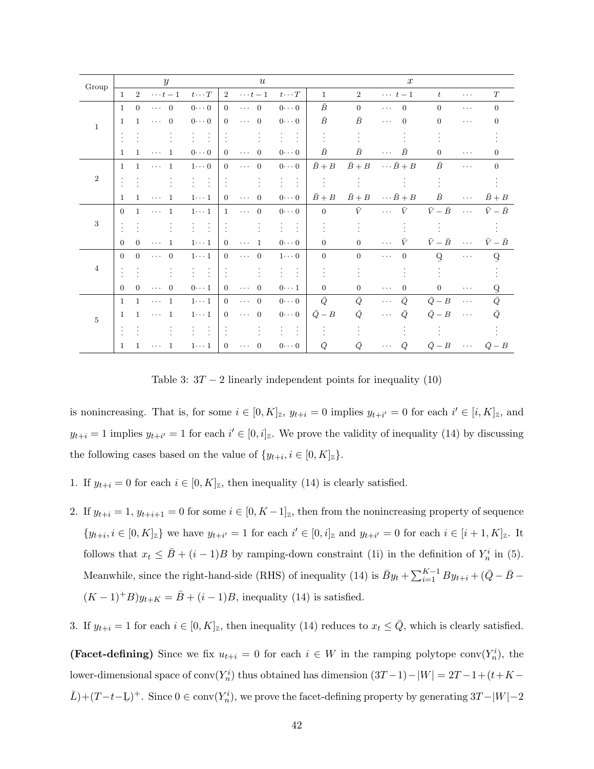| Group | $y$ | | | | $u$ | | | $x$ | | | | | |
|---|---|---|---|---|---|---|---|---|---|---|---|---|---|
| | 1 | 2 | $\cdots t-1$ | $t \cdots T$ | 2 | $\cdots t-1$ | $t \cdots T$ | 1 | 2 | $\cdots\ t-1$ | $t$ | $\cdots$ | $T$ |
| 1 | 1 | 0 | $\cdots\ 0$ | $0 \cdots 0$ | 0 | $\cdots\ 0$ | $0 \cdots 0$ | $\bar{B}$ | 0 | $\cdots\ 0$ | 0 | $\cdots$ | 0 |
| | 1 | 1 | $\cdots\ 0$ | $0 \cdots 0$ | 0 | $\cdots\ 0$ | $0 \cdots 0$ | $\bar{B}$ | $\bar{B}$ | $\cdots\ 0$ | 0 | $\cdots$ | 0 |
| | $\vdots$ | $\vdots$ | $\vdots$ | $\vdots\ \vdots$ | $\vdots$ | $\vdots$ | $\vdots\ \vdots$ | $\vdots$ | $\vdots$ | $\vdots$ | $\vdots$ | | $\vdots$ |
| | 1 | 1 | $\cdots\ 1$ | $0 \cdots 0$ | 0 | $\cdots\ 0$ | $0 \cdots 0$ | $\bar{B}$ | $\bar{B}$ | $\cdots\ \bar{B}$ | 0 | $\cdots$ | 0 |
| 2 | 1 | 1 | $\cdots\ 1$ | $1 \cdots 0$ | 0 | $\cdots\ 0$ | $0 \cdots 0$ | $\bar{B}+B$ | $\bar{B}+B$ | $\cdots \bar{B}+B$ | $\bar{B}$ | $\cdots$ | 0 |
| | $\vdots$ | $\vdots$ | $\vdots$ | $\vdots\ \vdots$ | $\vdots$ | $\vdots$ | $\vdots\ \vdots$ | $\vdots$ | $\vdots$ | $\vdots$ | $\vdots$ | | $\vdots$ |
| | 1 | 1 | $\cdots\ 1$ | $1 \cdots 1$ | 0 | $\cdots\ 0$ | $0 \cdots 0$ | $\bar{B}+B$ | $\bar{B}+B$ | $\cdots \bar{B}+B$ | $\bar{B}$ | $\cdots$ | $\bar{B}+B$ |
| 3 | 0 | 1 | $\cdots\ 1$ | $1 \cdots 1$ | 1 | $\cdots\ 0$ | $0 \cdots 0$ | 0 | $\bar{V}$ | $\cdots\ \bar{V}$ | $\bar{V}-\bar{B}$ | $\cdots$ | $\bar{V}-\bar{B}$ |
| | $\vdots$ | $\vdots$ | $\vdots$ | $\vdots\ \vdots$ | $\vdots$ | $\vdots$ | $\vdots\ \vdots$ | $\vdots$ | $\vdots$ | $\vdots$ | $\vdots$ | | $\vdots$ |
| | 0 | 0 | $\cdots\ 1$ | $1 \cdots 1$ | 0 | $\cdots\ 1$ | $0 \cdots 0$ | 0 | 0 | $\cdots\ \bar{V}$ | $\bar{V}-\bar{B}$ | $\cdots$ | $\bar{V}-\bar{B}$ |
| 4 | 0 | 0 | $\cdots\ 0$ | $1 \cdots 1$ | 0 | $\cdots\ 0$ | $1 \cdots 0$ | 0 | 0 | $\cdots\ 0$ | $\underline{Q}$ | $\cdots$ | $\underline{Q}$ |
| | $\vdots$ | $\vdots$ | $\vdots$ | $\vdots\ \vdots$ | $\vdots$ | $\vdots$ | $\vdots\ \vdots$ | $\vdots$ | $\vdots$ | $\vdots$ | $\vdots$ | | $\vdots$ |
| | 0 | 0 | $\cdots\ 0$ | $0 \cdots 1$ | 0 | $\cdots\ 0$ | $0 \cdots 1$ | 0 | 0 | $\cdots\ 0$ | 0 | $\cdots$ | $\underline{Q}$ |
| 5 | 1 | 1 | $\cdots\ 1$ | $1 \cdots 1$ | 0 | $\cdots\ 0$ | $0 \cdots 0$ | $\bar{Q}$ | $\bar{Q}$ | $\cdots\ \bar{Q}$ | $\bar{Q}-B$ | $\cdots$ | $\bar{Q}$ |
| | 1 | 1 | $\cdots\ 1$ | $1 \cdots 1$ | 0 | $\cdots\ 0$ | $0 \cdots 0$ | $\bar{Q}-B$ | $\bar{Q}$ | $\cdots\ \bar{Q}$ | $\bar{Q}-B$ | $\cdots$ | $\bar{Q}$ |
| | $\vdots$ | $\vdots$ | $\vdots$ | $\vdots\ \vdots$ | $\vdots$ | $\vdots$ | $\vdots\ \vdots$ | $\vdots$ | $\vdots$ | $\vdots$ | $\vdots$ | | $\vdots$ |
| | 1 | 1 | $\cdots\ 1$ | $1 \cdots 1$ | 0 | $\cdots\ 0$ | $0 \cdots 0$ | $\bar{Q}$ | $\bar{Q}$ | $\cdots\ \bar{Q}$ | $\bar{Q}-B$ | $\cdots$ | $\bar{Q}-B$ |

Table 3: $3T-2$ linearly independent points for inequality (10)

is nonincreasing. That is, for some $i \in [0, K]_{\mathbb{Z}}$, $y_{t+i} = 0$ implies $y_{t+i'} = 0$ for each $i' \in [i, K]_{\mathbb{Z}}$, and $y_{t+i} = 1$ implies $y_{t+i'} = 1$ for each $i' \in [0, i]_{\mathbb{Z}}$. We prove the validity of inequality (14) by discussing the following cases based on the value of $\{y_{t+i}, i \in [0, K]_{\mathbb{Z}}\}$.

1. If $y_{t+i} = 0$ for each $i \in [0, K]_{\mathbb{Z}}$, then inequality (14) is clearly satisfied.

2. If $y_{t+i} = 1$, $y_{t+i+1} = 0$ for some $i \in [0, K-1]_{\mathbb{Z}}$, then from the nonincreasing property of sequence $\{y_{t+i}, i \in [0, K]_{\mathbb{Z}}\}$ we have $y_{t+i'} = 1$ for each $i' \in [0, i]_{\mathbb{Z}}$ and $y_{t+i'} = 0$ for each $i \in [i+1, K]_{\mathbb{Z}}$. It follows that $x_t \leq \bar{B} + (i-1)B$ by ramping-down constraint (1i) in the definition of $Y_n^i$ in (5). Meanwhile, since the right-hand-side (RHS) of inequality (14) is $\bar{B}y_t + \sum_{i=1}^{K-1} By_{t+i} + (\bar{Q} - \bar{B} - (K-1)^+B)y_{t+K} = \bar{B} + (i-1)B$, inequality (14) is satisfied.

3. If $y_{t+i} = 1$ for each $i \in [0, K]_{\mathbb{Z}}$, then inequality (14) reduces to $x_t \leq \bar{Q}$, which is clearly satisfied.

**(Facet-defining)** Since we fix $u_{t+i} = 0$ for each $i \in W$ in the ramping polytope $\text{conv}(Y_n^i)$, the lower-dimensional space of $\text{conv}(Y_n^i)$ thus obtained has dimension $(3T-1) - |W| = 2T - 1 + (t + K - \bar{L}) + (T - t - \underline{L})^+$. Since $0 \in \text{conv}(Y_n^i)$, we prove the facet-defining property by generating $3T - |W| - 2$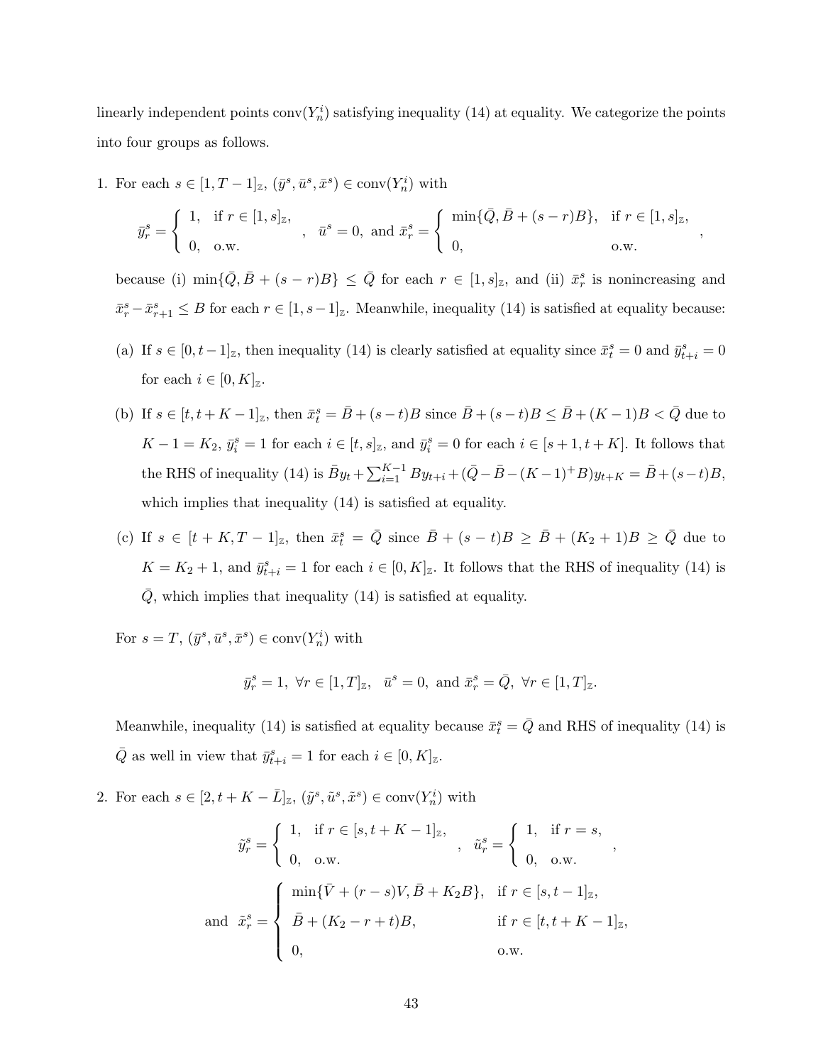linearly independent points $\text{conv}(Y_n^i)$ satisfying inequality (14) at equality. We categorize the points into four groups as follows.

1. For each $s \in [1, T-1]_{\mathbb{Z}}$, $(\bar{y}^s, \bar{u}^s, \bar{x}^s) \in \text{conv}(Y_n^i)$ with

$$\bar{y}_r^s = \begin{cases} 1, & \text{if } r \in [1, s]_{\mathbb{Z}}, \\ 0, & \text{o.w.} \end{cases}, \quad \bar{u}^s = 0, \text{ and } \bar{x}_r^s = \begin{cases} \min\{\bar{Q}, \bar{B} + (s-r)B\}, & \text{if } r \in [1, s]_{\mathbb{Z}}, \\ 0, & \text{o.w.} \end{cases},$$

because (i) $\min\{\bar{Q}, \bar{B} + (s-r)B\} \leq \bar{Q}$ for each $r \in [1, s]_{\mathbb{Z}}$, and (ii) $\bar{x}_r^s$ is nonincreasing and $\bar{x}_r^s - \bar{x}_{r+1}^s \leq B$ for each $r \in [1, s-1]_{\mathbb{Z}}$. Meanwhile, inequality (14) is satisfied at equality because:

   (a) If $s \in [0, t-1]_{\mathbb{Z}}$, then inequality (14) is clearly satisfied at equality since $\bar{x}_t^s = 0$ and $\bar{y}_{t+i}^s = 0$ for each $i \in [0, K]_{\mathbb{Z}}$.

   (b) If $s \in [t, t+K-1]_{\mathbb{Z}}$, then $\bar{x}_t^s = \bar{B} + (s-t)B$ since $\bar{B} + (s-t)B \leq \bar{B} + (K-1)B < \bar{Q}$ due to $K - 1 = K_2$, $\bar{y}_i^s = 1$ for each $i \in [t, s]_{\mathbb{Z}}$, and $\bar{y}_i^s = 0$ for each $i \in [s+1, t+K]$. It follows that the RHS of inequality (14) is $\bar{B}y_t + \sum_{i=1}^{K-1} By_{t+i} + (\bar{Q} - \bar{B} - (K-1)^+ B)y_{t+K} = \bar{B} + (s-t)B$, which implies that inequality (14) is satisfied at equality.

   (c) If $s \in [t+K, T-1]_{\mathbb{Z}}$, then $\bar{x}_t^s = \bar{Q}$ since $\bar{B} + (s-t)B \geq \bar{B} + (K_2+1)B \geq \bar{Q}$ due to $K = K_2 + 1$, and $\bar{y}_{t+i}^s = 1$ for each $i \in [0, K]_{\mathbb{Z}}$. It follows that the RHS of inequality (14) is $\bar{Q}$, which implies that inequality (14) is satisfied at equality.

   For $s = T$, $(\bar{y}^s, \bar{u}^s, \bar{x}^s) \in \text{conv}(Y_n^i)$ with

$$\bar{y}_r^s = 1, \ \forall r \in [1, T]_{\mathbb{Z}}, \quad \bar{u}^s = 0, \text{ and } \bar{x}_r^s = \bar{Q}, \ \forall r \in [1, T]_{\mathbb{Z}}.$$

   Meanwhile, inequality (14) is satisfied at equality because $\bar{x}_t^s = \bar{Q}$ and RHS of inequality (14) is $\bar{Q}$ as well in view that $\bar{y}_{t+i}^s = 1$ for each $i \in [0, K]_{\mathbb{Z}}$.

2. For each $s \in [2, t+K-\bar{L}]_{\mathbb{Z}}$, $(\tilde{y}^s, \tilde{u}^s, \tilde{x}^s) \in \text{conv}(Y_n^i)$ with

$$\tilde{y}_r^s = \begin{cases} 1, & \text{if } r \in [s, t+K-1]_{\mathbb{Z}}, \\ 0, & \text{o.w.} \end{cases}, \quad \tilde{u}_r^s = \begin{cases} 1, & \text{if } r = s, \\ 0, & \text{o.w.} \end{cases},$$

$$\text{and } \ \tilde{x}_r^s = \begin{cases} \min\{\bar{V} + (r-s)V, \bar{B} + K_2 B\}, & \text{if } r \in [s, t-1]_{\mathbb{Z}}, \\ \bar{B} + (K_2 - r + t)B, & \text{if } r \in [t, t+K-1]_{\mathbb{Z}}, \\ 0, & \text{o.w.} \end{cases}$$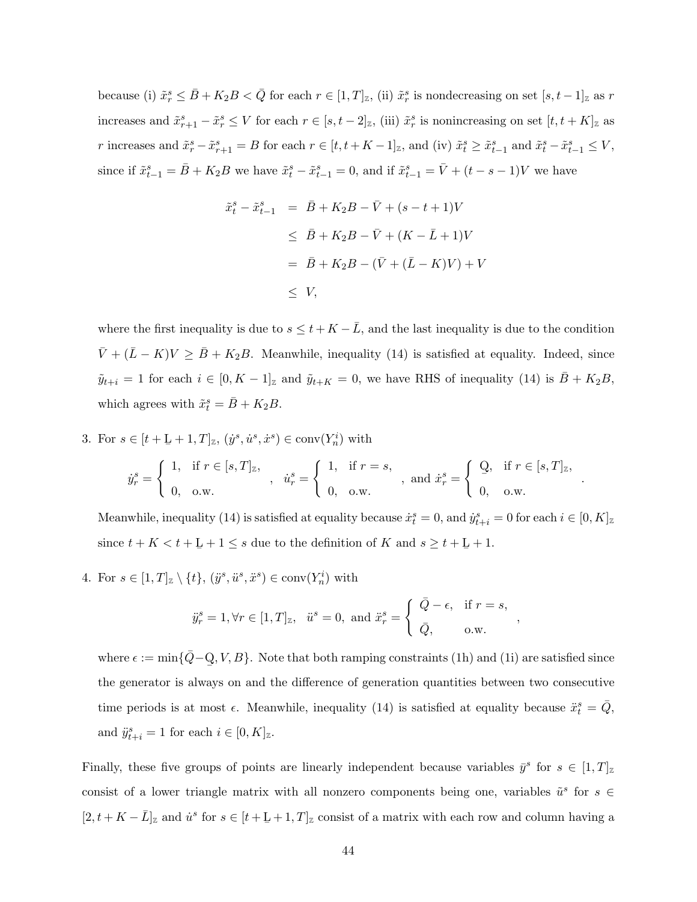because (i) $\tilde{x}_r^s \leq \bar{B} + K_2 B < \bar{Q}$ for each $r \in [1, T]_{\mathbb{Z}}$, (ii) $\tilde{x}_r^s$ is nondecreasing on set $[s, t-1]_{\mathbb{Z}}$ as $r$ increases and $\tilde{x}_{r+1}^s - \tilde{x}_r^s \leq V$ for each $r \in [s, t-2]_{\mathbb{Z}}$, (iii) $\tilde{x}_r^s$ is nonincreasing on set $[t, t+K]_{\mathbb{Z}}$ as $r$ increases and $\tilde{x}_r^s - \tilde{x}_{r+1}^s = B$ for each $r \in [t, t+K-1]_{\mathbb{Z}}$, and (iv) $\tilde{x}_t^s \geq \tilde{x}_{t-1}^s$ and $\tilde{x}_t^s - \tilde{x}_{t-1}^s \leq V$, since if $\tilde{x}_{t-1}^s = \bar{B} + K_2 B$ we have $\tilde{x}_t^s - \tilde{x}_{t-1}^s = 0$, and if $\tilde{x}_{t-1}^s = \bar{V} + (t-s-1)V$ we have

$$
\begin{aligned}
\tilde{x}_t^s - \tilde{x}_{t-1}^s &= \bar{B} + K_2 B - \bar{V} + (s-t+1)V \\
&\leq \bar{B} + K_2 B - \bar{V} + (K - \bar{L} + 1)V \\
&= \bar{B} + K_2 B - (\bar{V} + (\bar{L} - K)V) + V \\
&\leq V,
\end{aligned}
$$

where the first inequality is due to $s \leq t + K - \bar{L}$, and the last inequality is due to the condition $\bar{V} + (\bar{L} - K)V \geq \bar{B} + K_2 B$. Meanwhile, inequality (14) is satisfied at equality. Indeed, since $\tilde{y}_{t+i} = 1$ for each $i \in [0, K-1]_{\mathbb{Z}}$ and $\tilde{y}_{t+K} = 0$, we have RHS of inequality (14) is $\bar{B} + K_2 B$, which agrees with $\tilde{x}_t^s = \bar{B} + K_2 B$.

3. For $s \in [t + \underline{L} + 1, T]_{\mathbb{Z}}$, $(\dot{y}^s, \dot{u}^s, \dot{x}^s) \in \text{conv}(Y_n^i)$ with

$$
\dot{y}_r^s = \begin{cases} 1, & \text{if } r \in [s, T]_{\mathbb{Z}}, \\ 0, & \text{o.w.} \end{cases}, \quad \dot{u}_r^s = \begin{cases} 1, & \text{if } r = s, \\ 0, & \text{o.w.} \end{cases}, \text{ and } \dot{x}_r^s = \begin{cases} \underline{Q}, & \text{if } r \in [s, T]_{\mathbb{Z}}, \\ 0, & \text{o.w.} \end{cases}.
$$

Meanwhile, inequality (14) is satisfied at equality because $\dot{x}_t^s = 0$, and $\dot{y}_{t+i}^s = 0$ for each $i \in [0, K]_{\mathbb{Z}}$ since $t + K < t + \underline{L} + 1 \leq s$ due to the definition of $K$ and $s \geq t + \underline{L} + 1$.

4. For $s \in [1, T]_{\mathbb{Z}} \setminus \{t\}$, $(\ddot{y}^s, \ddot{u}^s, \ddot{x}^s) \in \text{conv}(Y_n^i)$ with

$$
\ddot{y}_r^s = 1, \forall r \in [1, T]_{\mathbb{Z}}, \quad \ddot{u}^s = 0, \text{ and } \ddot{x}_r^s = \begin{cases} \bar{Q} - \epsilon, & \text{if } r = s, \\ \bar{Q}, & \text{o.w.} \end{cases},
$$

where $\epsilon := \min\{\bar{Q} - \underline{Q}, V, B\}$. Note that both ramping constraints (1h) and (1i) are satisfied since the generator is always on and the difference of generation quantities between two consecutive time periods is at most $\epsilon$. Meanwhile, inequality (14) is satisfied at equality because $\ddot{x}_t^s = \bar{Q}$, and $\ddot{y}_{t+i}^s = 1$ for each $i \in [0, K]_{\mathbb{Z}}$.

Finally, these five groups of points are linearly independent because variables $\bar{y}^s$ for $s \in [1, T]_{\mathbb{Z}}$ consist of a lower triangle matrix with all nonzero components being one, variables $\tilde{u}^s$ for $s \in [2, t + K - \bar{L}]_{\mathbb{Z}}$ and $\dot{u}^s$ for $s \in [t + \underline{L} + 1, T]_{\mathbb{Z}}$ consist of a matrix with each row and column having a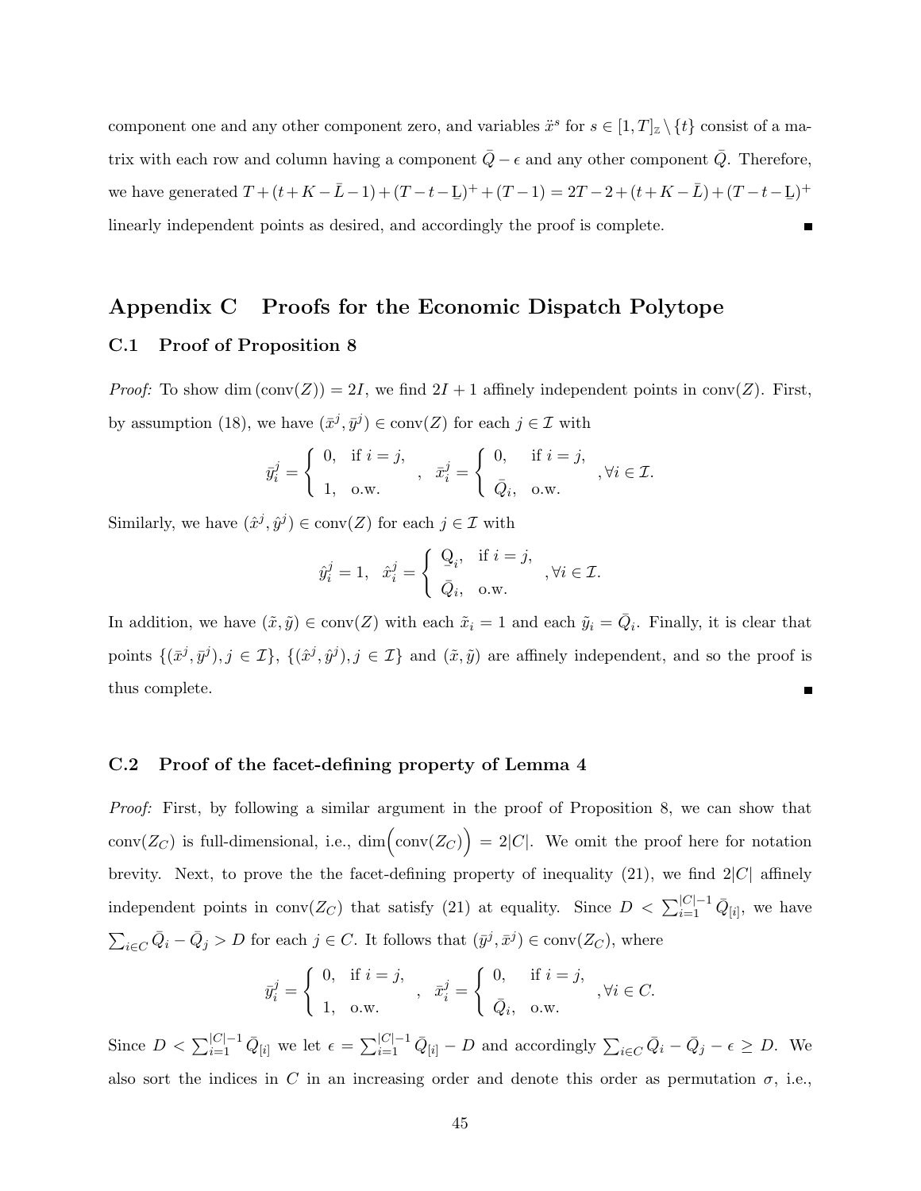component one and any other component zero, and variables $\ddot{x}^s$ for $s \in [1,T]_{\mathbb{Z}} \setminus \{t\}$ consist of a matrix with each row and column having a component $\bar{Q} - \epsilon$ and any other component $\bar{Q}$. Therefore, we have generated $T + (t + K - \bar{L} - 1) + (T - t - \underline{L})^+ + (T-1) = 2T - 2 + (t + K - \bar{L}) + (T - t - \underline{L})^+$ linearly independent points as desired, and accordingly the proof is complete. ∎

## Appendix C Proofs for the Economic Dispatch Polytope

### C.1 Proof of Proposition 8

*Proof:* To show $\dim(\text{conv}(Z)) = 2I$, we find $2I + 1$ affinely independent points in $\text{conv}(Z)$. First, by assumption (18), we have $(\bar{x}^j, \bar{y}^j) \in \text{conv}(Z)$ for each $j \in \mathcal{I}$ with

$$\bar{y}_i^j = \begin{cases} 0, & \text{if } i = j, \\ 1, & \text{o.w.} \end{cases}, \quad \bar{x}_i^j = \begin{cases} 0, & \text{if } i = j, \\ \bar{Q}_i, & \text{o.w.} \end{cases}, \forall i \in \mathcal{I}.$$

Similarly, we have $(\hat{x}^j, \hat{y}^j) \in \text{conv}(Z)$ for each $j \in \mathcal{I}$ with

$$\hat{y}_i^j = 1, \quad \hat{x}_i^j = \begin{cases} \underline{Q}_i, & \text{if } i = j, \\ \bar{Q}_i, & \text{o.w.} \end{cases}, \forall i \in \mathcal{I}.$$

In addition, we have $(\tilde{x}, \tilde{y}) \in \text{conv}(Z)$ with each $\tilde{x}_i = 1$ and each $\tilde{y}_i = \bar{Q}_i$. Finally, it is clear that points $\{(\bar{x}^j, \bar{y}^j), j \in \mathcal{I}\}$, $\{(\hat{x}^j, \hat{y}^j), j \in \mathcal{I}\}$ and $(\tilde{x}, \tilde{y})$ are affinely independent, and so the proof is thus complete. ∎

### C.2 Proof of the facet-defining property of Lemma 4

*Proof:* First, by following a similar argument in the proof of Proposition 8, we can show that $\text{conv}(Z_C)$ is full-dimensional, i.e., $\dim\Big(\text{conv}(Z_C)\Big) = 2|C|$. We omit the proof here for notation brevity. Next, to prove the the facet-defining property of inequality (21), we find $2|C|$ affinely independent points in $\text{conv}(Z_C)$ that satisfy (21) at equality. Since $D < \sum_{i=1}^{|C|-1} \bar{Q}_{[i]}$, we have $\sum_{i \in C} \bar{Q}_i - \bar{Q}_j > D$ for each $j \in C$. It follows that $(\bar{y}^j, \bar{x}^j) \in \text{conv}(Z_C)$, where

$$\bar{y}_i^j = \begin{cases} 0, & \text{if } i = j, \\ 1, & \text{o.w.} \end{cases}, \quad \bar{x}_i^j = \begin{cases} 0, & \text{if } i = j, \\ \bar{Q}_i, & \text{o.w.} \end{cases}, \forall i \in C.$$

Since $D < \sum_{i=1}^{|C|-1} \bar{Q}_{[i]}$ we let $\epsilon = \sum_{i=1}^{|C|-1} \bar{Q}_{[i]} - D$ and accordingly $\sum_{i \in C} \bar{Q}_i - \bar{Q}_j - \epsilon \geq D$. We also sort the indices in $C$ in an increasing order and denote this order as permutation $\sigma$, i.e.,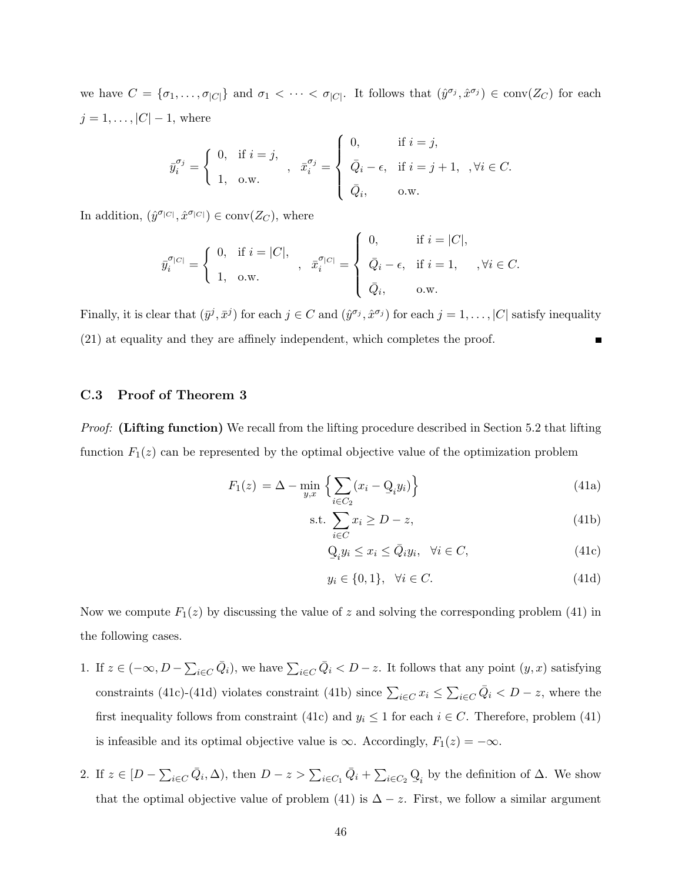we have $C = \{\sigma_1, \ldots, \sigma_{|C|}\}$ and $\sigma_1 < \cdots < \sigma_{|C|}$. It follows that $(\hat{y}^{\sigma_j}, \hat{x}^{\sigma_j}) \in \text{conv}(Z_C)$ for each $j = 1, \ldots, |C|-1$, where

$$\bar{y}_i^{\sigma_j} = \begin{cases} 0, & \text{if } i = j, \\ 1, & \text{o.w.} \end{cases}, \quad \bar{x}_i^{\sigma_j} = \begin{cases} 0, & \text{if } i = j, \\ \bar{Q}_i - \epsilon, & \text{if } i = j+1, \\ \bar{Q}_i, & \text{o.w.} \end{cases}, \forall i \in C.$$

In addition, $(\hat{y}^{\sigma_{|C|}}, \hat{x}^{\sigma_{|C|}}) \in \text{conv}(Z_C)$, where

$$\bar{y}_i^{\sigma_{|C|}} = \begin{cases} 0, & \text{if } i = |C|, \\ 1, & \text{o.w.} \end{cases}, \quad \bar{x}_i^{\sigma_{|C|}} = \begin{cases} 0, & \text{if } i = |C|, \\ \bar{Q}_i - \epsilon, & \text{if } i = 1, \\ \bar{Q}_i, & \text{o.w.} \end{cases}, \forall i \in C.$$

Finally, it is clear that $(\bar{y}^j, \bar{x}^j)$ for each $j \in C$ and $(\hat{y}^{\sigma_j}, \hat{x}^{\sigma_j})$ for each $j = 1, \ldots, |C|$ satisfy inequality (21) at equality and they are affinely independent, which completes the proof. ∎

### C.3 Proof of Theorem 3

*Proof:* **(Lifting function)** We recall from the lifting procedure described in Section 5.2 that lifting function $F_1(z)$ can be represented by the optimal objective value of the optimization problem

$$F_1(z) = \Delta - \min_{y,x} \Big\{ \sum_{i \in C_2} (x_i - \underline{Q}_i y_i) \Big\} \tag{41a}$$

$$\text{s.t.} \sum_{i \in C} x_i \geq D - z, \tag{41b}$$

$$\underline{Q}_i y_i \leq x_i \leq \bar{Q}_i y_i, \quad \forall i \in C, \tag{41c}$$

$$y_i \in \{0, 1\}, \quad \forall i \in C. \tag{41d}$$

Now we compute $F_1(z)$ by discussing the value of $z$ and solving the corresponding problem (41) in the following cases.

1. If $z \in (-\infty, D - \sum_{i \in C} \bar{Q}_i)$, we have $\sum_{i \in C} \bar{Q}_i < D - z$. It follows that any point $(y, x)$ satisfying constraints (41c)-(41d) violates constraint (41b) since $\sum_{i \in C} x_i \leq \sum_{i \in C} \bar{Q}_i < D - z$, where the first inequality follows from constraint (41c) and $y_i \leq 1$ for each $i \in C$. Therefore, problem (41) is infeasible and its optimal objective value is $\infty$. Accordingly, $F_1(z) = -\infty$.

2. If $z \in [D - \sum_{i \in C} \bar{Q}_i, \Delta)$, then $D - z > \sum_{i \in C_1} \bar{Q}_i + \sum_{i \in C_2} \underline{Q}_i$ by the definition of $\Delta$. We show that the optimal objective value of problem (41) is $\Delta - z$. First, we follow a similar argument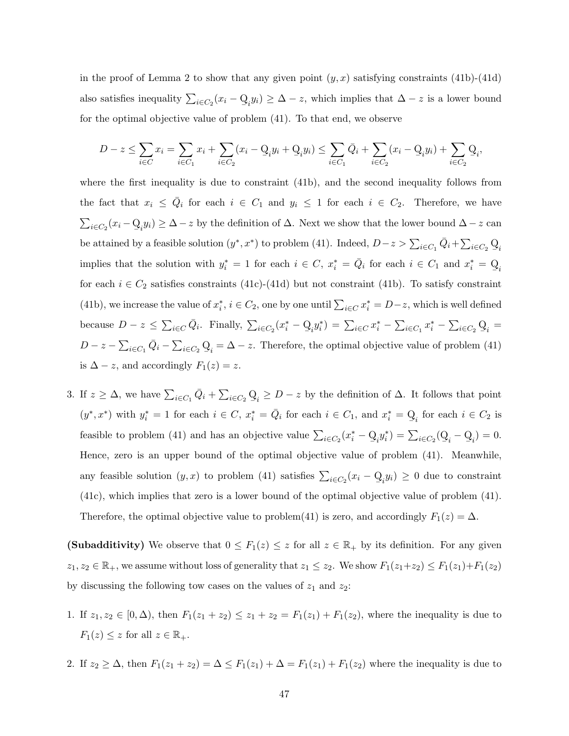in the proof of Lemma 2 to show that any given point $(y, x)$ satisfying constraints (41b)-(41d) also satisfies inequality $\sum_{i \in C_2}(x_i - \underline{Q}_i y_i) \geq \Delta - z$, which implies that $\Delta - z$ is a lower bound for the optimal objective value of problem (41). To that end, we observe

$$D - z \leq \sum_{i \in C} x_i = \sum_{i \in C_1} x_i + \sum_{i \in C_2} (x_i - \underline{Q}_i y_i + \underline{Q}_i y_i) \leq \sum_{i \in C_1} \bar{Q}_i + \sum_{i \in C_2} (x_i - \underline{Q}_i y_i) + \sum_{i \in C_2} \underline{Q}_i,$$

where the first inequality is due to constraint (41b), and the second inequality follows from the fact that $x_i \leq \bar{Q}_i$ for each $i \in C_1$ and $y_i \leq 1$ for each $i \in C_2$. Therefore, we have $\sum_{i \in C_2}(x_i - \underline{Q}_i y_i) \geq \Delta - z$ by the definition of $\Delta$. Next we show that the lower bound $\Delta - z$ can be attained by a feasible solution $(y^*, x^*)$ to problem (41). Indeed, $D - z > \sum_{i \in C_1} \bar{Q}_i + \sum_{i \in C_2} \underline{Q}_i$ implies that the solution with $y_i^* = 1$ for each $i \in C$, $x_i^* = \bar{Q}_i$ for each $i \in C_1$ and $x_i^* = \underline{Q}_i$ for each $i \in C_2$ satisfies constraints (41c)-(41d) but not constraint (41b). To satisfy constraint (41b), we increase the value of $x_i^*$, $i \in C_2$, one by one until $\sum_{i \in C} x_i^* = D - z$, which is well defined because $D - z \leq \sum_{i \in C} \bar{Q}_i$. Finally, $\sum_{i \in C_2}(x_i^* - \underline{Q}_i y_i^*) = \sum_{i \in C} x_i^* - \sum_{i \in C_1} x_i^* - \sum_{i \in C_2} \underline{Q}_i = D - z - \sum_{i \in C_1} \bar{Q}_i - \sum_{i \in C_2} \underline{Q}_i = \Delta - z$. Therefore, the optimal objective value of problem (41) is $\Delta - z$, and accordingly $F_1(z) = z$.

3. If $z \geq \Delta$, we have $\sum_{i \in C_1} \bar{Q}_i + \sum_{i \in C_2} \underline{Q}_i \geq D - z$ by the definition of $\Delta$. It follows that point $(y^*, x^*)$ with $y_i^* = 1$ for each $i \in C$, $x_i^* = \bar{Q}_i$ for each $i \in C_1$, and $x_i^* = \underline{Q}_i$ for each $i \in C_2$ is feasible to problem (41) and has an objective value $\sum_{i \in C_2}(x_i^* - \underline{Q}_i y_i^*) = \sum_{i \in C_2}(\underline{Q}_i - \underline{Q}_i) = 0$. Hence, zero is an upper bound of the optimal objective value of problem (41). Meanwhile, any feasible solution $(y, x)$ to problem (41) satisfies $\sum_{i \in C_2}(x_i - \underline{Q}_i y_i) \geq 0$ due to constraint (41c), which implies that zero is a lower bound of the optimal objective value of problem (41). Therefore, the optimal objective value to problem(41) is zero, and accordingly $F_1(z) = \Delta$.

**(Subadditivity)** We observe that $0 \leq F_1(z) \leq z$ for all $z \in \mathbb{R}_+$ by its definition. For any given $z_1, z_2 \in \mathbb{R}_+$, we assume without loss of generality that $z_1 \leq z_2$. We show $F_1(z_1 + z_2) \leq F_1(z_1) + F_1(z_2)$ by discussing the following tow cases on the values of $z_1$ and $z_2$:

1. If $z_1, z_2 \in [0, \Delta)$, then $F_1(z_1 + z_2) \leq z_1 + z_2 = F_1(z_1) + F_1(z_2)$, where the inequality is due to $F_1(z) \leq z$ for all $z \in \mathbb{R}_+$.

2. If $z_2 \geq \Delta$, then $F_1(z_1 + z_2) = \Delta \leq F_1(z_1) + \Delta = F_1(z_1) + F_1(z_2)$ where the inequality is due to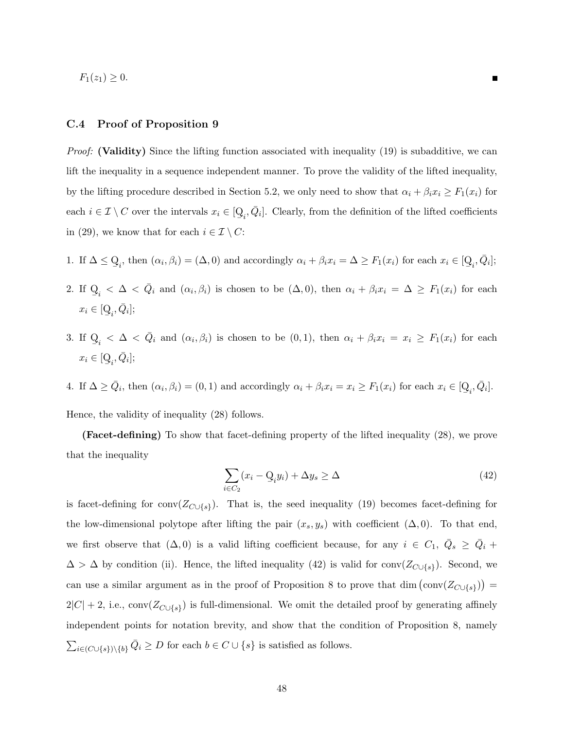$F_1(z_1) \geq 0.$ ■

### C.4 Proof of Proposition 9

*Proof:* **(Validity)** Since the lifting function associated with inequality (19) is subadditive, we can lift the inequality in a sequence independent manner. To prove the validity of the lifted inequality, by the lifting procedure described in Section 5.2, we only need to show that $\alpha_i + \beta_i x_i \geq F_1(x_i)$ for each $i \in \mathcal{I} \setminus C$ over the intervals $x_i \in [\underline{Q}_i, \bar{Q}_i]$. Clearly, from the definition of the lifted coefficients in (29), we know that for each $i \in \mathcal{I} \setminus C$:

1. If $\Delta \leq \underline{Q}_i$, then $(\alpha_i, \beta_i) = (\Delta, 0)$ and accordingly $\alpha_i + \beta_i x_i = \Delta \geq F_1(x_i)$ for each $x_i \in [\underline{Q}_i, \bar{Q}_i]$;
2. If $\underline{Q}_i < \Delta < \bar{Q}_i$ and $(\alpha_i, \beta_i)$ is chosen to be $(\Delta, 0)$, then $\alpha_i + \beta_i x_i = \Delta \geq F_1(x_i)$ for each $x_i \in [\underline{Q}_i, \bar{Q}_i]$;
3. If $\underline{Q}_i < \Delta < \bar{Q}_i$ and $(\alpha_i, \beta_i)$ is chosen to be $(0, 1)$, then $\alpha_i + \beta_i x_i = x_i \geq F_1(x_i)$ for each $x_i \in [\underline{Q}_i, \bar{Q}_i]$;
4. If $\Delta \geq \bar{Q}_i$, then $(\alpha_i, \beta_i) = (0, 1)$ and accordingly $\alpha_i + \beta_i x_i = x_i \geq F_1(x_i)$ for each $x_i \in [\underline{Q}_i, \bar{Q}_i]$.

Hence, the validity of inequality (28) follows.

**(Facet-defining)** To show that facet-defining property of the lifted inequality (28), we prove that the inequality

$$\sum_{i \in C_2} (x_i - \underline{Q}_i y_i) + \Delta y_s \geq \Delta \tag{42}$$

is facet-defining for $\text{conv}(Z_{C \cup \{s\}})$. That is, the seed inequality (19) becomes facet-defining for the low-dimensional polytope after lifting the pair $(x_s, y_s)$ with coefficient $(\Delta, 0)$. To that end, we first observe that $(\Delta, 0)$ is a valid lifting coefficient because, for any $i \in C_1$, $\bar{Q}_s \geq \bar{Q}_i + \Delta > \Delta$ by condition (ii). Hence, the lifted inequality (42) is valid for $\text{conv}(Z_{C \cup \{s\}})$. Second, we can use a similar argument as in the proof of Proposition 8 to prove that $\dim\big(\text{conv}(Z_{C \cup \{s\}})\big) = 2|C| + 2$, i.e., $\text{conv}(Z_{C \cup \{s\}})$ is full-dimensional. We omit the detailed proof by generating affinely independent points for notation brevity, and show that the condition of Proposition 8, namely $\sum_{i \in (C \cup \{s\}) \setminus \{b\}} \bar{Q}_i \geq D$ for each $b \in C \cup \{s\}$ is satisfied as follows.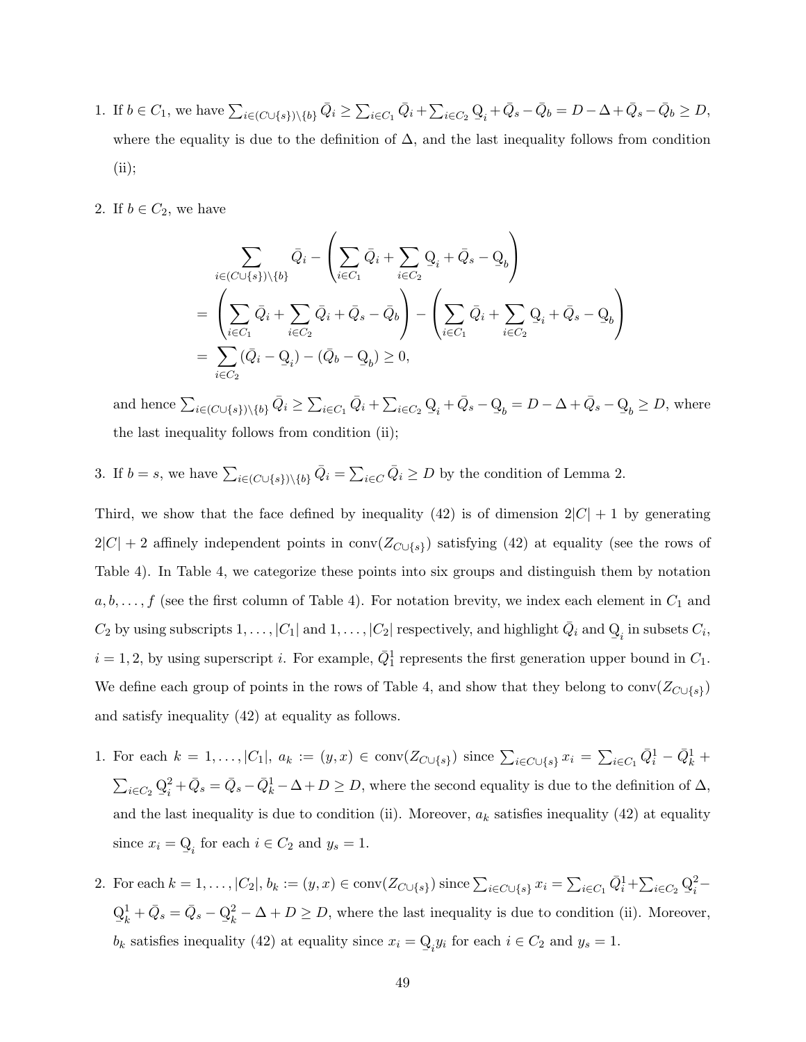1. If $b \in C_1$, we have $\sum_{i\in(C\cup\{s\})\setminus\{b\}} \bar{Q}_i \geq \sum_{i\in C_1} \bar{Q}_i + \sum_{i\in C_2} \underline{Q}_i + \bar{Q}_s - \bar{Q}_b = D - \Delta + \bar{Q}_s - \bar{Q}_b \geq D$, where the equality is due to the definition of $\Delta$, and the last inequality follows from condition (ii);

2. If $b \in C_2$, we have

$$
\begin{aligned}
&\sum_{i\in(C\cup\{s\})\setminus\{b\}} \bar{Q}_i - \left(\sum_{i\in C_1} \bar{Q}_i + \sum_{i\in C_2} \underline{Q}_i + \bar{Q}_s - \underline{Q}_b\right) \\
=& \left(\sum_{i\in C_1} \bar{Q}_i + \sum_{i\in C_2} \bar{Q}_i + \bar{Q}_s - \bar{Q}_b\right) - \left(\sum_{i\in C_1} \bar{Q}_i + \sum_{i\in C_2} \underline{Q}_i + \bar{Q}_s - \underline{Q}_b\right) \\
=& \sum_{i\in C_2} (\bar{Q}_i - \underline{Q}_i) - (\bar{Q}_b - \underline{Q}_b) \geq 0,
\end{aligned}
$$

and hence $\sum_{i\in(C\cup\{s\})\setminus\{b\}} \bar{Q}_i \geq \sum_{i\in C_1} \bar{Q}_i + \sum_{i\in C_2} \underline{Q}_i + \bar{Q}_s - \underline{Q}_b = D - \Delta + \bar{Q}_s - \underline{Q}_b \geq D$, where the last inequality follows from condition (ii);

3. If $b = s$, we have $\sum_{i\in(C\cup\{s\})\setminus\{b\}} \bar{Q}_i = \sum_{i\in C} \bar{Q}_i \geq D$ by the condition of Lemma 2.

Third, we show that the face defined by inequality (42) is of dimension $2|C| + 1$ by generating $2|C| + 2$ affinely independent points in $\text{conv}(Z_{C\cup\{s\}})$ satisfying (42) at equality (see the rows of Table 4). In Table 4, we categorize these points into six groups and distinguish them by notation $a, b, \ldots, f$ (see the first column of Table 4). For notation brevity, we index each element in $C_1$ and $C_2$ by using subscripts $1, \ldots, |C_1|$ and $1, \ldots, |C_2|$ respectively, and highlight $\bar{Q}_i$ and $\underline{Q}_i$ in subsets $C_i$, $i = 1, 2$, by using superscript $i$. For example, $\bar{Q}_1^1$ represents the first generation upper bound in $C_1$. We define each group of points in the rows of Table 4, and show that they belong to $\text{conv}(Z_{C\cup\{s\}})$ and satisfy inequality (42) at equality as follows.

1. For each $k = 1, \ldots, |C_1|$, $a_k := (y, x) \in \text{conv}(Z_{C\cup\{s\}})$ since $\sum_{i\in C\cup\{s\}} x_i = \sum_{i\in C_1} \bar{Q}_i^1 - \bar{Q}_k^1 + \sum_{i\in C_2} \underline{Q}_i^2 + \bar{Q}_s = \bar{Q}_s - \bar{Q}_k^1 - \Delta + D \geq D$, where the second equality is due to the definition of $\Delta$, and the last inequality is due to condition (ii). Moreover, $a_k$ satisfies inequality (42) at equality since $x_i = \underline{Q}_i$ for each $i \in C_2$ and $y_s = 1$.

2. For each $k = 1, \ldots, |C_2|$, $b_k := (y, x) \in \text{conv}(Z_{C\cup\{s\}})$ since $\sum_{i\in C\cup\{s\}} x_i = \sum_{i\in C_1} \bar{Q}_i^1 + \sum_{i\in C_2} \underline{Q}_i^2 - \underline{Q}_k^1 + \bar{Q}_s = \bar{Q}_s - \underline{Q}_k^2 - \Delta + D \geq D$, where the last inequality is due to condition (ii). Moreover, $b_k$ satisfies inequality (42) at equality since $x_i = \underline{Q}_i y_i$ for each $i \in C_2$ and $y_s = 1$.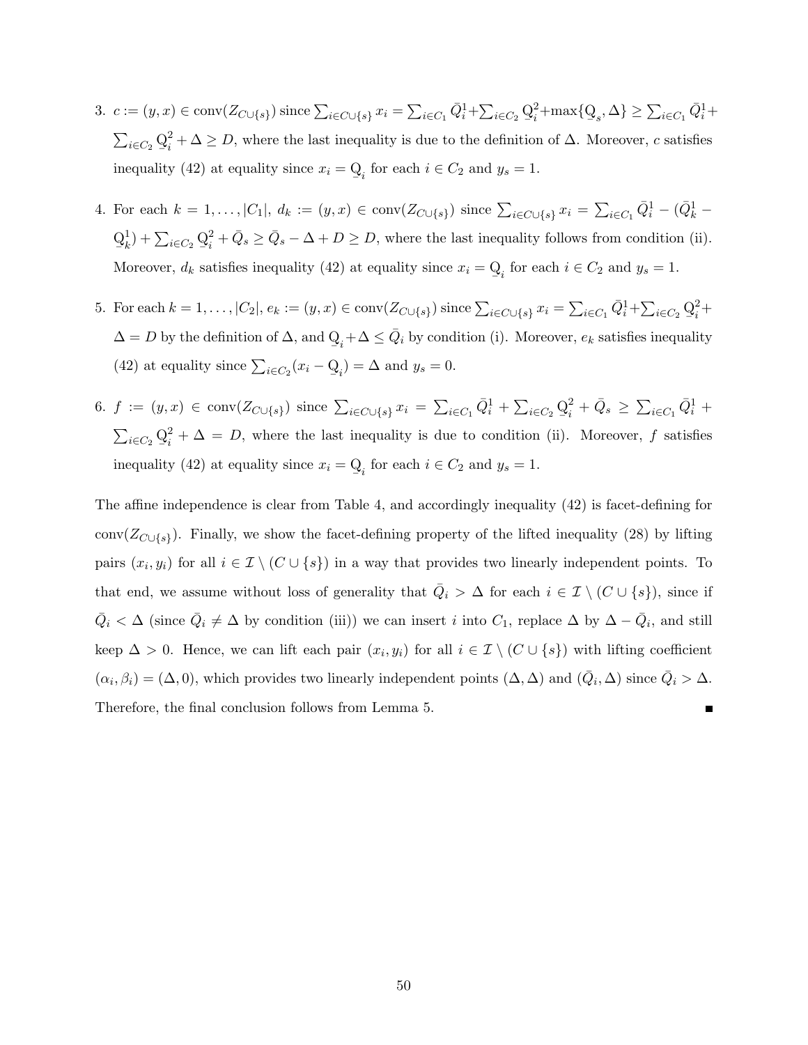3. $c := (y,x) \in \text{conv}(Z_{C\cup\{s\}})$ since $\sum_{i\in C\cup\{s\}} x_i = \sum_{i\in C_1} \bar{Q}^1_i + \sum_{i\in C_2} \underline{Q}^2_i + \max\{\underline{Q}_s, \Delta\} \geq \sum_{i\in C_1} \bar{Q}^1_i + \sum_{i\in C_2} \underline{Q}^2_i + \Delta \geq D$, where the last inequality is due to the definition of $\Delta$. Moreover, $c$ satisfies inequality (42) at equality since $x_i = \underline{Q}_i$ for each $i \in C_2$ and $y_s = 1$.

4. For each $k = 1, \ldots, |C_1|$, $d_k := (y,x) \in \text{conv}(Z_{C\cup\{s\}})$ since $\sum_{i\in C\cup\{s\}} x_i = \sum_{i\in C_1} \bar{Q}^1_i - (\bar{Q}^1_k - \underline{Q}^1_k) + \sum_{i\in C_2} \underline{Q}^2_i + \bar{Q}_s \geq \bar{Q}_s - \Delta + D \geq D$, where the last inequality follows from condition (ii). Moreover, $d_k$ satisfies inequality (42) at equality since $x_i = \underline{Q}_i$ for each $i \in C_2$ and $y_s = 1$.

5. For each $k = 1, \ldots, |C_2|$, $e_k := (y,x) \in \text{conv}(Z_{C\cup\{s\}})$ since $\sum_{i\in C\cup\{s\}} x_i = \sum_{i\in C_1} \bar{Q}^1_i + \sum_{i\in C_2} \underline{Q}^2_i + \Delta = D$ by the definition of $\Delta$, and $\underline{Q}_i + \Delta \leq \bar{Q}_i$ by condition (i). Moreover, $e_k$ satisfies inequality (42) at equality since $\sum_{i\in C_2}(x_i - \underline{Q}_i) = \Delta$ and $y_s = 0$.

6. $f := (y,x) \in \text{conv}(Z_{C\cup\{s\}})$ since $\sum_{i\in C\cup\{s\}} x_i = \sum_{i\in C_1} \bar{Q}^1_i + \sum_{i\in C_2} \underline{Q}^2_i + \bar{Q}_s \geq \sum_{i\in C_1} \bar{Q}^1_i + \sum_{i\in C_2} \underline{Q}^2_i + \Delta = D$, where the last inequality is due to condition (ii). Moreover, $f$ satisfies inequality (42) at equality since $x_i = \underline{Q}_i$ for each $i \in C_2$ and $y_s = 1$.

The affine independence is clear from Table 4, and accordingly inequality (42) is facet-defining for $\text{conv}(Z_{C\cup\{s\}})$. Finally, we show the facet-defining property of the lifted inequality (28) by lifting pairs $(x_i, y_i)$ for all $i \in \mathcal{I} \setminus (C \cup \{s\})$ in a way that provides two linearly independent points. To that end, we assume without loss of generality that $\bar{Q}_i > \Delta$ for each $i \in \mathcal{I} \setminus (C \cup \{s\})$, since if $\bar{Q}_i < \Delta$ (since $\bar{Q}_i \neq \Delta$ by condition (iii)) we can insert $i$ into $C_1$, replace $\Delta$ by $\Delta - \bar{Q}_i$, and still keep $\Delta > 0$. Hence, we can lift each pair $(x_i, y_i)$ for all $i \in \mathcal{I} \setminus (C \cup \{s\})$ with lifting coefficient $(\alpha_i, \beta_i) = (\Delta, 0)$, which provides two linearly independent points $(\Delta, \Delta)$ and $(\bar{Q}_i, \Delta)$ since $\bar{Q}_i > \Delta$. Therefore, the final conclusion follows from Lemma 5. ∎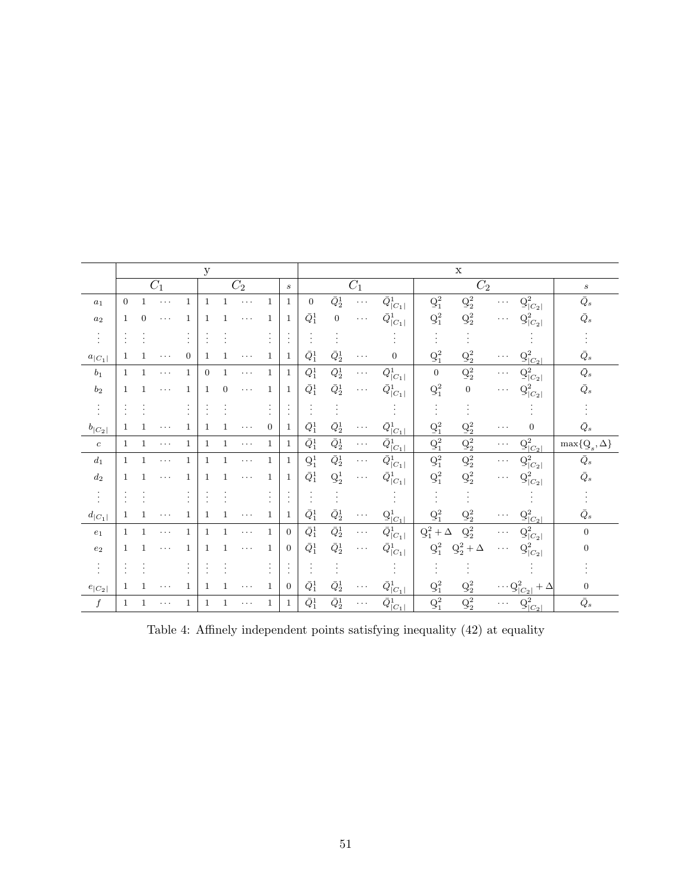|  | y |  |  |  |  |  |  |  |  | x |  |  |  |  |  |  |  |  |  |
|---|---|---|---|---|---|---|---|---|---|---|---|---|---|---|---|---|---|---|---|
|  | $C_1$ |  |  |  | $C_2$ |  |  |  | $s$ | $C_1$ |  |  |  | $C_2$ |  |  |  | $s$ |
| $a_1$ | 0 | 1 | $\cdots$ | 1 | 1 | 1 | $\cdots$ | 1 | 1 | 0 | $\bar{Q}_2^1$ | $\cdots$ | $\bar{Q}_{\lvert C_1\rvert}^1$ | $\underline{Q}_1^2$ | $\underline{Q}_2^2$ | $\cdots$ | $\underline{Q}_{\lvert C_2\rvert}^2$ | $\bar{Q}_s$ |
| $a_2$ | 1 | 0 | $\cdots$ | 1 | 1 | 1 | $\cdots$ | 1 | 1 | $\bar{Q}_1^1$ | 0 | $\cdots$ | $\bar{Q}_{\lvert C_1\rvert}^1$ | $\underline{Q}_1^2$ | $\underline{Q}_2^2$ | $\cdots$ | $\underline{Q}_{\lvert C_2\rvert}^2$ | $\bar{Q}_s$ |
| $\vdots$ | $\vdots$ | $\vdots$ |  | $\vdots$ | $\vdots$ | $\vdots$ |  | $\vdots$ | $\vdots$ | $\vdots$ | $\vdots$ |  | $\vdots$ | $\vdots$ | $\vdots$ |  | $\vdots$ | $\vdots$ |
| $a_{\lvert C_1\rvert}$ | 1 | 1 | $\cdots$ | 0 | 1 | 1 | $\cdots$ | 1 | 1 | $\bar{Q}_1^1$ | $\bar{Q}_2^1$ | $\cdots$ | 0 | $\underline{Q}_1^2$ | $\underline{Q}_2^2$ | $\cdots$ | $\underline{Q}_{\lvert C_2\rvert}^2$ | $\bar{Q}_s$ |
| $b_1$ | 1 | 1 | $\cdots$ | 1 | 0 | 1 | $\cdots$ | 1 | 1 | $\bar{Q}_1^1$ | $\bar{Q}_2^1$ | $\cdots$ | $\bar{Q}_{\lvert C_1\rvert}^1$ | 0 | $\underline{Q}_2^2$ | $\cdots$ | $\underline{Q}_{\lvert C_2\rvert}^2$ | $\bar{Q}_s$ |
| $b_2$ | 1 | 1 | $\cdots$ | 1 | 1 | 0 | $\cdots$ | 1 | 1 | $\bar{Q}_1^1$ | $\bar{Q}_2^1$ | $\cdots$ | $\bar{Q}_{\lvert C_1\rvert}^1$ | $\underline{Q}_1^2$ | 0 | $\cdots$ | $\underline{Q}_{\lvert C_2\rvert}^2$ | $\bar{Q}_s$ |
| $\vdots$ | $\vdots$ | $\vdots$ |  | $\vdots$ | $\vdots$ | $\vdots$ |  | $\vdots$ | $\vdots$ | $\vdots$ | $\vdots$ |  | $\vdots$ | $\vdots$ | $\vdots$ |  | $\vdots$ | $\vdots$ |
| $b_{\lvert C_2\rvert}$ | 1 | 1 | $\cdots$ | 1 | 1 | 1 | $\cdots$ | 0 | 1 | $\bar{Q}_1^1$ | $\bar{Q}_2^1$ | $\cdots$ | $\bar{Q}_{\lvert C_1\rvert}^1$ | $\underline{Q}_1^2$ | $\underline{Q}_2^2$ | $\cdots$ | 0 | $\bar{Q}_s$ |
| $c$ | 1 | 1 | $\cdots$ | 1 | 1 | 1 | $\cdots$ | 1 | 1 | $\bar{Q}_1^1$ | $\bar{Q}_2^1$ | $\cdots$ | $\bar{Q}_{\lvert C_1\rvert}^1$ | $\underline{Q}_1^2$ | $\underline{Q}_2^2$ | $\cdots$ | $\underline{Q}_{\lvert C_2\rvert}^2$ | $\max\{\underline{Q}_s, \Delta\}$ |
| $d_1$ | 1 | 1 | $\cdots$ | 1 | 1 | 1 | $\cdots$ | 1 | 1 | $\underline{Q}_1^1$ | $\bar{Q}_2^1$ | $\cdots$ | $\bar{Q}_{\lvert C_1\rvert}^1$ | $\underline{Q}_1^2$ | $\underline{Q}_2^2$ | $\cdots$ | $\underline{Q}_{\lvert C_2\rvert}^2$ | $\bar{Q}_s$ |
| $d_2$ | 1 | 1 | $\cdots$ | 1 | 1 | 1 | $\cdots$ | 1 | 1 | $\bar{Q}_1^1$ | $\underline{Q}_2^1$ | $\cdots$ | $\bar{Q}_{\lvert C_1\rvert}^1$ | $\underline{Q}_1^2$ | $\underline{Q}_2^2$ | $\cdots$ | $\underline{Q}_{\lvert C_2\rvert}^2$ | $\bar{Q}_s$ |
| $\vdots$ | $\vdots$ | $\vdots$ |  | $\vdots$ | $\vdots$ | $\vdots$ |  | $\vdots$ | $\vdots$ | $\vdots$ | $\vdots$ |  | $\vdots$ | $\vdots$ | $\vdots$ |  | $\vdots$ | $\vdots$ |
| $d_{\lvert C_1\rvert}$ | 1 | 1 | $\cdots$ | 1 | 1 | 1 | $\cdots$ | 1 | 1 | $\bar{Q}_1^1$ | $\bar{Q}_2^1$ | $\cdots$ | $\underline{Q}_{\lvert C_1\rvert}^1$ | $\underline{Q}_1^2$ | $\underline{Q}_2^2$ | $\cdots$ | $\underline{Q}_{\lvert C_2\rvert}^2$ | $\bar{Q}_s$ |
| $e_1$ | 1 | 1 | $\cdots$ | 1 | 1 | 1 | $\cdots$ | 1 | 0 | $\bar{Q}_1^1$ | $\bar{Q}_2^1$ | $\cdots$ | $\bar{Q}_{\lvert C_1\rvert}^1$ | $\underline{Q}_1^2 + \Delta$ | $\underline{Q}_2^2$ | $\cdots$ | $\underline{Q}_{\lvert C_2\rvert}^2$ | 0 |
| $e_2$ | 1 | 1 | $\cdots$ | 1 | 1 | 1 | $\cdots$ | 1 | 0 | $\bar{Q}_1^1$ | $\bar{Q}_2^1$ | $\cdots$ | $\bar{Q}_{\lvert C_1\rvert}^1$ | $\underline{Q}_1^2$ | $\underline{Q}_2^2 + \Delta$ | $\cdots$ | $\underline{Q}_{\lvert C_2\rvert}^2$ | 0 |
| $\vdots$ | $\vdots$ | $\vdots$ |  | $\vdots$ | $\vdots$ | $\vdots$ |  | $\vdots$ | $\vdots$ | $\vdots$ | $\vdots$ |  | $\vdots$ | $\vdots$ | $\vdots$ |  | $\vdots$ | $\vdots$ |
| $e_{\lvert C_2\rvert}$ | 1 | 1 | $\cdots$ | 1 | 1 | 1 | $\cdots$ | 1 | 0 | $\bar{Q}_1^1$ | $\bar{Q}_2^1$ | $\cdots$ | $\bar{Q}_{\lvert C_1\rvert}^1$ | $\underline{Q}_1^2$ | $\underline{Q}_2^2$ | $\cdots$ | $\underline{Q}_{\lvert C_2\rvert}^2 + \Delta$ | 0 |
| $f$ | 1 | 1 | $\cdots$ | 1 | 1 | 1 | $\cdots$ | 1 | 1 | $\bar{Q}_1^1$ | $\bar{Q}_2^1$ | $\cdots$ | $\bar{Q}_{\lvert C_1\rvert}^1$ | $\underline{Q}_1^2$ | $\underline{Q}_2^2$ | $\cdots$ | $\underline{Q}_{\lvert C_2\rvert}^2$ | $\bar{Q}_s$ |

Table 4: Affinely independent points satisfying inequality (42) at equality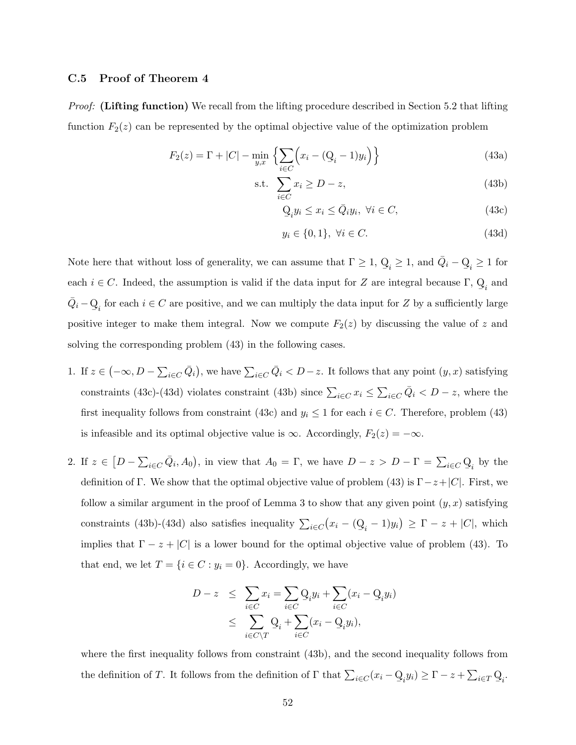### C.5 Proof of Theorem 4

*Proof:* **(Lifting function)** We recall from the lifting procedure described in Section 5.2 that lifting function $F_2(z)$ can be represented by the optimal objective value of the optimization problem

$$F_2(z) = \Gamma + |C| - \min_{y,x} \left\{ \sum_{i \in C} \Big( x_i - (\underline{Q}_i - 1) y_i \Big) \right\} \tag{43a}$$

$$\text{s.t.} \;\; \sum_{i \in C} x_i \geq D - z, \tag{43b}$$

$$\underline{Q}_i y_i \leq x_i \leq \bar{Q}_i y_i, \;\; \forall i \in C, \tag{43c}$$

$$y_i \in \{0, 1\}, \;\; \forall i \in C. \tag{43d}$$

Note here that without loss of generality, we can assume that $\Gamma \geq 1$, $\underline{Q}_i \geq 1$, and $\bar{Q}_i - \underline{Q}_i \geq 1$ for each $i \in C$. Indeed, the assumption is valid if the data input for $Z$ are integral because $\Gamma$, $\underline{Q}_i$ and $\bar{Q}_i - \underline{Q}_i$ for each $i \in C$ are positive, and we can multiply the data input for $Z$ by a sufficiently large positive integer to make them integral. Now we compute $F_2(z)$ by discussing the value of $z$ and solving the corresponding problem (43) in the following cases.

1. If $z \in \big(-\infty, D - \sum_{i \in C} \bar{Q}_i\big)$, we have $\sum_{i \in C} \bar{Q}_i < D - z$. It follows that any point $(y, x)$ satisfying constraints (43c)-(43d) violates constraint (43b) since $\sum_{i \in C} x_i \leq \sum_{i \in C} \bar{Q}_i < D - z$, where the first inequality follows from constraint (43c) and $y_i \leq 1$ for each $i \in C$. Therefore, problem (43) is infeasible and its optimal objective value is $\infty$. Accordingly, $F_2(z) = -\infty$.

2. If $z \in \big[D - \sum_{i \in C} \bar{Q}_i, A_0\big)$, in view that $A_0 = \Gamma$, we have $D - z > D - \Gamma = \sum_{i \in C} \underline{Q}_i$ by the definition of $\Gamma$. We show that the optimal objective value of problem (43) is $\Gamma - z + |C|$. First, we follow a similar argument in the proof of Lemma 3 to show that any given point $(y, x)$ satisfying constraints (43b)-(43d) also satisfies inequality $\sum_{i \in C} \big( x_i - (\underline{Q}_i - 1) y_i \big) \geq \Gamma - z + |C|$, which implies that $\Gamma - z + |C|$ is a lower bound for the optimal objective value of problem (43). To that end, we let $T = \{i \in C : y_i = 0\}$. Accordingly, we have

$$\begin{aligned} D - z &\leq \sum_{i \in C} x_i = \sum_{i \in C} \underline{Q}_i y_i + \sum_{i \in C} (x_i - \underline{Q}_i y_i) \\ &\leq \sum_{i \in C \setminus T} \underline{Q}_i + \sum_{i \in C} (x_i - \underline{Q}_i y_i), \end{aligned}$$

   where the first inequality follows from constraint (43b), and the second inequality follows from the definition of $T$. It follows from the definition of $\Gamma$ that $\sum_{i \in C} (x_i - \underline{Q}_i y_i) \geq \Gamma - z + \sum_{i \in T} \underline{Q}_i$.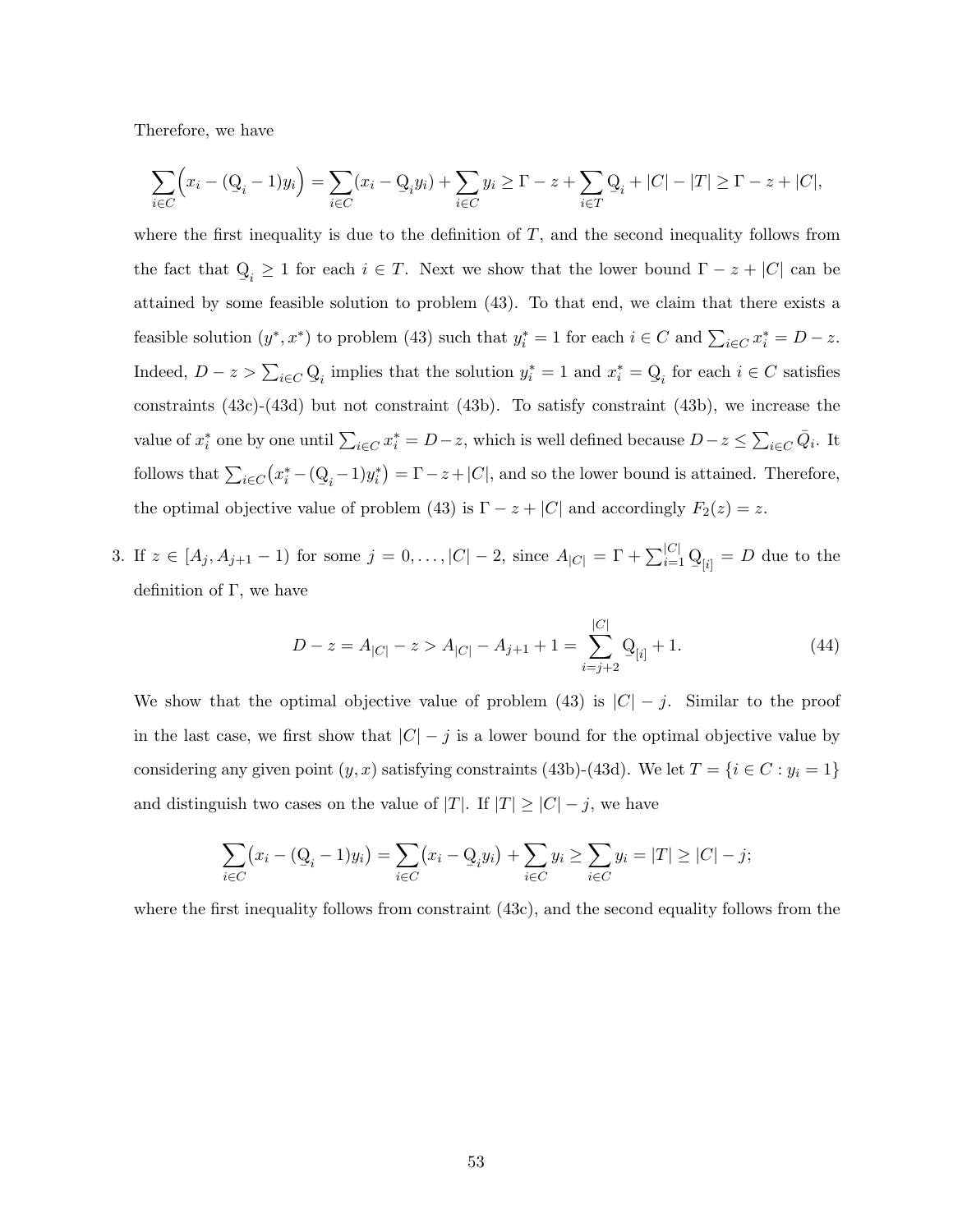Therefore, we have

$$\sum_{i\in C}\Big(x_i - (\underline{Q}_i - 1)y_i\Big) = \sum_{i\in C}(x_i - \underline{Q}_i y_i) + \sum_{i\in C} y_i \geq \Gamma - z + \sum_{i\in T}\underline{Q}_i + |C| - |T| \geq \Gamma - z + |C|,$$

where the first inequality is due to the definition of $T$, and the second inequality follows from the fact that $\underline{Q}_i \geq 1$ for each $i \in T$. Next we show that the lower bound $\Gamma - z + |C|$ can be attained by some feasible solution to problem (43). To that end, we claim that there exists a feasible solution $(y^*, x^*)$ to problem (43) such that $y_i^* = 1$ for each $i \in C$ and $\sum_{i\in C} x_i^* = D - z$. Indeed, $D - z > \sum_{i\in C}\underline{Q}_i$ implies that the solution $y_i^* = 1$ and $x_i^* = \underline{Q}_i$ for each $i \in C$ satisfies constraints (43c)-(43d) but not constraint (43b). To satisfy constraint (43b), we increase the value of $x_i^*$ one by one until $\sum_{i\in C} x_i^* = D - z$, which is well defined because $D - z \leq \sum_{i\in C}\bar{Q}_i$. It follows that $\sum_{i\in C}\big(x_i^* - (\underline{Q}_i - 1)y_i^*\big) = \Gamma - z + |C|$, and so the lower bound is attained. Therefore, the optimal objective value of problem (43) is $\Gamma - z + |C|$ and accordingly $F_2(z) = z$.

3. If $z \in [A_j, A_{j+1} - 1)$ for some $j = 0, \ldots, |C| - 2$, since $A_{|C|} = \Gamma + \sum_{i=1}^{|C|}\underline{Q}_{[i]} = D$ due to the definition of $\Gamma$, we have

$$D - z = A_{|C|} - z > A_{|C|} - A_{j+1} + 1 = \sum_{i=j+2}^{|C|}\underline{Q}_{[i]} + 1. \tag{44}$$

We show that the optimal objective value of problem (43) is $|C| - j$. Similar to the proof in the last case, we first show that $|C| - j$ is a lower bound for the optimal objective value by considering any given point $(y, x)$ satisfying constraints (43b)-(43d). We let $T = \{i \in C : y_i = 1\}$ and distinguish two cases on the value of $|T|$. If $|T| \geq |C| - j$, we have

$$\sum_{i\in C}\big(x_i - (\underline{Q}_i - 1)y_i\big) = \sum_{i\in C}\big(x_i - \underline{Q}_i y_i\big) + \sum_{i\in C} y_i \geq \sum_{i\in C} y_i = |T| \geq |C| - j;$$

where the first inequality follows from constraint (43c), and the second equality follows from the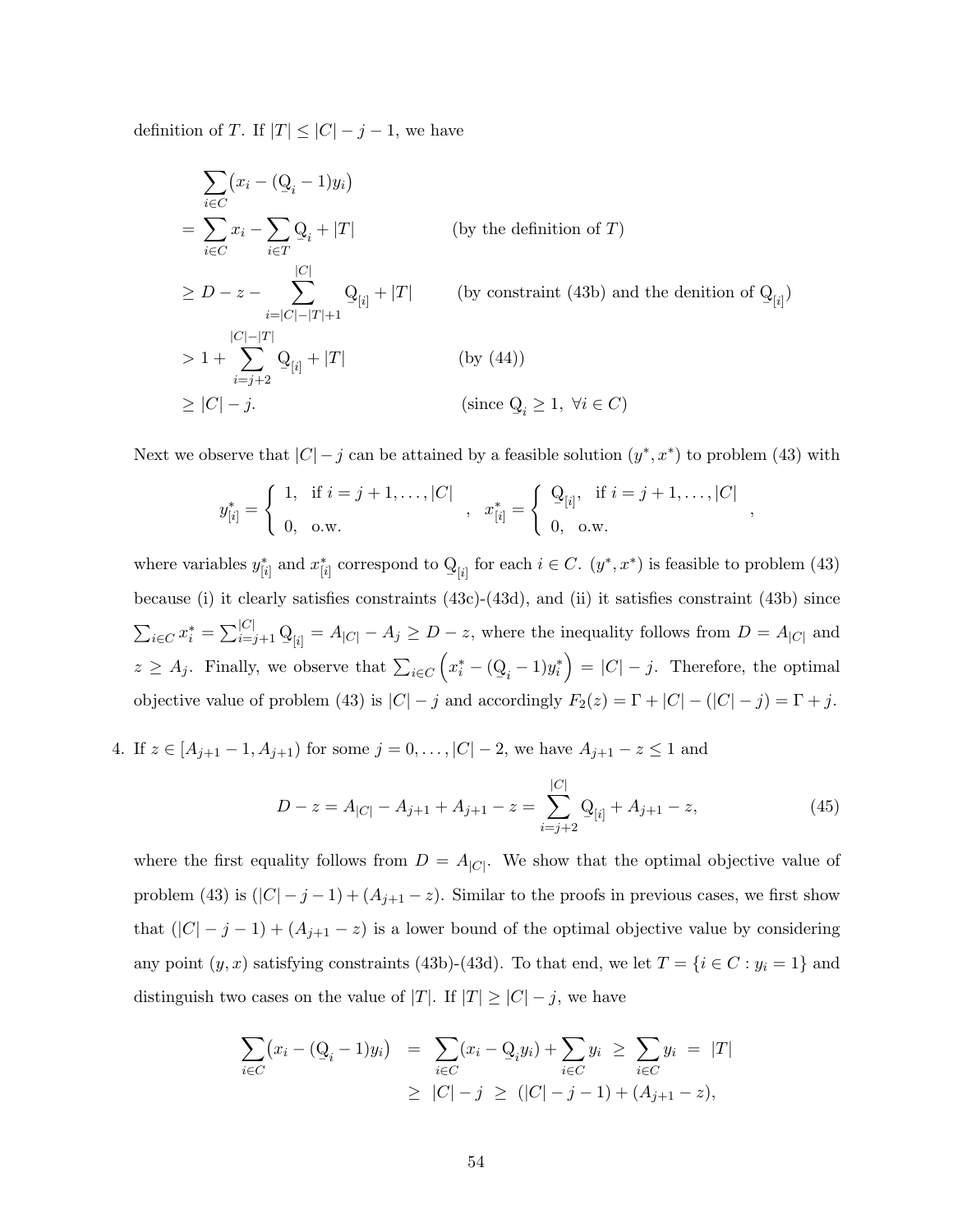definition of $T$. If $|T| \leq |C| - j - 1$, we have

$$
\begin{aligned}
&\sum_{i \in C} \big( x_i - (\underline{Q}_i - 1) y_i \big) \\
&= \sum_{i \in C} x_i - \sum_{i \in T} \underline{Q}_i + |T| && \text{(by the definition of } T\text{)} \\
&\geq D - z - \sum_{i=|C|-|T|+1}^{|C|} \underline{Q}_{[i]} + |T| && \text{(by constraint (43b) and the denition of } \underline{Q}_{[i]}\text{)} \\
&> 1 + \sum_{i=j+2}^{|C|-|T|} \underline{Q}_{[i]} + |T| && \text{(by (44))} \\
&\geq |C| - j. && \text{(since } \underline{Q}_i \geq 1, \ \forall i \in C\text{)}
\end{aligned}
$$

Next we observe that $|C| - j$ can be attained by a feasible solution $(y^*, x^*)$ to problem (43) with

$$
y^*_{[i]} = \begin{cases} 1, & \text{if } i = j+1, \ldots, |C| \\ 0, & \text{o.w.} \end{cases}, \quad x^*_{[i]} = \begin{cases} \underline{Q}_{[i]}, & \text{if } i = j+1, \ldots, |C| \\ 0, & \text{o.w.} \end{cases},
$$

where variables $y^*_{[i]}$ and $x^*_{[i]}$ correspond to $\underline{Q}_{[i]}$ for each $i \in C$. $(y^*, x^*)$ is feasible to problem (43) because (i) it clearly satisfies constraints (43c)-(43d), and (ii) it satisfies constraint (43b) since $\sum_{i \in C} x^*_i = \sum_{i=j+1}^{|C|} \underline{Q}_{[i]} = A_{|C|} - A_j \geq D - z$, where the inequality follows from $D = A_{|C|}$ and $z \geq A_j$. Finally, we observe that $\sum_{i \in C} \left( x^*_i - (\underline{Q}_i - 1) y^*_i \right) = |C| - j$. Therefore, the optimal objective value of problem (43) is $|C| - j$ and accordingly $F_2(z) = \Gamma + |C| - (|C| - j) = \Gamma + j$.

4. If $z \in [A_{j+1} - 1, A_{j+1})$ for some $j = 0, \ldots, |C| - 2$, we have $A_{j+1} - z \leq 1$ and

$$
D - z = A_{|C|} - A_{j+1} + A_{j+1} - z = \sum_{i=j+2}^{|C|} \underline{Q}_{[i]} + A_{j+1} - z, \tag{45}
$$

where the first equality follows from $D = A_{|C|}$. We show that the optimal objective value of problem (43) is $(|C| - j - 1) + (A_{j+1} - z)$. Similar to the proofs in previous cases, we first show that $(|C| - j - 1) + (A_{j+1} - z)$ is a lower bound of the optimal objective value by considering any point $(y, x)$ satisfying constraints (43b)-(43d). To that end, we let $T = \{i \in C : y_i = 1\}$ and distinguish two cases on the value of $|T|$. If $|T| \geq |C| - j$, we have

$$
\begin{aligned}
\sum_{i \in C} \big( x_i - (\underline{Q}_i - 1) y_i \big) &= \sum_{i \in C} (x_i - \underline{Q}_i y_i) + \sum_{i \in C} y_i \ \geq \ \sum_{i \in C} y_i \ = \ |T| \\
&\geq \ |C| - j \ \geq \ (|C| - j - 1) + (A_{j+1} - z),
\end{aligned}
$$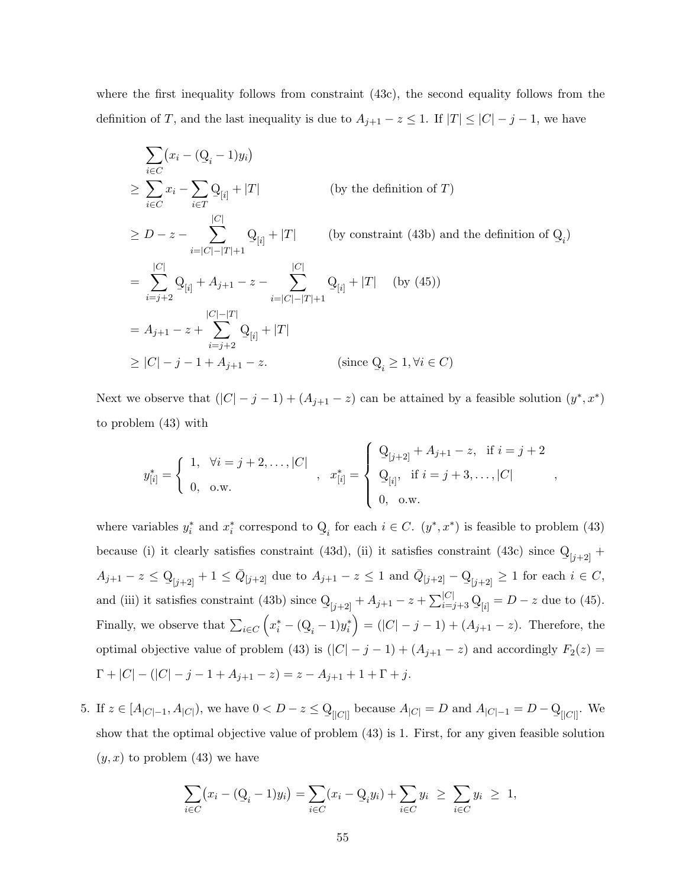where the first inequality follows from constraint (43c), the second equality follows from the definition of $T$, and the last inequality is due to $A_{j+1} - z \leq 1$. If $|T| \leq |C| - j - 1$, we have

$$
\begin{aligned}
&\sum_{i \in C} \big(x_i - (\underline{Q}_i - 1) y_i\big) \\
&\geq \sum_{i \in C} x_i - \sum_{i \in T} \underline{Q}_{[i]} + |T| \qquad \text{(by the definition of } T\text{)} \\
&\geq D - z - \sum_{i=|C|-|T|+1}^{|C|} \underline{Q}_{[i]} + |T| \qquad \text{(by constraint (43b) and the definition of } \underline{Q}_i\text{)} \\
&= \sum_{i=j+2}^{|C|} \underline{Q}_{[i]} + A_{j+1} - z - \sum_{i=|C|-|T|+1}^{|C|} \underline{Q}_{[i]} + |T| \quad \text{(by (45))} \\
&= A_{j+1} - z + \sum_{i=j+2}^{|C|-|T|} \underline{Q}_{[i]} + |T| \\
&\geq |C| - j - 1 + A_{j+1} - z. \qquad \text{(since } \underline{Q}_i \geq 1, \forall i \in C\text{)}
\end{aligned}
$$

Next we observe that $(|C| - j - 1) + (A_{j+1} - z)$ can be attained by a feasible solution $(y^*, x^*)$ to problem (43) with

$$
y^*_{[i]} = \begin{cases} 1, & \forall i = j+2, \ldots, |C| \\ 0, & \text{o.w.} \end{cases}, \quad x^*_{[i]} = \begin{cases} \underline{Q}_{[j+2]} + A_{j+1} - z, & \text{if } i = j+2 \\ \underline{Q}_{[i]}, & \text{if } i = j+3, \ldots, |C| \\ 0, & \text{o.w.} \end{cases},
$$

where variables $y^*_i$ and $x^*_i$ correspond to $\underline{Q}_i$ for each $i \in C$. $(y^*, x^*)$ is feasible to problem (43) because (i) it clearly satisfies constraint (43d), (ii) it satisfies constraint (43c) since $\underline{Q}_{[j+2]} + A_{j+1} - z \leq \underline{Q}_{[j+2]} + 1 \leq \bar{Q}_{[j+2]}$ due to $A_{j+1} - z \leq 1$ and $\bar{Q}_{[j+2]} - \underline{Q}_{[j+2]} \geq 1$ for each $i \in C$, and (iii) it satisfies constraint (43b) since $\underline{Q}_{[j+2]} + A_{j+1} - z + \sum_{i=j+3}^{|C|} \underline{Q}_{[i]} = D - z$ due to (45). Finally, we observe that $\sum_{i \in C} \left(x^*_i - (\underline{Q}_i - 1) y^*_i\right) = (|C| - j - 1) + (A_{j+1} - z)$. Therefore, the optimal objective value of problem (43) is $(|C| - j - 1) + (A_{j+1} - z)$ and accordingly $F_2(z) = \Gamma + |C| - (|C| - j - 1 + A_{j+1} - z) = z - A_{j+1} + 1 + \Gamma + j$.

5. If $z \in [A_{|C|-1}, A_{|C|})$, we have $0 < D - z \leq \underline{Q}_{[|C|]}$ because $A_{|C|} = D$ and $A_{|C|-1} = D - \underline{Q}_{[|C|]}$. We show that the optimal objective value of problem (43) is 1. First, for any given feasible solution $(y, x)$ to problem (43) we have

$$
\sum_{i \in C} \big(x_i - (\underline{Q}_i - 1) y_i\big) = \sum_{i \in C} (x_i - \underline{Q}_i y_i) + \sum_{i \in C} y_i \ \geq \ \sum_{i \in C} y_i \ \geq \ 1,
$$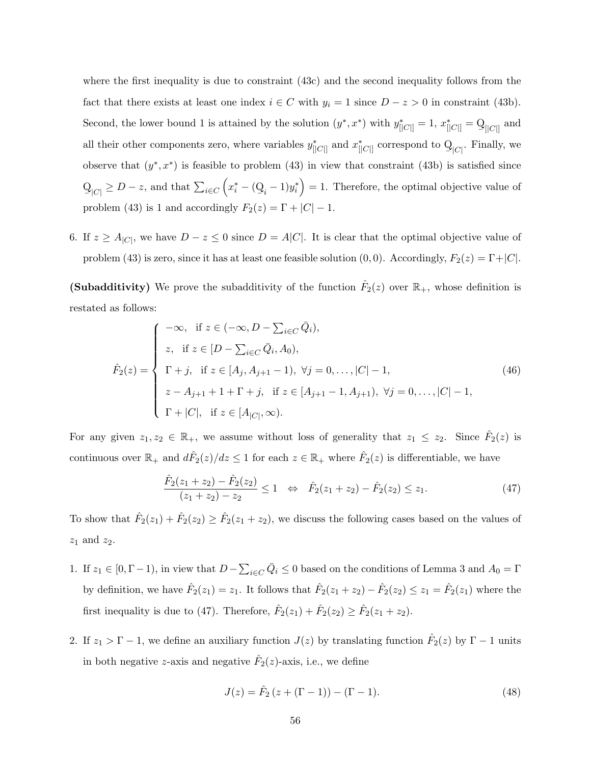where the first inequality is due to constraint (43c) and the second inequality follows from the fact that there exists at least one index $i \in C$ with $y_i = 1$ since $D - z > 0$ in constraint (43b). Second, the lower bound 1 is attained by the solution $(y^*, x^*)$ with $y^*_{[|C|]} = 1$, $x^*_{[|C|]} = \underset{\bar{}}{\mathrm{Q}}_{[|C|]}$ and all their other components zero, where variables $y^*_{[|C|]}$ and $x^*_{[|C|]}$ correspond to $\underset{\bar{}}{\mathrm{Q}}_{|C|}$. Finally, we observe that $(y^*, x^*)$ is feasible to problem (43) in view that constraint (43b) is satisfied since $\underset{\bar{}}{\mathrm{Q}}_{|C|} \geq D - z$, and that $\sum_{i \in C} \left( x^*_i - (\underset{\bar{}}{\mathrm{Q}}_i - 1) y^*_i \right) = 1$. Therefore, the optimal objective value of problem (43) is 1 and accordingly $F_2(z) = \Gamma + |C| - 1$.

6. If $z \geq A_{|C|}$, we have $D - z \leq 0$ since $D = A|C|$. It is clear that the optimal objective value of problem (43) is zero, since it has at least one feasible solution $(0, 0)$. Accordingly, $F_2(z) = \Gamma + |C|$.

**(Subadditivity)** We prove the subadditivity of the function $\hat{F}_2(z)$ over $\mathbb{R}_+$, whose definition is restated as follows:

$$
\hat{F}_2(z) = \begin{cases} -\infty, & \text{if } z \in (-\infty, D - \sum_{i \in C} \bar{Q}_i), \\ z, & \text{if } z \in [D - \sum_{i \in C} \bar{Q}_i, A_0), \\ \Gamma + j, & \text{if } z \in [A_j, A_{j+1} - 1), \ \forall j = 0, \dots, |C| - 1, \\ z - A_{j+1} + 1 + \Gamma + j, & \text{if } z \in [A_{j+1} - 1, A_{j+1}), \ \forall j = 0, \dots, |C| - 1, \\ \Gamma + |C|, & \text{if } z \in [A_{|C|}, \infty). \end{cases} \tag{46}
$$

For any given $z_1, z_2 \in \mathbb{R}_+$, we assume without loss of generality that $z_1 \leq z_2$. Since $\hat{F}_2(z)$ is continuous over $\mathbb{R}_+$ and $d\hat{F}_2(z)/dz \leq 1$ for each $z \in \mathbb{R}_+$ where $\hat{F}_2(z)$ is differentiable, we have

$$
\frac{\hat{F}_2(z_1 + z_2) - \hat{F}_2(z_2)}{(z_1 + z_2) - z_2} \leq 1 \quad \Leftrightarrow \quad \hat{F}_2(z_1 + z_2) - \hat{F}_2(z_2) \leq z_1. \tag{47}
$$

To show that $\hat{F}_2(z_1) + \hat{F}_2(z_2) \geq \hat{F}_2(z_1 + z_2)$, we discuss the following cases based on the values of $z_1$ and $z_2$.

1. If $z_1 \in [0, \Gamma - 1)$, in view that $D - \sum_{i \in C} \bar{Q}_i \leq 0$ based on the conditions of Lemma 3 and $A_0 = \Gamma$ by definition, we have $\hat{F}_2(z_1) = z_1$. It follows that $\hat{F}_2(z_1 + z_2) - \hat{F}_2(z_2) \leq z_1 = \hat{F}_2(z_1)$ where the first inequality is due to (47). Therefore, $\hat{F}_2(z_1) + \hat{F}_2(z_2) \geq \hat{F}_2(z_1 + z_2)$.

2. If $z_1 > \Gamma - 1$, we define an auxiliary function $J(z)$ by translating function $\hat{F}_2(z)$ by $\Gamma - 1$ units in both negative $z$-axis and negative $\hat{F}_2(z)$-axis, i.e., we define

$$
J(z) = \hat{F}_2 \left( z + (\Gamma - 1) \right) - (\Gamma - 1). \tag{48}
$$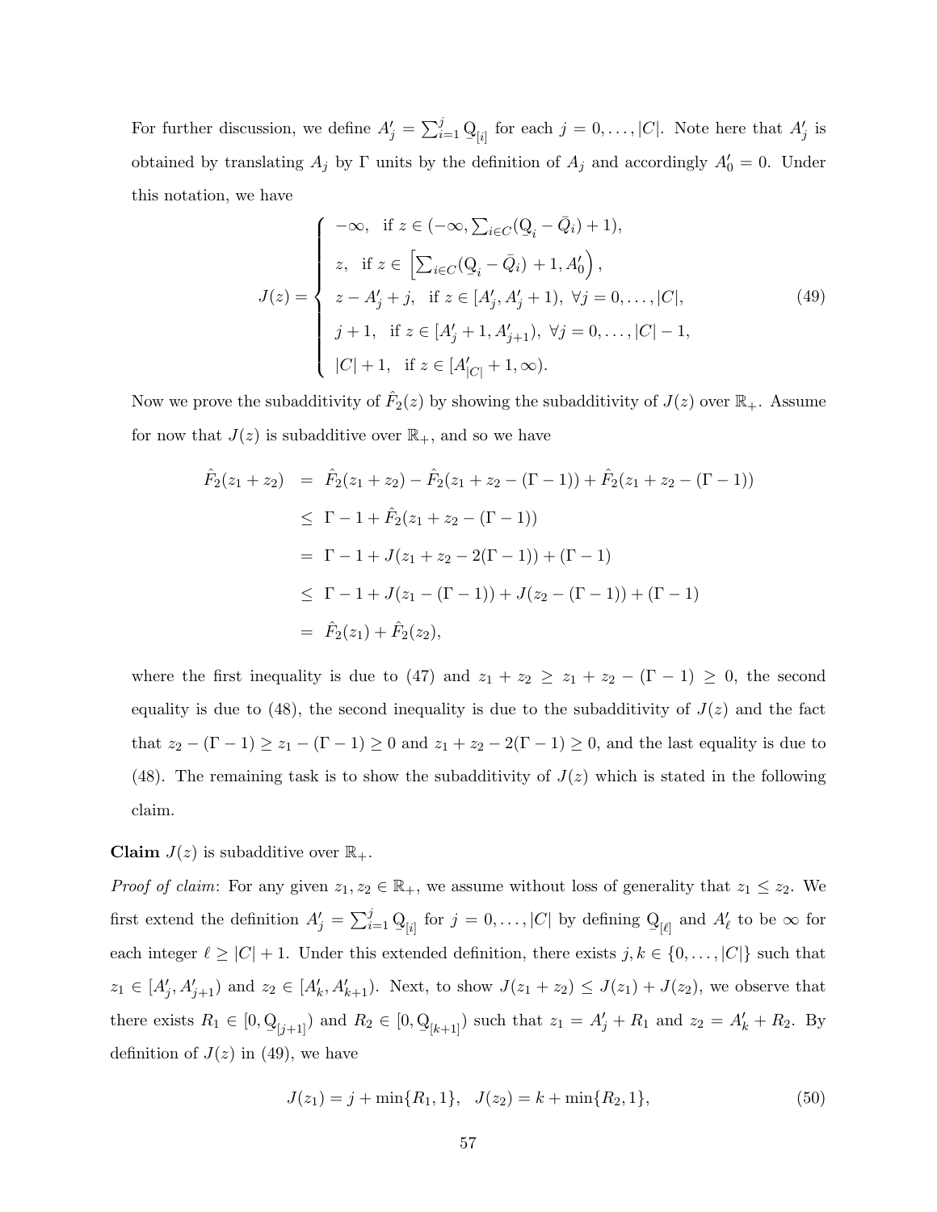For further discussion, we define $A'_j = \sum_{i=1}^{j} \underline{Q}_{[i]}$ for each $j = 0, \ldots, |C|$. Note here that $A'_j$ is obtained by translating $A_j$ by $\Gamma$ units by the definition of $A_j$ and accordingly $A'_0 = 0$. Under this notation, we have

$$
J(z) = \begin{cases} -\infty, & \text{if } z \in (-\infty, \sum_{i \in C}(\underline{Q}_i - \bar{Q}_i) + 1), \\ z, & \text{if } z \in \left[\sum_{i \in C}(\underline{Q}_i - \bar{Q}_i) + 1, A'_0\right), \\ z - A'_j + j, & \text{if } z \in [A'_j, A'_j + 1), \ \forall j = 0, \ldots, |C|, \\ j + 1, & \text{if } z \in [A'_j + 1, A'_{j+1}), \ \forall j = 0, \ldots, |C| - 1, \\ |C| + 1, & \text{if } z \in [A'_{|C|} + 1, \infty). \end{cases} \tag{49}
$$

Now we prove the subadditivity of $\hat{F}_2(z)$ by showing the subadditivity of $J(z)$ over $\mathbb{R}_+$. Assume for now that $J(z)$ is subadditive over $\mathbb{R}_+$, and so we have

$$
\begin{aligned}
\hat{F}_2(z_1 + z_2) &= \hat{F}_2(z_1 + z_2) - \hat{F}_2(z_1 + z_2 - (\Gamma - 1)) + \hat{F}_2(z_1 + z_2 - (\Gamma - 1)) \\
&\leq \Gamma - 1 + \hat{F}_2(z_1 + z_2 - (\Gamma - 1)) \\
&= \Gamma - 1 + J(z_1 + z_2 - 2(\Gamma - 1)) + (\Gamma - 1) \\
&\leq \Gamma - 1 + J(z_1 - (\Gamma - 1)) + J(z_2 - (\Gamma - 1)) + (\Gamma - 1) \\
&= \hat{F}_2(z_1) + \hat{F}_2(z_2),
\end{aligned}
$$

where the first inequality is due to (47) and $z_1 + z_2 \geq z_1 + z_2 - (\Gamma - 1) \geq 0$, the second equality is due to (48), the second inequality is due to the subadditivity of $J(z)$ and the fact that $z_2 - (\Gamma - 1) \geq z_1 - (\Gamma - 1) \geq 0$ and $z_1 + z_2 - 2(\Gamma - 1) \geq 0$, and the last equality is due to (48). The remaining task is to show the subadditivity of $J(z)$ which is stated in the following claim.

**Claim** $J(z)$ is subadditive over $\mathbb{R}_+$.

*Proof of claim*: For any given $z_1, z_2 \in \mathbb{R}_+$, we assume without loss of generality that $z_1 \leq z_2$. We first extend the definition $A'_j = \sum_{i=1}^{j} \underline{Q}_{[i]}$ for $j = 0, \ldots, |C|$ by defining $\underline{Q}_{[\ell]}$ and $A'_\ell$ to be $\infty$ for each integer $\ell \geq |C| + 1$. Under this extended definition, there exists $j, k \in \{0, \ldots, |C|\}$ such that $z_1 \in [A'_j, A'_{j+1})$ and $z_2 \in [A'_k, A'_{k+1})$. Next, to show $J(z_1 + z_2) \leq J(z_1) + J(z_2)$, we observe that there exists $R_1 \in [0, \underline{Q}_{[j+1]})$ and $R_2 \in [0, \underline{Q}_{[k+1]})$ such that $z_1 = A'_j + R_1$ and $z_2 = A'_k + R_2$. By definition of $J(z)$ in (49), we have

$$
J(z_1) = j + \min\{R_1, 1\}, \quad J(z_2) = k + \min\{R_2, 1\}, \tag{50}
$$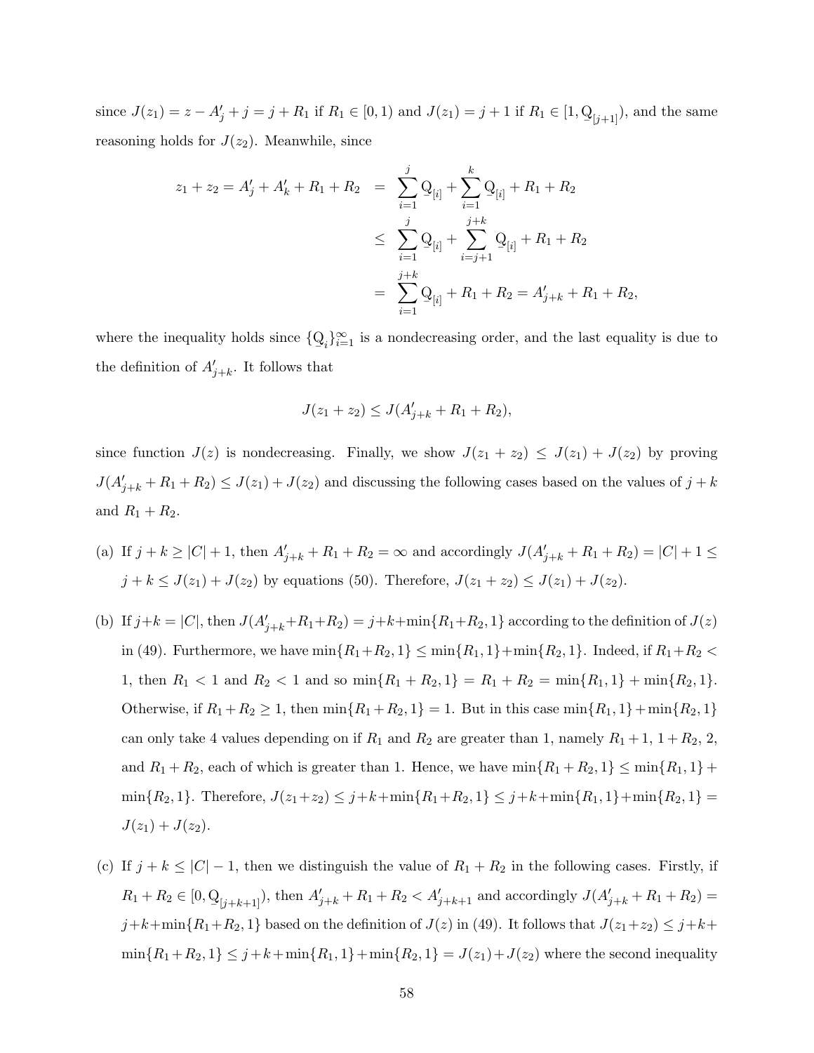since $J(z_1) = z - A'_j + j = j + R_1$ if $R_1 \in [0, 1)$ and $J(z_1) = j + 1$ if $R_1 \in [1, \underline{Q}_{[j+1]})$, and the same reasoning holds for $J(z_2)$. Meanwhile, since

$$
\begin{aligned}
z_1 + z_2 = A'_j + A'_k + R_1 + R_2 &= \sum_{i=1}^{j} \underline{Q}_{[i]} + \sum_{i=1}^{k} \underline{Q}_{[i]} + R_1 + R_2 \\
&\leq \sum_{i=1}^{j} \underline{Q}_{[i]} + \sum_{i=j+1}^{j+k} \underline{Q}_{[i]} + R_1 + R_2 \\
&= \sum_{i=1}^{j+k} \underline{Q}_{[i]} + R_1 + R_2 = A'_{j+k} + R_1 + R_2,
\end{aligned}
$$

where the inequality holds since $\{\underline{Q}_i\}_{i=1}^{\infty}$ is a nondecreasing order, and the last equality is due to the definition of $A'_{j+k}$. It follows that

$$
J(z_1 + z_2) \leq J(A'_{j+k} + R_1 + R_2),
$$

since function $J(z)$ is nondecreasing. Finally, we show $J(z_1 + z_2) \leq J(z_1) + J(z_2)$ by proving $J(A'_{j+k} + R_1 + R_2) \leq J(z_1) + J(z_2)$ and discussing the following cases based on the values of $j + k$ and $R_1 + R_2$.

(a) If $j + k \geq |C| + 1$, then $A'_{j+k} + R_1 + R_2 = \infty$ and accordingly $J(A'_{j+k} + R_1 + R_2) = |C| + 1 \leq j + k \leq J(z_1) + J(z_2)$ by equations (50). Therefore, $J(z_1 + z_2) \leq J(z_1) + J(z_2)$.

(b) If $j+k = |C|$, then $J(A'_{j+k}+R_1+R_2) = j+k+\min\{R_1+R_2, 1\}$ according to the definition of $J(z)$ in (49). Furthermore, we have $\min\{R_1+R_2, 1\} \leq \min\{R_1, 1\}+\min\{R_2, 1\}$. Indeed, if $R_1+R_2 < 1$, then $R_1 < 1$ and $R_2 < 1$ and so $\min\{R_1 + R_2, 1\} = R_1 + R_2 = \min\{R_1, 1\} + \min\{R_2, 1\}$. Otherwise, if $R_1 + R_2 \geq 1$, then $\min\{R_1 + R_2, 1\} = 1$. But in this case $\min\{R_1, 1\} + \min\{R_2, 1\}$ can only take 4 values depending on if $R_1$ and $R_2$ are greater than 1, namely $R_1 + 1$, $1 + R_2$, 2, and $R_1 + R_2$, each of which is greater than 1. Hence, we have $\min\{R_1 + R_2, 1\} \leq \min\{R_1, 1\} + \min\{R_2, 1\}$. Therefore, $J(z_1+z_2) \leq j+k+\min\{R_1+R_2, 1\} \leq j+k+\min\{R_1, 1\}+\min\{R_2, 1\} = J(z_1) + J(z_2)$.

(c) If $j + k \leq |C| - 1$, then we distinguish the value of $R_1 + R_2$ in the following cases. Firstly, if $R_1 + R_2 \in [0, \underline{Q}_{[j+k+1]})$, then $A'_{j+k} + R_1 + R_2 < A'_{j+k+1}$ and accordingly $J(A'_{j+k} + R_1 + R_2) = j+k+\min\{R_1+R_2, 1\}$ based on the definition of $J(z)$ in (49). It follows that $J(z_1+z_2) \leq j+k+\min\{R_1+R_2, 1\} \leq j+k+\min\{R_1, 1\}+\min\{R_2, 1\} = J(z_1)+J(z_2)$ where the second inequality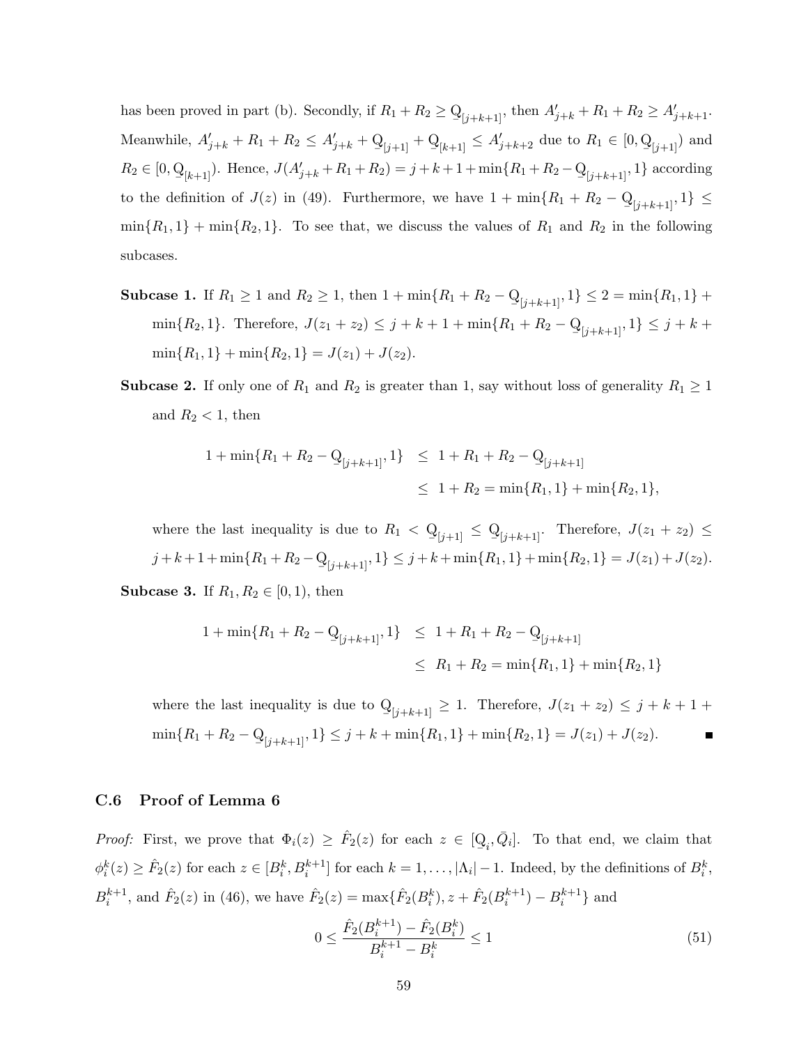has been proved in part (b). Secondly, if $R_1 + R_2 \geq \underline{Q}_{[j+k+1]}$, then $A'_{j+k} + R_1 + R_2 \geq A'_{j+k+1}$. Meanwhile, $A'_{j+k} + R_1 + R_2 \leq A'_{j+k} + \underline{Q}_{[j+1]} + \underline{Q}_{[k+1]} \leq A'_{j+k+2}$ due to $R_1 \in [0, \underline{Q}_{[j+1]})$ and $R_2 \in [0, \underline{Q}_{[k+1]})$. Hence, $J(A'_{j+k} + R_1 + R_2) = j + k + 1 + \min\{R_1 + R_2 - \underline{Q}_{[j+k+1]}, 1\}$ according to the definition of $J(z)$ in (49). Furthermore, we have $1 + \min\{R_1 + R_2 - \underline{Q}_{[j+k+1]}, 1\} \leq \min\{R_1, 1\} + \min\{R_2, 1\}$. To see that, we discuss the values of $R_1$ and $R_2$ in the following subcases.

**Subcase 1.** If $R_1 \geq 1$ and $R_2 \geq 1$, then $1 + \min\{R_1 + R_2 - \underline{Q}_{[j+k+1]}, 1\} \leq 2 = \min\{R_1, 1\} + \min\{R_2, 1\}$. Therefore, $J(z_1 + z_2) \leq j + k + 1 + \min\{R_1 + R_2 - \underline{Q}_{[j+k+1]}, 1\} \leq j + k + \min\{R_1, 1\} + \min\{R_2, 1\} = J(z_1) + J(z_2)$.

**Subcase 2.** If only one of $R_1$ and $R_2$ is greater than 1, say without loss of generality $R_1 \geq 1$ and $R_2 < 1$, then

$$
\begin{aligned}
1 + \min\{R_1 + R_2 - \underline{Q}_{[j+k+1]}, 1\} &\leq 1 + R_1 + R_2 - \underline{Q}_{[j+k+1]} \\
&\leq 1 + R_2 = \min\{R_1, 1\} + \min\{R_2, 1\},
\end{aligned}
$$

where the last inequality is due to $R_1 < \underline{Q}_{[j+1]} \leq \underline{Q}_{[j+k+1]}$. Therefore, $J(z_1 + z_2) \leq j + k + 1 + \min\{R_1 + R_2 - \underline{Q}_{[j+k+1]}, 1\} \leq j + k + \min\{R_1, 1\} + \min\{R_2, 1\} = J(z_1) + J(z_2)$.

**Subcase 3.** If $R_1, R_2 \in [0, 1)$, then

$$
\begin{aligned}
1 + \min\{R_1 + R_2 - \underline{Q}_{[j+k+1]}, 1\} &\leq 1 + R_1 + R_2 - \underline{Q}_{[j+k+1]} \\
&\leq R_1 + R_2 = \min\{R_1, 1\} + \min\{R_2, 1\}
\end{aligned}
$$

where the last inequality is due to $\underline{Q}_{[j+k+1]} \geq 1$. Therefore, $J(z_1 + z_2) \leq j + k + 1 + \min\{R_1 + R_2 - \underline{Q}_{[j+k+1]}, 1\} \leq j + k + \min\{R_1, 1\} + \min\{R_2, 1\} = J(z_1) + J(z_2)$. ∎

### C.6 Proof of Lemma 6

*Proof:* First, we prove that $\Phi_i(z) \geq \hat{F}_2(z)$ for each $z \in [\underline{Q}_i, \bar{Q}_i]$. To that end, we claim that $\phi_i^k(z) \geq \hat{F}_2(z)$ for each $z \in [B_i^k, B_i^{k+1}]$ for each $k = 1, \ldots, |\Lambda_i| - 1$. Indeed, by the definitions of $B_i^k$, $B_i^{k+1}$, and $\hat{F}_2(z)$ in (46), we have $\hat{F}_2(z) = \max\{\hat{F}_2(B_i^k), z + \hat{F}_2(B_i^{k+1}) - B_i^{k+1}\}$ and

$$
0 \leq \frac{\hat{F}_2(B_i^{k+1}) - \hat{F}_2(B_i^k)}{B_i^{k+1} - B_i^k} \leq 1 \tag{51}
$$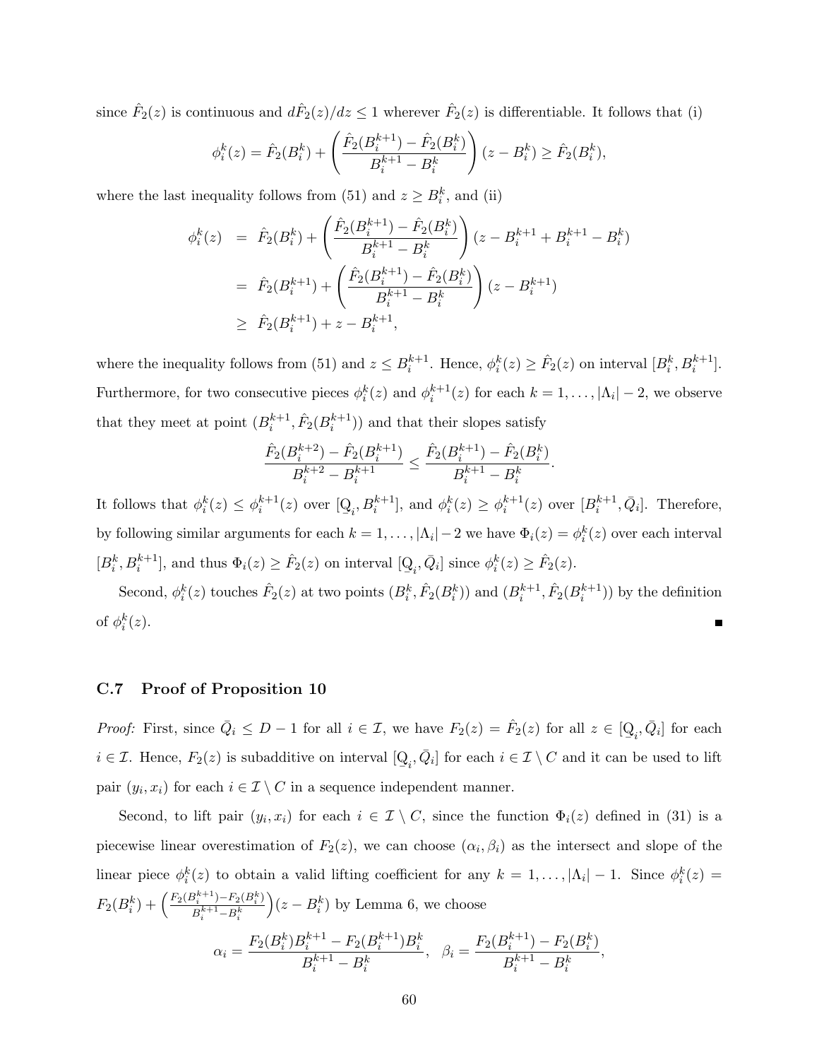since $\hat{F}_2(z)$ is continuous and $d\hat{F}_2(z)/dz \leq 1$ wherever $\hat{F}_2(z)$ is differentiable. It follows that (i)

$$\phi_i^k(z) = \hat{F}_2(B_i^k) + \left(\frac{\hat{F}_2(B_i^{k+1}) - \hat{F}_2(B_i^k)}{B_i^{k+1} - B_i^k}\right)(z - B_i^k) \geq \hat{F}_2(B_i^k),$$

where the last inequality follows from (51) and $z \geq B_i^k$, and (ii)

$$\begin{aligned}
\phi_i^k(z) &= \hat{F}_2(B_i^k) + \left(\frac{\hat{F}_2(B_i^{k+1}) - \hat{F}_2(B_i^k)}{B_i^{k+1} - B_i^k}\right)(z - B_i^{k+1} + B_i^{k+1} - B_i^k) \\
&= \hat{F}_2(B_i^{k+1}) + \left(\frac{\hat{F}_2(B_i^{k+1}) - \hat{F}_2(B_i^k)}{B_i^{k+1} - B_i^k}\right)(z - B_i^{k+1}) \\
&\geq \hat{F}_2(B_i^{k+1}) + z - B_i^{k+1},
\end{aligned}$$

where the inequality follows from (51) and $z \leq B_i^{k+1}$. Hence, $\phi_i^k(z) \geq \hat{F}_2(z)$ on interval $[B_i^k, B_i^{k+1}]$. Furthermore, for two consecutive pieces $\phi_i^k(z)$ and $\phi_i^{k+1}(z)$ for each $k = 1, \ldots, |\Lambda_i| - 2$, we observe that they meet at point $(B_i^{k+1}, \hat{F}_2(B_i^{k+1}))$ and that their slopes satisfy

$$\frac{\hat{F}_2(B_i^{k+2}) - \hat{F}_2(B_i^{k+1})}{B_i^{k+2} - B_i^{k+1}} \leq \frac{\hat{F}_2(B_i^{k+1}) - \hat{F}_2(B_i^k)}{B_i^{k+1} - B_i^k}.$$

It follows that $\phi_i^k(z) \leq \phi_i^{k+1}(z)$ over $[\underline{Q}_i, B_i^{k+1}]$, and $\phi_i^k(z) \geq \phi_i^{k+1}(z)$ over $[B_i^{k+1}, \bar{Q}_i]$. Therefore, by following similar arguments for each $k = 1, \ldots, |\Lambda_i| - 2$ we have $\Phi_i(z) = \phi_i^k(z)$ over each interval $[B_i^k, B_i^{k+1}]$, and thus $\Phi_i(z) \geq \hat{F}_2(z)$ on interval $[\underline{Q}_i, \bar{Q}_i]$ since $\phi_i^k(z) \geq \hat{F}_2(z)$.

Second, $\phi_i^k(z)$ touches $\hat{F}_2(z)$ at two points $(B_i^k, \hat{F}_2(B_i^k))$ and $(B_i^{k+1}, \hat{F}_2(B_i^{k+1}))$ by the definition of $\phi_i^k(z)$. ∎

### C.7 Proof of Proposition 10

*Proof:* First, since $\bar{Q}_i \leq D - 1$ for all $i \in \mathcal{I}$, we have $F_2(z) = \hat{F}_2(z)$ for all $z \in [\underline{Q}_i, \bar{Q}_i]$ for each $i \in \mathcal{I}$. Hence, $F_2(z)$ is subadditive on interval $[\underline{Q}_i, \bar{Q}_i]$ for each $i \in \mathcal{I} \setminus C$ and it can be used to lift pair $(y_i, x_i)$ for each $i \in \mathcal{I} \setminus C$ in a sequence independent manner.

Second, to lift pair $(y_i, x_i)$ for each $i \in \mathcal{I} \setminus C$, since the function $\Phi_i(z)$ defined in (31) is a piecewise linear overestimation of $F_2(z)$, we can choose $(\alpha_i, \beta_i)$ as the intersect and slope of the linear piece $\phi_i^k(z)$ to obtain a valid lifting coefficient for any $k = 1, \ldots, |\Lambda_i| - 1$. Since $\phi_i^k(z) = F_2(B_i^k) + \left(\frac{F_2(B_i^{k+1}) - F_2(B_i^k)}{B_i^{k+1} - B_i^k}\right)(z - B_i^k)$ by Lemma 6, we choose

$$\alpha_i = \frac{F_2(B_i^k)B_i^{k+1} - F_2(B_i^{k+1})B_i^k}{B_i^{k+1} - B_i^k}, \quad \beta_i = \frac{F_2(B_i^{k+1}) - F_2(B_i^k)}{B_i^{k+1} - B_i^k},$$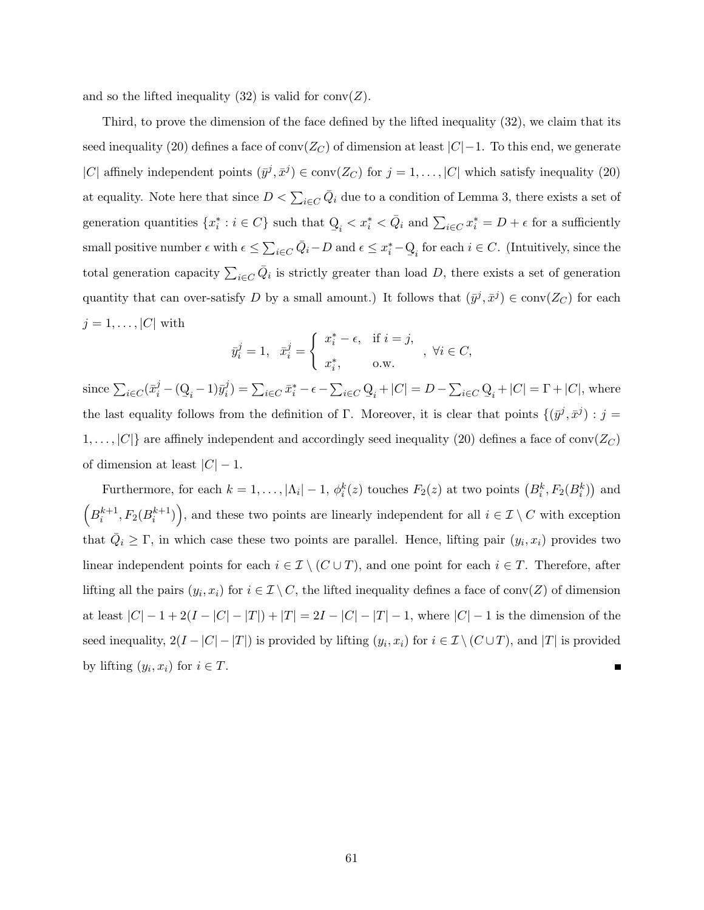and so the lifted inequality (32) is valid for $\text{conv}(Z)$.

Third, to prove the dimension of the face defined by the lifted inequality (32), we claim that its seed inequality (20) defines a face of $\text{conv}(Z_C)$ of dimension at least $|C|-1$. To this end, we generate $|C|$ affinely independent points $(\bar{y}^j, \bar{x}^j) \in \text{conv}(Z_C)$ for $j = 1, \ldots, |C|$ which satisfy inequality (20) at equality. Note here that since $D < \sum_{i \in C} \bar{Q}_i$ due to a condition of Lemma 3, there exists a set of generation quantities $\{x_i^* : i \in C\}$ such that $\underline{Q}_i < x_i^* < \bar{Q}_i$ and $\sum_{i \in C} x_i^* = D + \epsilon$ for a sufficiently small positive number $\epsilon$ with $\epsilon \leq \sum_{i \in C} \bar{Q}_i - D$ and $\epsilon \leq x_i^* - \underline{Q}_i$ for each $i \in C$. (Intuitively, since the total generation capacity $\sum_{i \in C} \bar{Q}_i$ is strictly greater than load $D$, there exists a set of generation quantity that can over-satisfy $D$ by a small amount.) It follows that $(\bar{y}^j, \bar{x}^j) \in \text{conv}(Z_C)$ for each $j = 1, \ldots, |C|$ with

$$\bar{y}_i^j = 1, \quad \bar{x}_i^j = \begin{cases} x_i^* - \epsilon, & \text{if } i = j, \\ x_i^*, & \text{o.w.} \end{cases}, \ \forall i \in C,$$

since $\sum_{i \in C} (\bar{x}_i^j - (\underline{Q}_i - 1)\bar{y}_i^j) = \sum_{i \in C} \bar{x}_i^* - \epsilon - \sum_{i \in C} \underline{Q}_i + |C| = D - \sum_{i \in C} \underline{Q}_i + |C| = \Gamma + |C|$, where the last equality follows from the definition of $\Gamma$. Moreover, it is clear that points $\{(\bar{y}^j, \bar{x}^j) : j = 1, \ldots, |C|\}$ are affinely independent and accordingly seed inequality (20) defines a face of $\text{conv}(Z_C)$ of dimension at least $|C| - 1$.

Furthermore, for each $k = 1, \ldots, |\Lambda_i| - 1$, $\phi_i^k(z)$ touches $F_2(z)$ at two points $\left(B_i^k, F_2(B_i^k)\right)$ and $\left(B_i^{k+1}, F_2(B_i^{k+1})\right)$, and these two points are linearly independent for all $i \in \mathcal{I} \setminus C$ with exception that $\bar{Q}_i \geq \Gamma$, in which case these two points are parallel. Hence, lifting pair $(y_i, x_i)$ provides two linear independent points for each $i \in \mathcal{I} \setminus (C \cup T)$, and one point for each $i \in T$. Therefore, after lifting all the pairs $(y_i, x_i)$ for $i \in \mathcal{I} \setminus C$, the lifted inequality defines a face of $\text{conv}(Z)$ of dimension at least $|C| - 1 + 2(I - |C| - |T|) + |T| = 2I - |C| - |T| - 1$, where $|C| - 1$ is the dimension of the seed inequality, $2(I - |C| - |T|)$ is provided by lifting $(y_i, x_i)$ for $i \in \mathcal{I} \setminus (C \cup T)$, and $|T|$ is provided by lifting $(y_i, x_i)$ for $i \in T$. ∎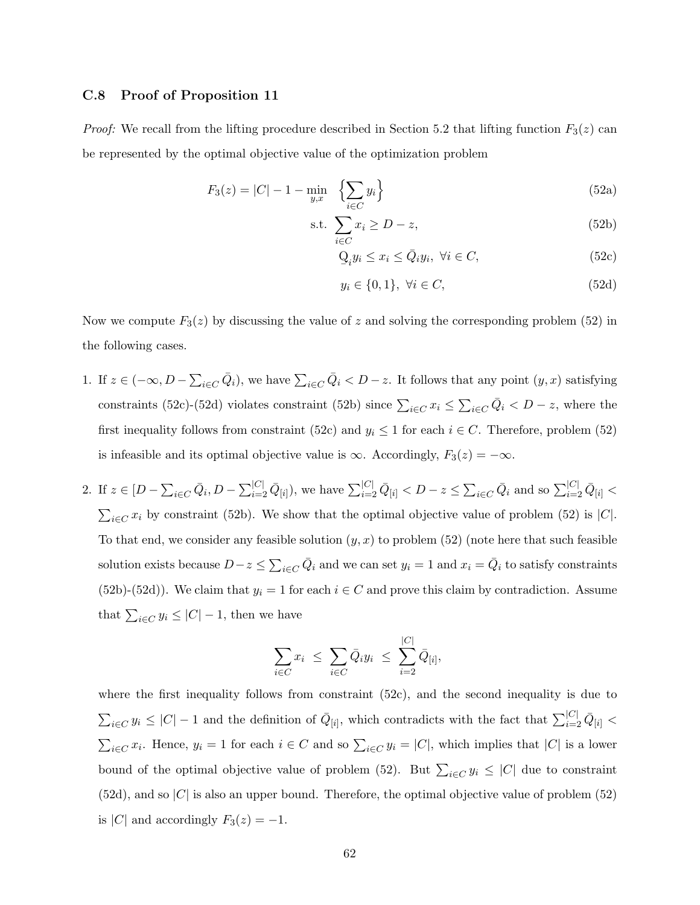### C.8 Proof of Proposition 11

*Proof:* We recall from the lifting procedure described in Section 5.2 that lifting function $F_3(z)$ can be represented by the optimal objective value of the optimization problem

$$F_3(z) = |C| - 1 - \min_{y,x} \quad \Big\{\sum_{i \in C} y_i\Big\} \tag{52a}$$

$$\text{s.t.} \ \sum_{i \in C} x_i \geq D - z, \tag{52b}$$

$$\underline{Q}_i y_i \leq x_i \leq \bar{Q}_i y_i, \ \forall i \in C, \tag{52c}$$

$$y_i \in \{0, 1\}, \ \forall i \in C, \tag{52d}$$

Now we compute $F_3(z)$ by discussing the value of $z$ and solving the corresponding problem (52) in the following cases.

1. If $z \in (-\infty, D - \sum_{i \in C} \bar{Q}_i)$, we have $\sum_{i \in C} \bar{Q}_i < D - z$. It follows that any point $(y, x)$ satisfying constraints (52c)-(52d) violates constraint (52b) since $\sum_{i \in C} x_i \leq \sum_{i \in C} \bar{Q}_i < D - z$, where the first inequality follows from constraint (52c) and $y_i \leq 1$ for each $i \in C$. Therefore, problem (52) is infeasible and its optimal objective value is $\infty$. Accordingly, $F_3(z) = -\infty$.

2. If $z \in [D - \sum_{i \in C} \bar{Q}_i, D - \sum_{i=2}^{|C|} \bar{Q}_{[i]})$, we have $\sum_{i=2}^{|C|} \bar{Q}_{[i]} < D - z \leq \sum_{i \in C} \bar{Q}_i$ and so $\sum_{i=2}^{|C|} \bar{Q}_{[i]} < \sum_{i \in C} x_i$ by constraint (52b). We show that the optimal objective value of problem (52) is $|C|$. To that end, we consider any feasible solution $(y, x)$ to problem (52) (note here that such feasible solution exists because $D - z \leq \sum_{i \in C} \bar{Q}_i$ and we can set $y_i = 1$ and $x_i = \bar{Q}_i$ to satisfy constraints (52b)-(52d)). We claim that $y_i = 1$ for each $i \in C$ and prove this claim by contradiction. Assume that $\sum_{i \in C} y_i \leq |C| - 1$, then we have

$$\sum_{i \in C} x_i \ \leq \ \sum_{i \in C} \bar{Q}_i y_i \ \leq \ \sum_{i=2}^{|C|} \bar{Q}_{[i]},$$

where the first inequality follows from constraint (52c), and the second inequality is due to $\sum_{i \in C} y_i \leq |C| - 1$ and the definition of $\bar{Q}_{[i]}$, which contradicts with the fact that $\sum_{i=2}^{|C|} \bar{Q}_{[i]} < \sum_{i \in C} x_i$. Hence, $y_i = 1$ for each $i \in C$ and so $\sum_{i \in C} y_i = |C|$, which implies that $|C|$ is a lower bound of the optimal objective value of problem (52). But $\sum_{i \in C} y_i \leq |C|$ due to constraint (52d), and so $|C|$ is also an upper bound. Therefore, the optimal objective value of problem (52) is $|C|$ and accordingly $F_3(z) = -1$.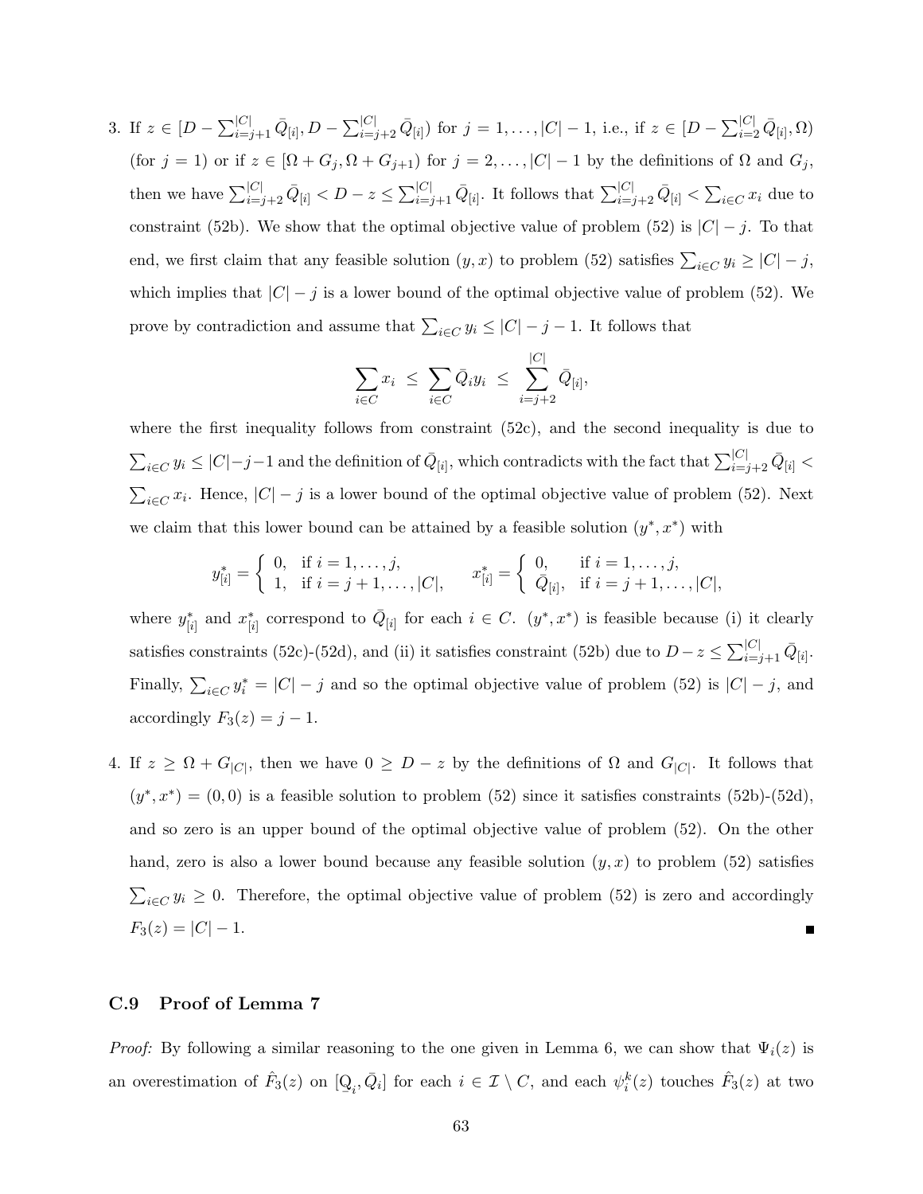3. If $z \in [D - \sum_{i=j+1}^{|C|} \bar{Q}_{[i]}, D - \sum_{i=j+2}^{|C|} \bar{Q}_{[i]})$ for $j = 1, \ldots, |C|-1$, i.e., if $z \in [D - \sum_{i=2}^{|C|} \bar{Q}_{[i]}, \Omega)$ (for $j = 1$) or if $z \in [\Omega + G_j, \Omega + G_{j+1})$ for $j = 2, \ldots, |C|-1$ by the definitions of $\Omega$ and $G_j$, then we have $\sum_{i=j+2}^{|C|} \bar{Q}_{[i]} < D - z \leq \sum_{i=j+1}^{|C|} \bar{Q}_{[i]}$. It follows that $\sum_{i=j+2}^{|C|} \bar{Q}_{[i]} < \sum_{i \in C} x_i$ due to constraint (52b). We show that the optimal objective value of problem (52) is $|C| - j$. To that end, we first claim that any feasible solution $(y, x)$ to problem (52) satisfies $\sum_{i \in C} y_i \geq |C| - j$, which implies that $|C| - j$ is a lower bound of the optimal objective value of problem (52). We prove by contradiction and assume that $\sum_{i \in C} y_i \leq |C| - j - 1$. It follows that

$$\sum_{i \in C} x_i \;\leq\; \sum_{i \in C} \bar{Q}_i y_i \;\leq\; \sum_{i=j+2}^{|C|} \bar{Q}_{[i]},$$

where the first inequality follows from constraint (52c), and the second inequality is due to $\sum_{i \in C} y_i \leq |C| - j - 1$ and the definition of $\bar{Q}_{[i]}$, which contradicts with the fact that $\sum_{i=j+2}^{|C|} \bar{Q}_{[i]} < \sum_{i \in C} x_i$. Hence, $|C| - j$ is a lower bound of the optimal objective value of problem (52). Next we claim that this lower bound can be attained by a feasible solution $(y^*, x^*)$ with

$$y^*_{[i]} = \begin{cases} 0, & \text{if } i = 1, \ldots, j, \\ 1, & \text{if } i = j+1, \ldots, |C|, \end{cases} \qquad x^*_{[i]} = \begin{cases} 0, & \text{if } i = 1, \ldots, j, \\ \bar{Q}_{[i]}, & \text{if } i = j+1, \ldots, |C|, \end{cases}$$

where $y^*_{[i]}$ and $x^*_{[i]}$ correspond to $\bar{Q}_{[i]}$ for each $i \in C$. $(y^*, x^*)$ is feasible because (i) it clearly satisfies constraints (52c)-(52d), and (ii) it satisfies constraint (52b) due to $D - z \leq \sum_{i=j+1}^{|C|} \bar{Q}_{[i]}$. Finally, $\sum_{i \in C} y^*_i = |C| - j$ and so the optimal objective value of problem (52) is $|C| - j$, and accordingly $F_3(z) = j - 1$.

4. If $z \geq \Omega + G_{|C|}$, then we have $0 \geq D - z$ by the definitions of $\Omega$ and $G_{|C|}$. It follows that $(y^*, x^*) = (0, 0)$ is a feasible solution to problem (52) since it satisfies constraints (52b)-(52d), and so zero is an upper bound of the optimal objective value of problem (52). On the other hand, zero is also a lower bound because any feasible solution $(y, x)$ to problem (52) satisfies $\sum_{i \in C} y_i \geq 0$. Therefore, the optimal objective value of problem (52) is zero and accordingly $F_3(z) = |C| - 1$. ■

### C.9 Proof of Lemma 7

*Proof:* By following a similar reasoning to the one given in Lemma 6, we can show that $\Psi_i(z)$ is an overestimation of $\hat{F}_3(z)$ on $[\underline{Q}_i, \bar{Q}_i]$ for each $i \in \mathcal{I} \setminus C$, and each $\psi_i^k(z)$ touches $\hat{F}_3(z)$ at two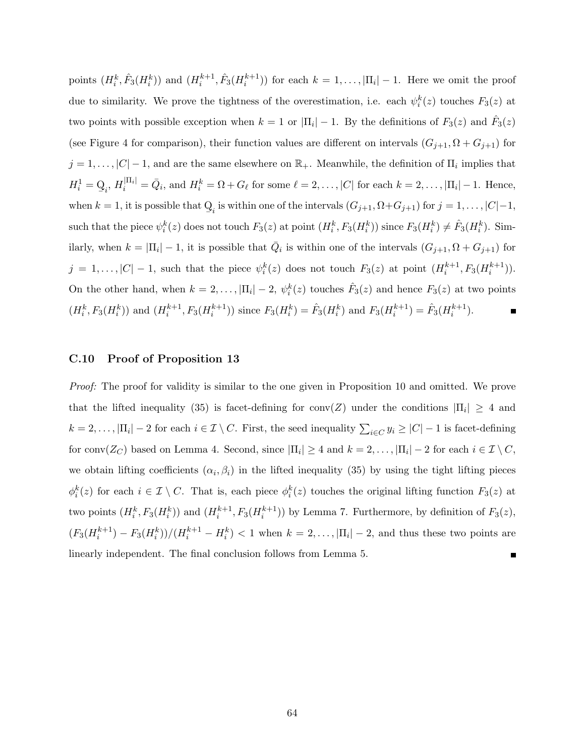points $(H_i^k, \hat{F}_3(H_i^k))$ and $(H_i^{k+1}, \hat{F}_3(H_i^{k+1}))$ for each $k = 1, \ldots, |\Pi_i| - 1$. Here we omit the proof due to similarity. We prove the tightness of the overestimation, i.e. each $\psi_i^k(z)$ touches $F_3(z)$ at two points with possible exception when $k = 1$ or $|\Pi_i| - 1$. By the definitions of $F_3(z)$ and $\hat{F}_3(z)$ (see Figure 4 for comparison), their function values are different on intervals $(G_{j+1}, \Omega + G_{j+1})$ for $j = 1, \ldots, |C| - 1$, and are the same elsewhere on $\mathbb{R}_+$. Meanwhile, the definition of $\Pi_i$ implies that $H_i^1 = \underline{Q}_i$, $H_i^{|\Pi_i|} = \bar{Q}_i$, and $H_i^k = \Omega + G_\ell$ for some $\ell = 2, \ldots, |C|$ for each $k = 2, \ldots, |\Pi_i| - 1$. Hence, when $k = 1$, it is possible that $\underline{Q}_i$ is within one of the intervals $(G_{j+1}, \Omega + G_{j+1})$ for $j = 1, \ldots, |C| - 1$, such that the piece $\psi_i^k(z)$ does not touch $F_3(z)$ at point $(H_i^k, F_3(H_i^k))$ since $F_3(H_i^k) \neq \hat{F}_3(H_i^k)$. Similarly, when $k = |\Pi_i| - 1$, it is possible that $\bar{Q}_i$ is within one of the intervals $(G_{j+1}, \Omega + G_{j+1})$ for $j = 1, \ldots, |C| - 1$, such that the piece $\psi_i^k(z)$ does not touch $F_3(z)$ at point $(H_i^{k+1}, F_3(H_i^{k+1}))$. On the other hand, when $k = 2, \ldots, |\Pi_i| - 2$, $\psi_i^k(z)$ touches $\hat{F}_3(z)$ and hence $F_3(z)$ at two points $(H_i^k, F_3(H_i^k))$ and $(H_i^{k+1}, F_3(H_i^{k+1}))$ since $F_3(H_i^k) = \hat{F}_3(H_i^k)$ and $F_3(H_i^{k+1}) = \hat{F}_3(H_i^{k+1})$. ■

### C.10 Proof of Proposition 13

*Proof:* The proof for validity is similar to the one given in Proposition 10 and omitted. We prove that the lifted inequality (35) is facet-defining for $\text{conv}(Z)$ under the conditions $|\Pi_i| \geq 4$ and $k = 2, \ldots, |\Pi_i| - 2$ for each $i \in \mathcal{I} \setminus C$. First, the seed inequality $\sum_{i \in C} y_i \geq |C| - 1$ is facet-defining for $\text{conv}(Z_C)$ based on Lemma 4. Second, since $|\Pi_i| \geq 4$ and $k = 2, \ldots, |\Pi_i| - 2$ for each $i \in \mathcal{I} \setminus C$, we obtain lifting coefficients $(\alpha_i, \beta_i)$ in the lifted inequality (35) by using the tight lifting pieces $\phi_i^k(z)$ for each $i \in \mathcal{I} \setminus C$. That is, each piece $\phi_i^k(z)$ touches the original lifting function $F_3(z)$ at two points $(H_i^k, F_3(H_i^k))$ and $(H_i^{k+1}, F_3(H_i^{k+1}))$ by Lemma 7. Furthermore, by definition of $F_3(z)$, $(F_3(H_i^{k+1}) - F_3(H_i^k))/(H_i^{k+1} - H_i^k) < 1$ when $k = 2, \ldots, |\Pi_i| - 2$, and thus these two points are linearly independent. The final conclusion follows from Lemma 5. ■